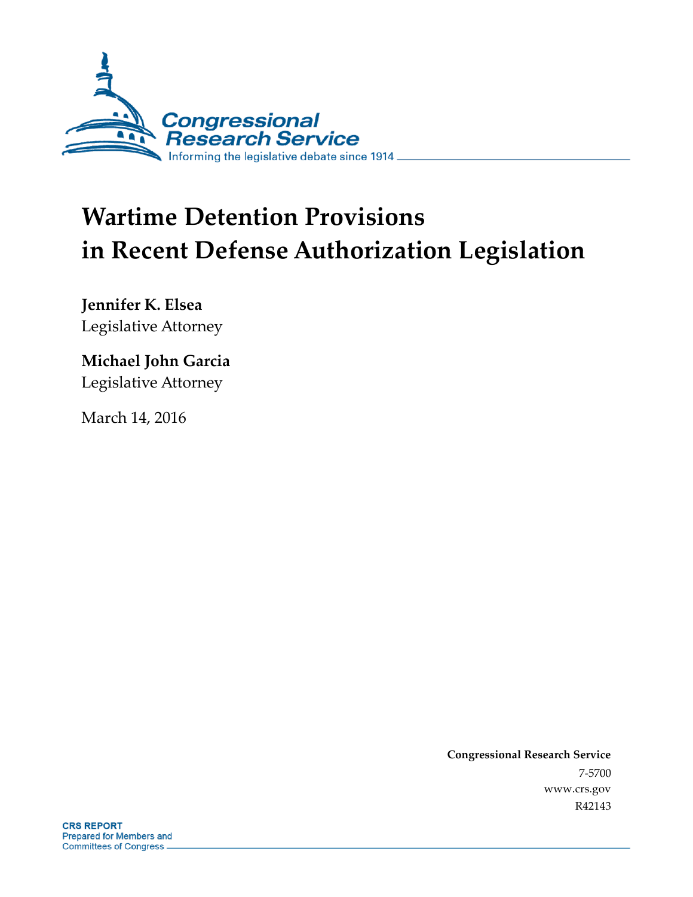Congressional Research Service

Informing the legislative debate since 1914

# Wartime Detention Provisions in Recent Defense Authorization Legislation

**Jennifer K. Elsea**
Legislative Attorney

**Michael John Garcia**
Legislative Attorney

March 14, 2016

**Congressional Research Service**
7-5700
www.crs.gov
R42143

**CRS REPORT**
Prepared for Members and
Committees of Congress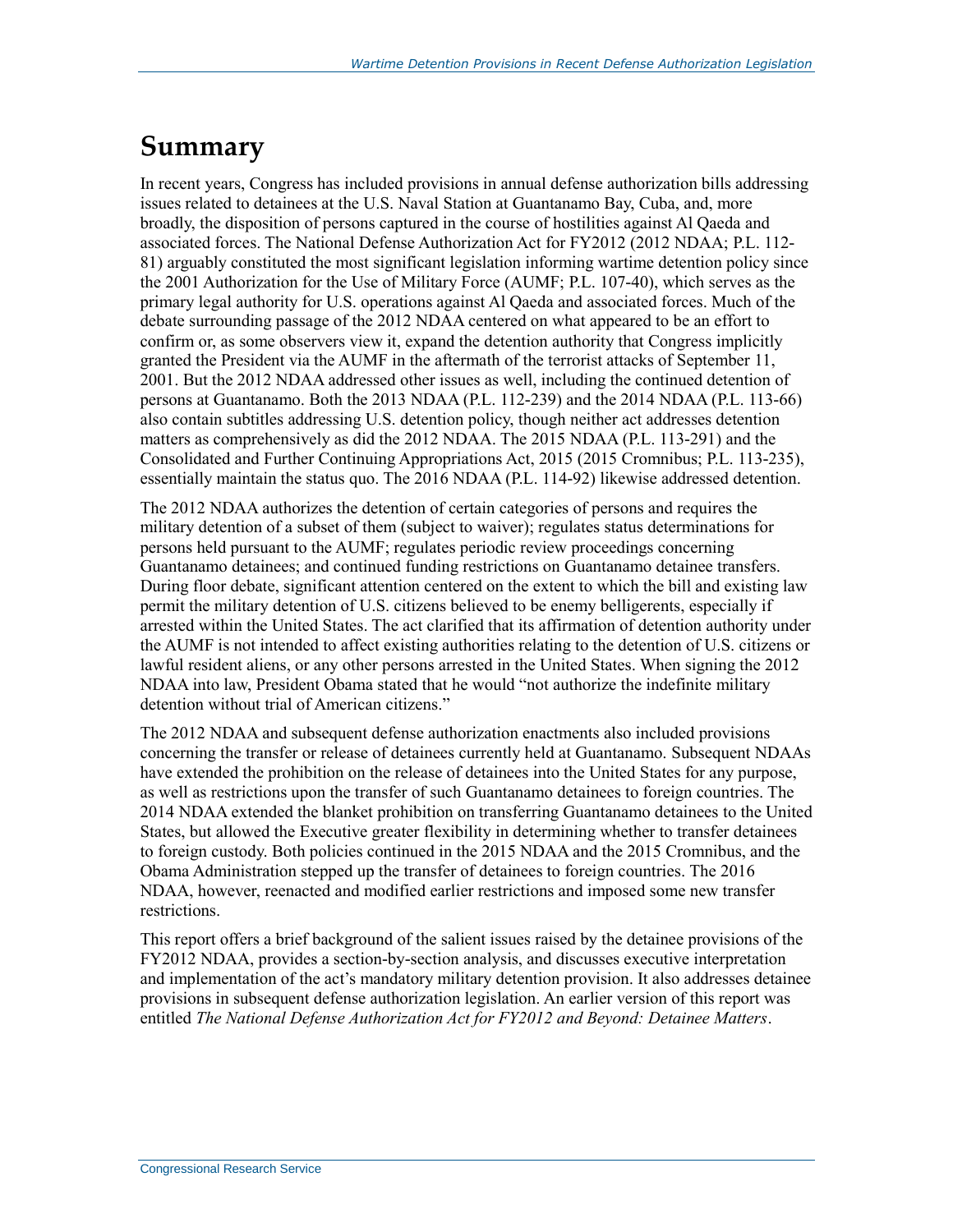# Summary

In recent years, Congress has included provisions in annual defense authorization bills addressing issues related to detainees at the U.S. Naval Station at Guantanamo Bay, Cuba, and, more broadly, the disposition of persons captured in the course of hostilities against Al Qaeda and associated forces. The National Defense Authorization Act for FY2012 (2012 NDAA; P.L. 112-81) arguably constituted the most significant legislation informing wartime detention policy since the 2001 Authorization for the Use of Military Force (AUMF; P.L. 107-40), which serves as the primary legal authority for U.S. operations against Al Qaeda and associated forces. Much of the debate surrounding passage of the 2012 NDAA centered on what appeared to be an effort to confirm or, as some observers view it, expand the detention authority that Congress implicitly granted the President via the AUMF in the aftermath of the terrorist attacks of September 11, 2001. But the 2012 NDAA addressed other issues as well, including the continued detention of persons at Guantanamo. Both the 2013 NDAA (P.L. 112-239) and the 2014 NDAA (P.L. 113-66) also contain subtitles addressing U.S. detention policy, though neither act addresses detention matters as comprehensively as did the 2012 NDAA. The 2015 NDAA (P.L. 113-291) and the Consolidated and Further Continuing Appropriations Act, 2015 (2015 Cromnibus; P.L. 113-235), essentially maintain the status quo. The 2016 NDAA (P.L. 114-92) likewise addressed detention.

The 2012 NDAA authorizes the detention of certain categories of persons and requires the military detention of a subset of them (subject to waiver); regulates status determinations for persons held pursuant to the AUMF; regulates periodic review proceedings concerning Guantanamo detainees; and continued funding restrictions on Guantanamo detainee transfers. During floor debate, significant attention centered on the extent to which the bill and existing law permit the military detention of U.S. citizens believed to be enemy belligerents, especially if arrested within the United States. The act clarified that its affirmation of detention authority under the AUMF is not intended to affect existing authorities relating to the detention of U.S. citizens or lawful resident aliens, or any other persons arrested in the United States. When signing the 2012 NDAA into law, President Obama stated that he would "not authorize the indefinite military detention without trial of American citizens."

The 2012 NDAA and subsequent defense authorization enactments also included provisions concerning the transfer or release of detainees currently held at Guantanamo. Subsequent NDAAs have extended the prohibition on the release of detainees into the United States for any purpose, as well as restrictions upon the transfer of such Guantanamo detainees to foreign countries. The 2014 NDAA extended the blanket prohibition on transferring Guantanamo detainees to the United States, but allowed the Executive greater flexibility in determining whether to transfer detainees to foreign custody. Both policies continued in the 2015 NDAA and the 2015 Cromnibus, and the Obama Administration stepped up the transfer of detainees to foreign countries. The 2016 NDAA, however, reenacted and modified earlier restrictions and imposed some new transfer restrictions.

This report offers a brief background of the salient issues raised by the detainee provisions of the FY2012 NDAA, provides a section-by-section analysis, and discusses executive interpretation and implementation of the act's mandatory military detention provision. It also addresses detainee provisions in subsequent defense authorization legislation. An earlier version of this report was entitled *The National Defense Authorization Act for FY2012 and Beyond: Detainee Matters*.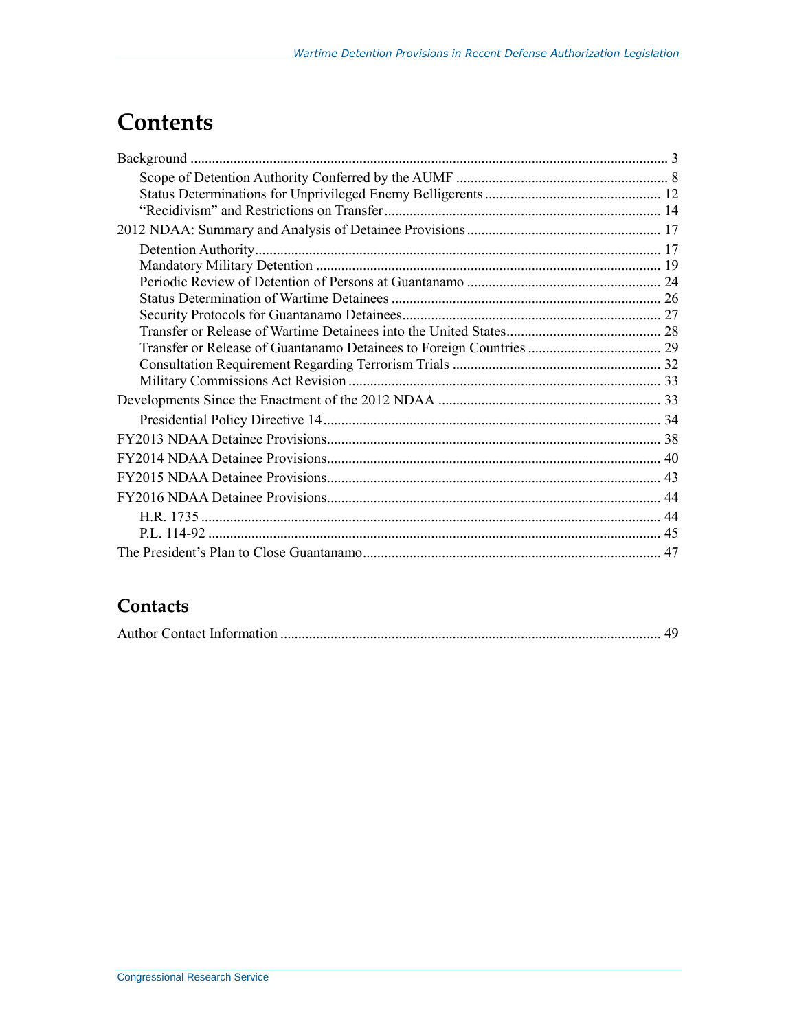# Contents

Background .......... 3

- Scope of Detention Authority Conferred by the AUMF .......... 8
- Status Determinations for Unprivileged Enemy Belligerents .......... 12
- "Recidivism" and Restrictions on Transfer .......... 14

2012 NDAA: Summary and Analysis of Detainee Provisions .......... 17

- Detention Authority .......... 17
- Mandatory Military Detention .......... 19
- Periodic Review of Detention of Persons at Guantanamo .......... 24
- Status Determination of Wartime Detainees .......... 26
- Security Protocols for Guantanamo Detainees .......... 27
- Transfer or Release of Wartime Detainees into the United States .......... 28
- Transfer or Release of Guantanamo Detainees to Foreign Countries .......... 29
- Consultation Requirement Regarding Terrorism Trials .......... 32
- Military Commissions Act Revision .......... 33

Developments Since the Enactment of the 2012 NDAA .......... 33

- Presidential Policy Directive 14 .......... 34

FY2013 NDAA Detainee Provisions .......... 38

FY2014 NDAA Detainee Provisions .......... 40

FY2015 NDAA Detainee Provisions .......... 43

FY2016 NDAA Detainee Provisions .......... 44

- H.R. 1735 .......... 44
- P.L. 114-92 .......... 45

The President's Plan to Close Guantanamo .......... 47

## Contacts

Author Contact Information .......... 49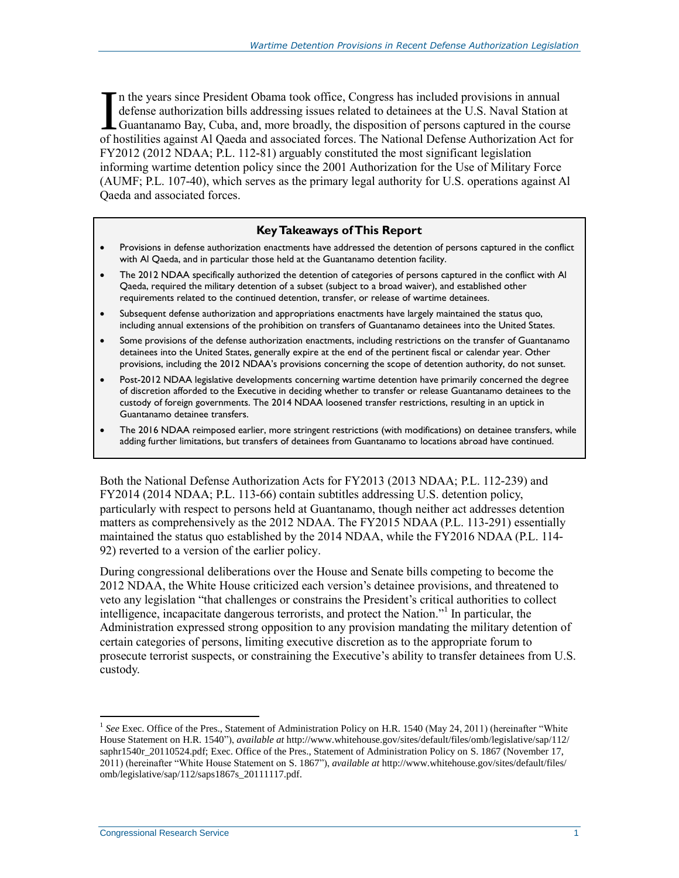In the years since President Obama took office, Congress has included provisions in annual defense authorization bills addressing issues related to detainees at the U.S. Naval Station at Guantanamo Bay, Cuba, and, more broadly, the disposition of persons captured in the course of hostilities against Al Qaeda and associated forces. The National Defense Authorization Act for FY2012 (2012 NDAA; P.L. 112-81) arguably constituted the most significant legislation informing wartime detention policy since the 2001 Authorization for the Use of Military Force (AUMF; P.L. 107-40), which serves as the primary legal authority for U.S. operations against Al Qaeda and associated forces.

**Key Takeaways of This Report**

- Provisions in defense authorization enactments have addressed the detention of persons captured in the conflict with Al Qaeda, and in particular those held at the Guantanamo detention facility.
- The 2012 NDAA specifically authorized the detention of categories of persons captured in the conflict with Al Qaeda, required the military detention of a subset (subject to a broad waiver), and established other requirements related to the continued detention, transfer, or release of wartime detainees.
- Subsequent defense authorization and appropriations enactments have largely maintained the status quo, including annual extensions of the prohibition on transfers of Guantanamo detainees into the United States.
- Some provisions of the defense authorization enactments, including restrictions on the transfer of Guantanamo detainees into the United States, generally expire at the end of the pertinent fiscal or calendar year. Other provisions, including the 2012 NDAA's provisions concerning the scope of detention authority, do not sunset.
- Post-2012 NDAA legislative developments concerning wartime detention have primarily concerned the degree of discretion afforded to the Executive in deciding whether to transfer or release Guantanamo detainees to the custody of foreign governments. The 2014 NDAA loosened transfer restrictions, resulting in an uptick in Guantanamo detainee transfers.
- The 2016 NDAA reimposed earlier, more stringent restrictions (with modifications) on detainee transfers, while adding further limitations, but transfers of detainees from Guantanamo to locations abroad have continued.

Both the National Defense Authorization Acts for FY2013 (2013 NDAA; P.L. 112-239) and FY2014 (2014 NDAA; P.L. 113-66) contain subtitles addressing U.S. detention policy, particularly with respect to persons held at Guantanamo, though neither act addresses detention matters as comprehensively as the 2012 NDAA. The FY2015 NDAA (P.L. 113-291) essentially maintained the status quo established by the 2014 NDAA, while the FY2016 NDAA (P.L. 114-92) reverted to a version of the earlier policy.

During congressional deliberations over the House and Senate bills competing to become the 2012 NDAA, the White House criticized each version's detainee provisions, and threatened to veto any legislation "that challenges or constrains the President's critical authorities to collect intelligence, incapacitate dangerous terrorists, and protect the Nation."[1] In particular, the Administration expressed strong opposition to any provision mandating the military detention of certain categories of persons, limiting executive discretion as to the appropriate forum to prosecute terrorist suspects, or constraining the Executive's ability to transfer detainees from U.S. custody.

---

[1] *See* Exec. Office of the Pres., Statement of Administration Policy on H.R. 1540 (May 24, 2011) (hereinafter "White House Statement on H.R. 1540"), *available at* http://www.whitehouse.gov/sites/default/files/omb/legislative/sap/112/saphr1540r_20110524.pdf; Exec. Office of the Pres., Statement of Administration Policy on S. 1867 (November 17, 2011) (hereinafter "White House Statement on S. 1867"), *available at* http://www.whitehouse.gov/sites/default/files/omb/legislative/sap/112/saps1867s_20111117.pdf.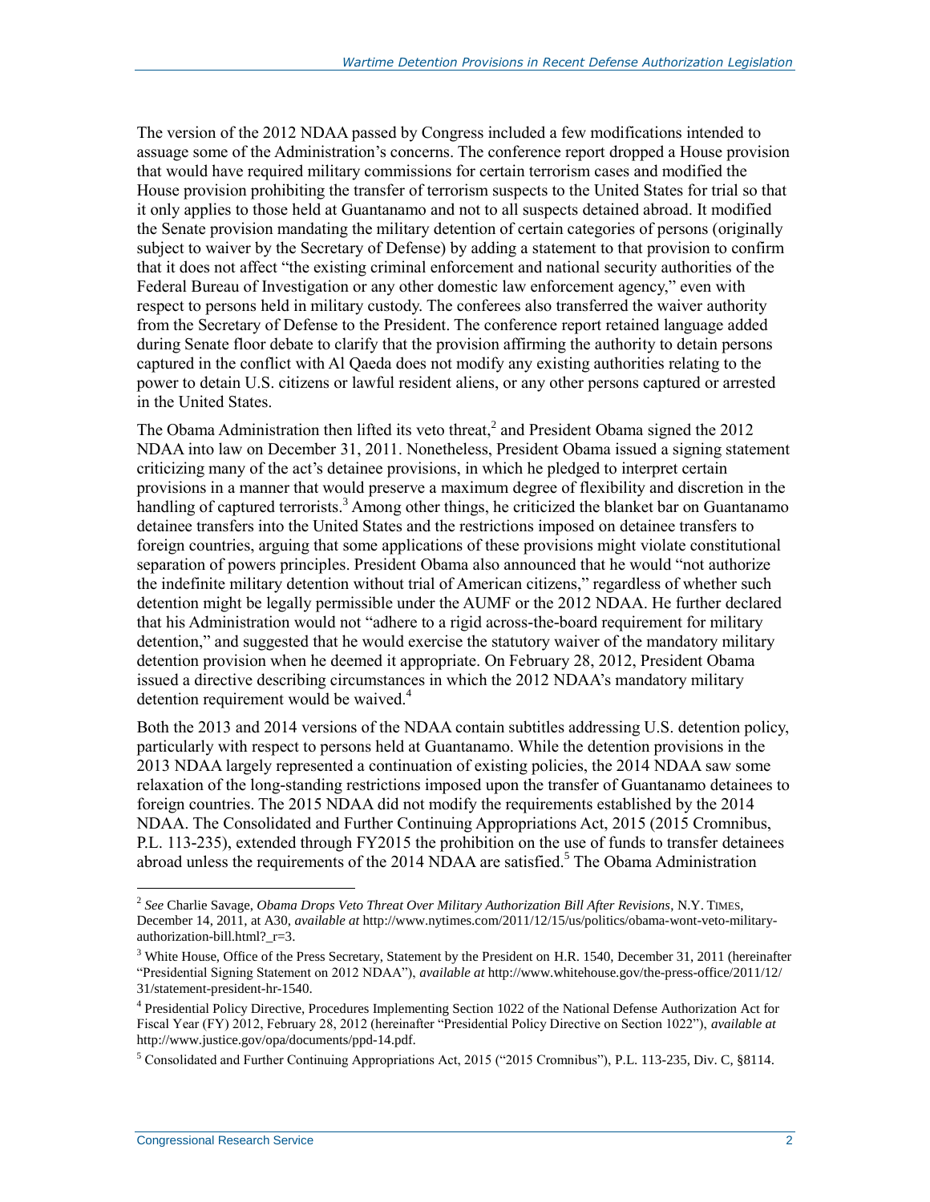The version of the 2012 NDAA passed by Congress included a few modifications intended to assuage some of the Administration's concerns. The conference report dropped a House provision that would have required military commissions for certain terrorism cases and modified the House provision prohibiting the transfer of terrorism suspects to the United States for trial so that it only applies to those held at Guantanamo and not to all suspects detained abroad. It modified the Senate provision mandating the military detention of certain categories of persons (originally subject to waiver by the Secretary of Defense) by adding a statement to that provision to confirm that it does not affect "the existing criminal enforcement and national security authorities of the Federal Bureau of Investigation or any other domestic law enforcement agency," even with respect to persons held in military custody. The conferees also transferred the waiver authority from the Secretary of Defense to the President. The conference report retained language added during Senate floor debate to clarify that the provision affirming the authority to detain persons captured in the conflict with Al Qaeda does not modify any existing authorities relating to the power to detain U.S. citizens or lawful resident aliens, or any other persons captured or arrested in the United States.

The Obama Administration then lifted its veto threat,[2] and President Obama signed the 2012 NDAA into law on December 31, 2011. Nonetheless, President Obama issued a signing statement criticizing many of the act's detainee provisions, in which he pledged to interpret certain provisions in a manner that would preserve a maximum degree of flexibility and discretion in the handling of captured terrorists.[3] Among other things, he criticized the blanket bar on Guantanamo detainee transfers into the United States and the restrictions imposed on detainee transfers to foreign countries, arguing that some applications of these provisions might violate constitutional separation of powers principles. President Obama also announced that he would "not authorize the indefinite military detention without trial of American citizens," regardless of whether such detention might be legally permissible under the AUMF or the 2012 NDAA. He further declared that his Administration would not "adhere to a rigid across-the-board requirement for military detention," and suggested that he would exercise the statutory waiver of the mandatory military detention provision when he deemed it appropriate. On February 28, 2012, President Obama issued a directive describing circumstances in which the 2012 NDAA's mandatory military detention requirement would be waived.[4]

Both the 2013 and 2014 versions of the NDAA contain subtitles addressing U.S. detention policy, particularly with respect to persons held at Guantanamo. While the detention provisions in the 2013 NDAA largely represented a continuation of existing policies, the 2014 NDAA saw some relaxation of the long-standing restrictions imposed upon the transfer of Guantanamo detainees to foreign countries. The 2015 NDAA did not modify the requirements established by the 2014 NDAA. The Consolidated and Further Continuing Appropriations Act, 2015 (2015 Cromnibus, P.L. 113-235), extended through FY2015 the prohibition on the use of funds to transfer detainees abroad unless the requirements of the 2014 NDAA are satisfied.[5] The Obama Administration

---

[2] *See* Charlie Savage, *Obama Drops Veto Threat Over Military Authorization Bill After Revisions*, N.Y. TIMES, December 14, 2011, at A30, *available at* http://www.nytimes.com/2011/12/15/us/politics/obama-wont-veto-military-authorization-bill.html?_r=3.

[3] White House, Office of the Press Secretary, Statement by the President on H.R. 1540, December 31, 2011 (hereinafter "Presidential Signing Statement on 2012 NDAA"), *available at* http://www.whitehouse.gov/the-press-office/2011/12/31/statement-president-hr-1540.

[4] Presidential Policy Directive, Procedures Implementing Section 1022 of the National Defense Authorization Act for Fiscal Year (FY) 2012, February 28, 2012 (hereinafter "Presidential Policy Directive on Section 1022"), *available at* http://www.justice.gov/opa/documents/ppd-14.pdf.

[5] Consolidated and Further Continuing Appropriations Act, 2015 ("2015 Cromnibus"), P.L. 113-235, Div. C, §8114.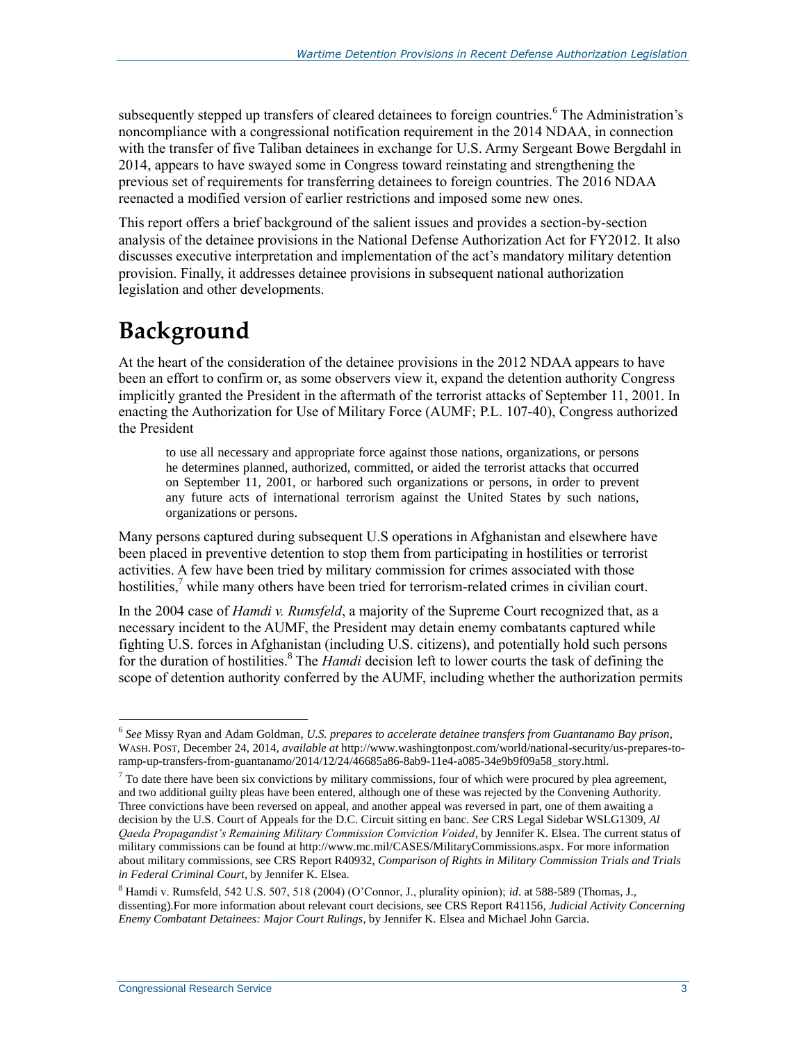subsequently stepped up transfers of cleared detainees to foreign countries.[6] The Administration's noncompliance with a congressional notification requirement in the 2014 NDAA, in connection with the transfer of five Taliban detainees in exchange for U.S. Army Sergeant Bowe Bergdahl in 2014, appears to have swayed some in Congress toward reinstating and strengthening the previous set of requirements for transferring detainees to foreign countries. The 2016 NDAA reenacted a modified version of earlier restrictions and imposed some new ones.

This report offers a brief background of the salient issues and provides a section-by-section analysis of the detainee provisions in the National Defense Authorization Act for FY2012. It also discusses executive interpretation and implementation of the act's mandatory military detention provision. Finally, it addresses detainee provisions in subsequent national authorization legislation and other developments.

# Background

At the heart of the consideration of the detainee provisions in the 2012 NDAA appears to have been an effort to confirm or, as some observers view it, expand the detention authority Congress implicitly granted the President in the aftermath of the terrorist attacks of September 11, 2001. In enacting the Authorization for Use of Military Force (AUMF; P.L. 107-40), Congress authorized the President

> to use all necessary and appropriate force against those nations, organizations, or persons he determines planned, authorized, committed, or aided the terrorist attacks that occurred on September 11, 2001, or harbored such organizations or persons, in order to prevent any future acts of international terrorism against the United States by such nations, organizations or persons.

Many persons captured during subsequent U.S operations in Afghanistan and elsewhere have been placed in preventive detention to stop them from participating in hostilities or terrorist activities. A few have been tried by military commission for crimes associated with those hostilities,[7] while many others have been tried for terrorism-related crimes in civilian court.

In the 2004 case of *Hamdi v. Rumsfeld*, a majority of the Supreme Court recognized that, as a necessary incident to the AUMF, the President may detain enemy combatants captured while fighting U.S. forces in Afghanistan (including U.S. citizens), and potentially hold such persons for the duration of hostilities.[8] The *Hamdi* decision left to lower courts the task of defining the scope of detention authority conferred by the AUMF, including whether the authorization permits

---

[6] *See* Missy Ryan and Adam Goldman, *U.S. prepares to accelerate detainee transfers from Guantanamo Bay prison*, WASH. POST, December 24, 2014, *available at* http://www.washingtonpost.com/world/national-security/us-prepares-to-ramp-up-transfers-from-guantanamo/2014/12/24/46685a86-8ab9-11e4-a085-34e9b9f09a58_story.html.

[7] To date there have been six convictions by military commissions, four of which were procured by plea agreement, and two additional guilty pleas have been entered, although one of these was rejected by the Convening Authority. Three convictions have been reversed on appeal, and another appeal was reversed in part, one of them awaiting a decision by the U.S. Court of Appeals for the D.C. Circuit sitting en banc. *See* CRS Legal Sidebar WSLG1309, *Al Qaeda Propagandist's Remaining Military Commission Conviction Voided*, by Jennifer K. Elsea. The current status of military commissions can be found at http://www.mc.mil/CASES/MilitaryCommissions.aspx. For more information about military commissions, see CRS Report R40932, *Comparison of Rights in Military Commission Trials and Trials in Federal Criminal Court*, by Jennifer K. Elsea.

[8] Hamdi v. Rumsfeld, 542 U.S. 507, 518 (2004) (O'Connor, J., plurality opinion); *id*. at 588-589 (Thomas, J., dissenting).For more information about relevant court decisions, see CRS Report R41156, *Judicial Activity Concerning Enemy Combatant Detainees: Major Court Rulings*, by Jennifer K. Elsea and Michael John Garcia.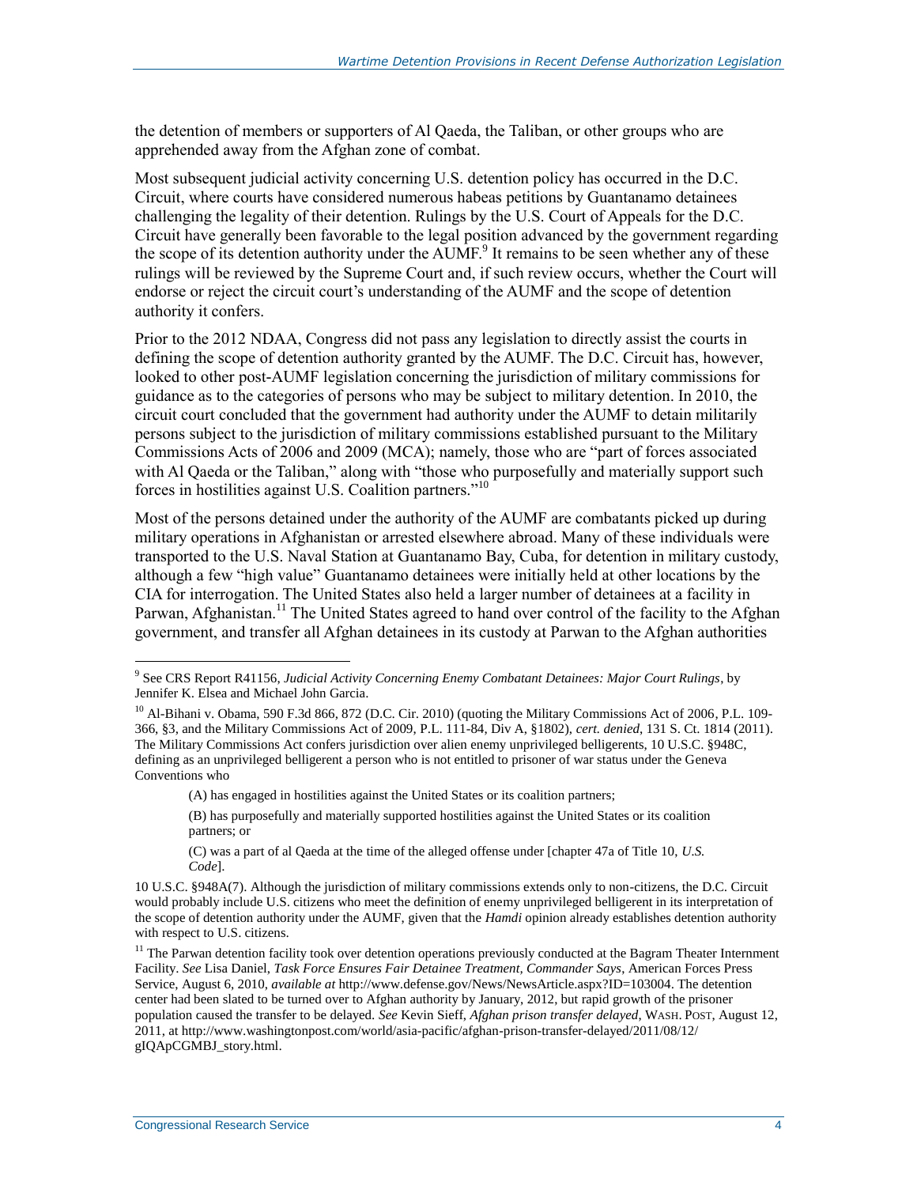the detention of members or supporters of Al Qaeda, the Taliban, or other groups who are apprehended away from the Afghan zone of combat.

Most subsequent judicial activity concerning U.S. detention policy has occurred in the D.C. Circuit, where courts have considered numerous habeas petitions by Guantanamo detainees challenging the legality of their detention. Rulings by the U.S. Court of Appeals for the D.C. Circuit have generally been favorable to the legal position advanced by the government regarding the scope of its detention authority under the AUMF.[9] It remains to be seen whether any of these rulings will be reviewed by the Supreme Court and, if such review occurs, whether the Court will endorse or reject the circuit court's understanding of the AUMF and the scope of detention authority it confers.

Prior to the 2012 NDAA, Congress did not pass any legislation to directly assist the courts in defining the scope of detention authority granted by the AUMF. The D.C. Circuit has, however, looked to other post-AUMF legislation concerning the jurisdiction of military commissions for guidance as to the categories of persons who may be subject to military detention. In 2010, the circuit court concluded that the government had authority under the AUMF to detain militarily persons subject to the jurisdiction of military commissions established pursuant to the Military Commissions Acts of 2006 and 2009 (MCA); namely, those who are "part of forces associated with Al Qaeda or the Taliban," along with "those who purposefully and materially support such forces in hostilities against U.S. Coalition partners."[10]

Most of the persons detained under the authority of the AUMF are combatants picked up during military operations in Afghanistan or arrested elsewhere abroad. Many of these individuals were transported to the U.S. Naval Station at Guantanamo Bay, Cuba, for detention in military custody, although a few "high value" Guantanamo detainees were initially held at other locations by the CIA for interrogation. The United States also held a larger number of detainees at a facility in Parwan, Afghanistan.[11] The United States agreed to hand over control of the facility to the Afghan government, and transfer all Afghan detainees in its custody at Parwan to the Afghan authorities

---

[9] See CRS Report R41156, *Judicial Activity Concerning Enemy Combatant Detainees: Major Court Rulings*, by Jennifer K. Elsea and Michael John Garcia.

[10] Al-Bihani v. Obama, 590 F.3d 866, 872 (D.C. Cir. 2010) (quoting the Military Commissions Act of 2006, P.L. 109-366, §3, and the Military Commissions Act of 2009, P.L. 111-84, Div A, §1802), *cert. denied*, 131 S. Ct. 1814 (2011). The Military Commissions Act confers jurisdiction over alien enemy unprivileged belligerents, 10 U.S.C. §948C, defining as an unprivileged belligerent a person who is not entitled to prisoner of war status under the Geneva Conventions who

> (A) has engaged in hostilities against the United States or its coalition partners;
>
> (B) has purposefully and materially supported hostilities against the United States or its coalition partners; or
>
> (C) was a part of al Qaeda at the time of the alleged offense under [chapter 47a of Title 10, *U.S. Code*].

10 U.S.C. §948A(7). Although the jurisdiction of military commissions extends only to non-citizens, the D.C. Circuit would probably include U.S. citizens who meet the definition of enemy unprivileged belligerent in its interpretation of the scope of detention authority under the AUMF, given that the *Hamdi* opinion already establishes detention authority with respect to U.S. citizens.

[11] The Parwan detention facility took over detention operations previously conducted at the Bagram Theater Internment Facility. *See* Lisa Daniel, *Task Force Ensures Fair Detainee Treatment, Commander Says*, American Forces Press Service, August 6, 2010, *available at* http://www.defense.gov/News/NewsArticle.aspx?ID=103004. The detention center had been slated to be turned over to Afghan authority by January, 2012, but rapid growth of the prisoner population caused the transfer to be delayed. *See* Kevin Sieff, *Afghan prison transfer delayed*, WASH. POST, August 12, 2011, at http://www.washingtonpost.com/world/asia-pacific/afghan-prison-transfer-delayed/2011/08/12/gIQApCGMBJ_story.html.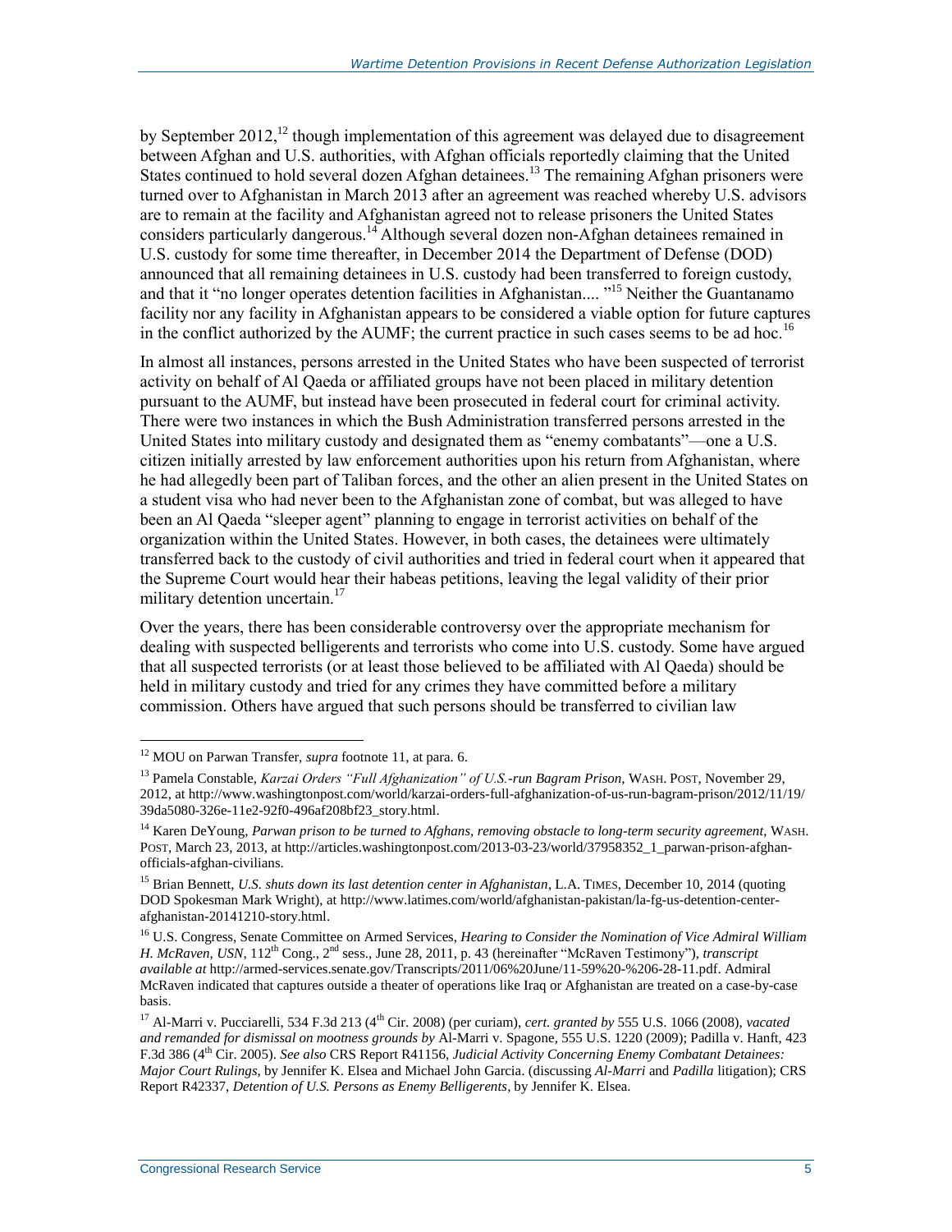by September 2012,[12] though implementation of this agreement was delayed due to disagreement between Afghan and U.S. authorities, with Afghan officials reportedly claiming that the United States continued to hold several dozen Afghan detainees.[13] The remaining Afghan prisoners were turned over to Afghanistan in March 2013 after an agreement was reached whereby U.S. advisors are to remain at the facility and Afghanistan agreed not to release prisoners the United States considers particularly dangerous.[14] Although several dozen non-Afghan detainees remained in U.S. custody for some time thereafter, in December 2014 the Department of Defense (DOD) announced that all remaining detainees in U.S. custody had been transferred to foreign custody, and that it "no longer operates detention facilities in Afghanistan.... "[15] Neither the Guantanamo facility nor any facility in Afghanistan appears to be considered a viable option for future captures in the conflict authorized by the AUMF; the current practice in such cases seems to be ad hoc.[16]

In almost all instances, persons arrested in the United States who have been suspected of terrorist activity on behalf of Al Qaeda or affiliated groups have not been placed in military detention pursuant to the AUMF, but instead have been prosecuted in federal court for criminal activity. There were two instances in which the Bush Administration transferred persons arrested in the United States into military custody and designated them as "enemy combatants"—one a U.S. citizen initially arrested by law enforcement authorities upon his return from Afghanistan, where he had allegedly been part of Taliban forces, and the other an alien present in the United States on a student visa who had never been to the Afghanistan zone of combat, but was alleged to have been an Al Qaeda "sleeper agent" planning to engage in terrorist activities on behalf of the organization within the United States. However, in both cases, the detainees were ultimately transferred back to the custody of civil authorities and tried in federal court when it appeared that the Supreme Court would hear their habeas petitions, leaving the legal validity of their prior military detention uncertain.[17]

Over the years, there has been considerable controversy over the appropriate mechanism for dealing with suspected belligerents and terrorists who come into U.S. custody. Some have argued that all suspected terrorists (or at least those believed to be affiliated with Al Qaeda) should be held in military custody and tried for any crimes they have committed before a military commission. Others have argued that such persons should be transferred to civilian law

---

[12] MOU on Parwan Transfer, *supra* footnote 11, at para. 6.

[13] Pamela Constable, *Karzai Orders "Full Afghanization" of U.S.-run Bagram Prison*, WASH. POST, November 29, 2012, at http://www.washingtonpost.com/world/karzai-orders-full-afghanization-of-us-run-bagram-prison/2012/11/19/39da5080-326e-11e2-92f0-496af208bf23_story.html.

[14] Karen DeYoung, *Parwan prison to be turned to Afghans, removing obstacle to long-term security agreement*, WASH. POST, March 23, 2013, at http://articles.washingtonpost.com/2013-03-23/world/37958352_1_parwan-prison-afghan-officials-afghan-civilians.

[15] Brian Bennett, *U.S. shuts down its last detention center in Afghanistan*, L.A. TIMES, December 10, 2014 (quoting DOD Spokesman Mark Wright), at http://www.latimes.com/world/afghanistan-pakistan/la-fg-us-detention-center-afghanistan-20141210-story.html.

[16] U.S. Congress, Senate Committee on Armed Services, *Hearing to Consider the Nomination of Vice Admiral William H. McRaven, USN*, 112th Cong., 2nd sess., June 28, 2011, p. 43 (hereinafter "McRaven Testimony"), *transcript available at* http://armed-services.senate.gov/Transcripts/2011/06%20June/11-59%20-%206-28-11.pdf. Admiral McRaven indicated that captures outside a theater of operations like Iraq or Afghanistan are treated on a case-by-case basis.

[17] Al-Marri v. Pucciarelli, 534 F.3d 213 (4th Cir. 2008) (per curiam), *cert. granted by* 555 U.S. 1066 (2008), *vacated and remanded for dismissal on mootness grounds by* Al-Marri v. Spagone, 555 U.S. 1220 (2009); Padilla v. Hanft, 423 F.3d 386 (4th Cir. 2005). *See also* CRS Report R41156, *Judicial Activity Concerning Enemy Combatant Detainees: Major Court Rulings*, by Jennifer K. Elsea and Michael John Garcia. (discussing *Al-Marri* and *Padilla* litigation); CRS Report R42337, *Detention of U.S. Persons as Enemy Belligerents*, by Jennifer K. Elsea.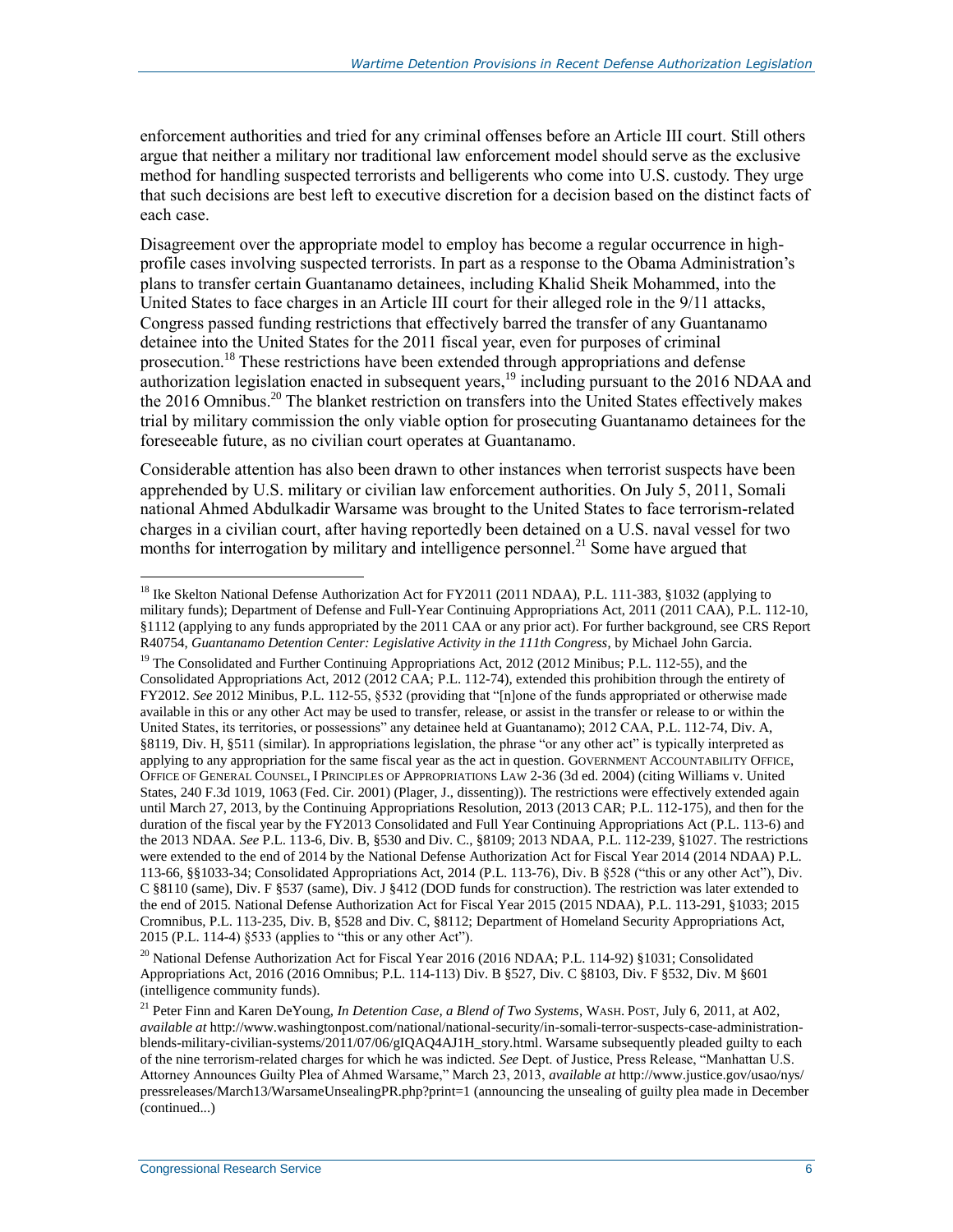enforcement authorities and tried for any criminal offenses before an Article III court. Still others argue that neither a military nor traditional law enforcement model should serve as the exclusive method for handling suspected terrorists and belligerents who come into U.S. custody. They urge that such decisions are best left to executive discretion for a decision based on the distinct facts of each case.

Disagreement over the appropriate model to employ has become a regular occurrence in high-profile cases involving suspected terrorists. In part as a response to the Obama Administration's plans to transfer certain Guantanamo detainees, including Khalid Sheik Mohammed, into the United States to face charges in an Article III court for their alleged role in the 9/11 attacks, Congress passed funding restrictions that effectively barred the transfer of any Guantanamo detainee into the United States for the 2011 fiscal year, even for purposes of criminal prosecution.[18] These restrictions have been extended through appropriations and defense authorization legislation enacted in subsequent years,[19] including pursuant to the 2016 NDAA and the 2016 Omnibus.[20] The blanket restriction on transfers into the United States effectively makes trial by military commission the only viable option for prosecuting Guantanamo detainees for the foreseeable future, as no civilian court operates at Guantanamo.

Considerable attention has also been drawn to other instances when terrorist suspects have been apprehended by U.S. military or civilian law enforcement authorities. On July 5, 2011, Somali national Ahmed Abdulkadir Warsame was brought to the United States to face terrorism-related charges in a civilian court, after having reportedly been detained on a U.S. naval vessel for two months for interrogation by military and intelligence personnel.[21] Some have argued that

---

[18] Ike Skelton National Defense Authorization Act for FY2011 (2011 NDAA), P.L. 111-383, §1032 (applying to military funds); Department of Defense and Full-Year Continuing Appropriations Act, 2011 (2011 CAA), P.L. 112-10, §1112 (applying to any funds appropriated by the 2011 CAA or any prior act). For further background, see CRS Report R40754, *Guantanamo Detention Center: Legislative Activity in the 111th Congress*, by Michael John Garcia.

[19] The Consolidated and Further Continuing Appropriations Act, 2012 (2012 Minibus; P.L. 112-55), and the Consolidated Appropriations Act, 2012 (2012 CAA; P.L. 112-74), extended this prohibition through the entirety of FY2012. *See* 2012 Minibus, P.L. 112-55, §532 (providing that "[n]one of the funds appropriated or otherwise made available in this or any other Act may be used to transfer, release, or assist in the transfer or release to or within the United States, its territories, or possessions" any detainee held at Guantanamo); 2012 CAA, P.L. 112-74, Div. A, §8119, Div. H, §511 (similar). In appropriations legislation, the phrase "or any other act" is typically interpreted as applying to any appropriation for the same fiscal year as the act in question. GOVERNMENT ACCOUNTABILITY OFFICE, OFFICE OF GENERAL COUNSEL, I PRINCIPLES OF APPROPRIATIONS LAW 2-36 (3d ed. 2004) (citing Williams v. United States, 240 F.3d 1019, 1063 (Fed. Cir. 2001) (Plager, J., dissenting)). The restrictions were effectively extended again until March 27, 2013, by the Continuing Appropriations Resolution, 2013 (2013 CAR; P.L. 112-175), and then for the duration of the fiscal year by the FY2013 Consolidated and Full Year Continuing Appropriations Act (P.L. 113-6) and the 2013 NDAA. *See* P.L. 113-6, Div. B, §530 and Div. C., §8109; 2013 NDAA, P.L. 112-239, §1027. The restrictions were extended to the end of 2014 by the National Defense Authorization Act for Fiscal Year 2014 (2014 NDAA) P.L. 113-66, §§1033-34; Consolidated Appropriations Act, 2014 (P.L. 113-76), Div. B §528 ("this or any other Act"), Div. C §8110 (same), Div. F §537 (same), Div. J §412 (DOD funds for construction). The restriction was later extended to the end of 2015. National Defense Authorization Act for Fiscal Year 2015 (2015 NDAA), P.L. 113-291, §1033; 2015 Cromnibus, P.L. 113-235, Div. B, §528 and Div. C, §8112; Department of Homeland Security Appropriations Act, 2015 (P.L. 114-4) §533 (applies to "this or any other Act").

[20] National Defense Authorization Act for Fiscal Year 2016 (2016 NDAA; P.L. 114-92) §1031; Consolidated Appropriations Act, 2016 (2016 Omnibus; P.L. 114-113) Div. B §527, Div. C §8103, Div. F §532, Div. M §601 (intelligence community funds).

[21] Peter Finn and Karen DeYoung, *In Detention Case, a Blend of Two Systems*, WASH. POST, July 6, 2011, at A02, *available at* http://www.washingtonpost.com/national/national-security/in-somali-terror-suspects-case-administration-blends-military-civilian-systems/2011/07/06/gIQAQ4AJ1H_story.html. Warsame subsequently pleaded guilty to each of the nine terrorism-related charges for which he was indicted. *See* Dept. of Justice, Press Release, "Manhattan U.S. Attorney Announces Guilty Plea of Ahmed Warsame," March 23, 2013, *available at* http://www.justice.gov/usao/nys/pressreleases/March13/WarsameUnsealingPR.php?print=1 (announcing the unsealing of guilty plea made in December (continued...)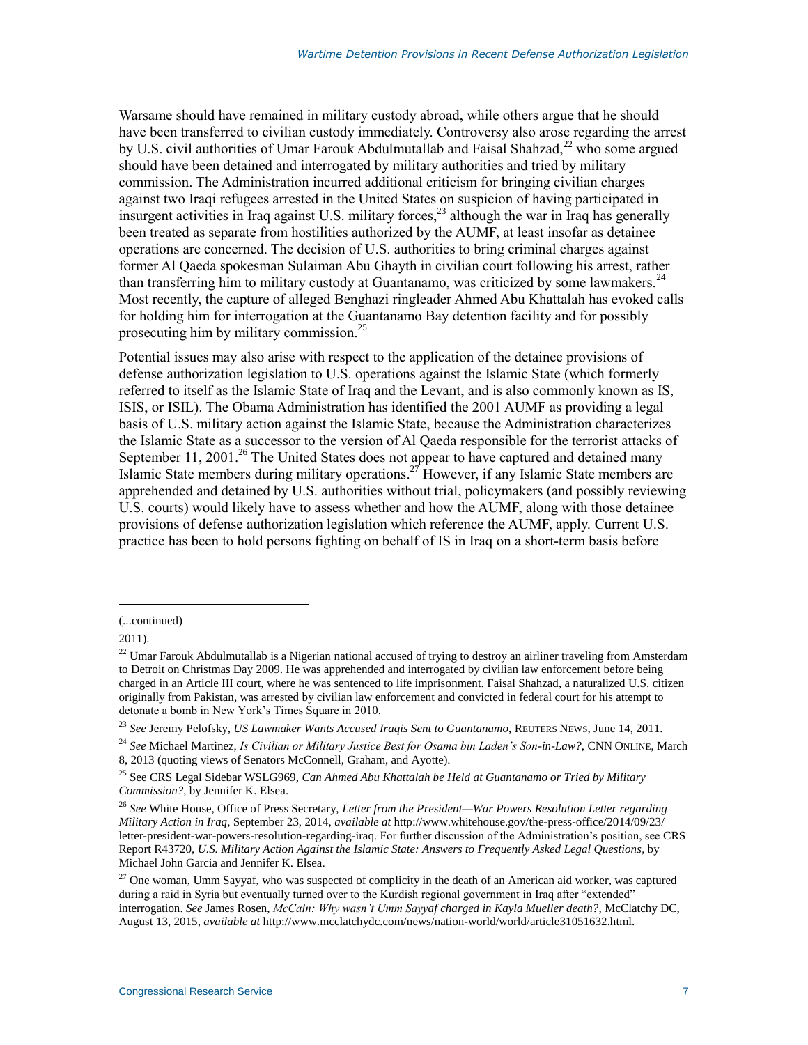Warsame should have remained in military custody abroad, while others argue that he should have been transferred to civilian custody immediately. Controversy also arose regarding the arrest by U.S. civil authorities of Umar Farouk Abdulmutallab and Faisal Shahzad,[22] who some argued should have been detained and interrogated by military authorities and tried by military commission. The Administration incurred additional criticism for bringing civilian charges against two Iraqi refugees arrested in the United States on suspicion of having participated in insurgent activities in Iraq against U.S. military forces,[23] although the war in Iraq has generally been treated as separate from hostilities authorized by the AUMF, at least insofar as detainee operations are concerned. The decision of U.S. authorities to bring criminal charges against former Al Qaeda spokesman Sulaiman Abu Ghayth in civilian court following his arrest, rather than transferring him to military custody at Guantanamo, was criticized by some lawmakers.[24] Most recently, the capture of alleged Benghazi ringleader Ahmed Abu Khattalah has evoked calls for holding him for interrogation at the Guantanamo Bay detention facility and for possibly prosecuting him by military commission.[25]

Potential issues may also arise with respect to the application of the detainee provisions of defense authorization legislation to U.S. operations against the Islamic State (which formerly referred to itself as the Islamic State of Iraq and the Levant, and is also commonly known as IS, ISIS, or ISIL). The Obama Administration has identified the 2001 AUMF as providing a legal basis of U.S. military action against the Islamic State, because the Administration characterizes the Islamic State as a successor to the version of Al Qaeda responsible for the terrorist attacks of September 11, 2001.[26] The United States does not appear to have captured and detained many Islamic State members during military operations.[27] However, if any Islamic State members are apprehended and detained by U.S. authorities without trial, policymakers (and possibly reviewing U.S. courts) would likely have to assess whether and how the AUMF, along with those detainee provisions of defense authorization legislation which reference the AUMF, apply. Current U.S. practice has been to hold persons fighting on behalf of IS in Iraq on a short-term basis before

---

(...continued)

2011).

[22] Umar Farouk Abdulmutallab is a Nigerian national accused of trying to destroy an airliner traveling from Amsterdam to Detroit on Christmas Day 2009. He was apprehended and interrogated by civilian law enforcement before being charged in an Article III court, where he was sentenced to life imprisonment. Faisal Shahzad, a naturalized U.S. citizen originally from Pakistan, was arrested by civilian law enforcement and convicted in federal court for his attempt to detonate a bomb in New York's Times Square in 2010.

[23] *See* Jeremy Pelofsky, *US Lawmaker Wants Accused Iraqis Sent to Guantanamo*, REUTERS NEWS, June 14, 2011.

[24] *See* Michael Martinez, *Is Civilian or Military Justice Best for Osama bin Laden's Son-in-Law?*, CNN ONLINE, March 8, 2013 (quoting views of Senators McConnell, Graham, and Ayotte).

[25] See CRS Legal Sidebar WSLG969, *Can Ahmed Abu Khattalah be Held at Guantanamo or Tried by Military Commission?*, by Jennifer K. Elsea.

[26] *See* White House, Office of Press Secretary, *Letter from the President—War Powers Resolution Letter regarding Military Action in Iraq*, September 23, 2014, *available at* http://www.whitehouse.gov/the-press-office/2014/09/23/letter-president-war-powers-resolution-regarding-iraq. For further discussion of the Administration's position, see CRS Report R43720, *U.S. Military Action Against the Islamic State: Answers to Frequently Asked Legal Questions*, by Michael John Garcia and Jennifer K. Elsea.

[27] One woman, Umm Sayyaf, who was suspected of complicity in the death of an American aid worker, was captured during a raid in Syria but eventually turned over to the Kurdish regional government in Iraq after "extended" interrogation. *See* James Rosen, *McCain: Why wasn't Umm Sayyaf charged in Kayla Mueller death?*, McClatchy DC, August 13, 2015, *available at* http://www.mcclatchydc.com/news/nation-world/world/article31051632.html.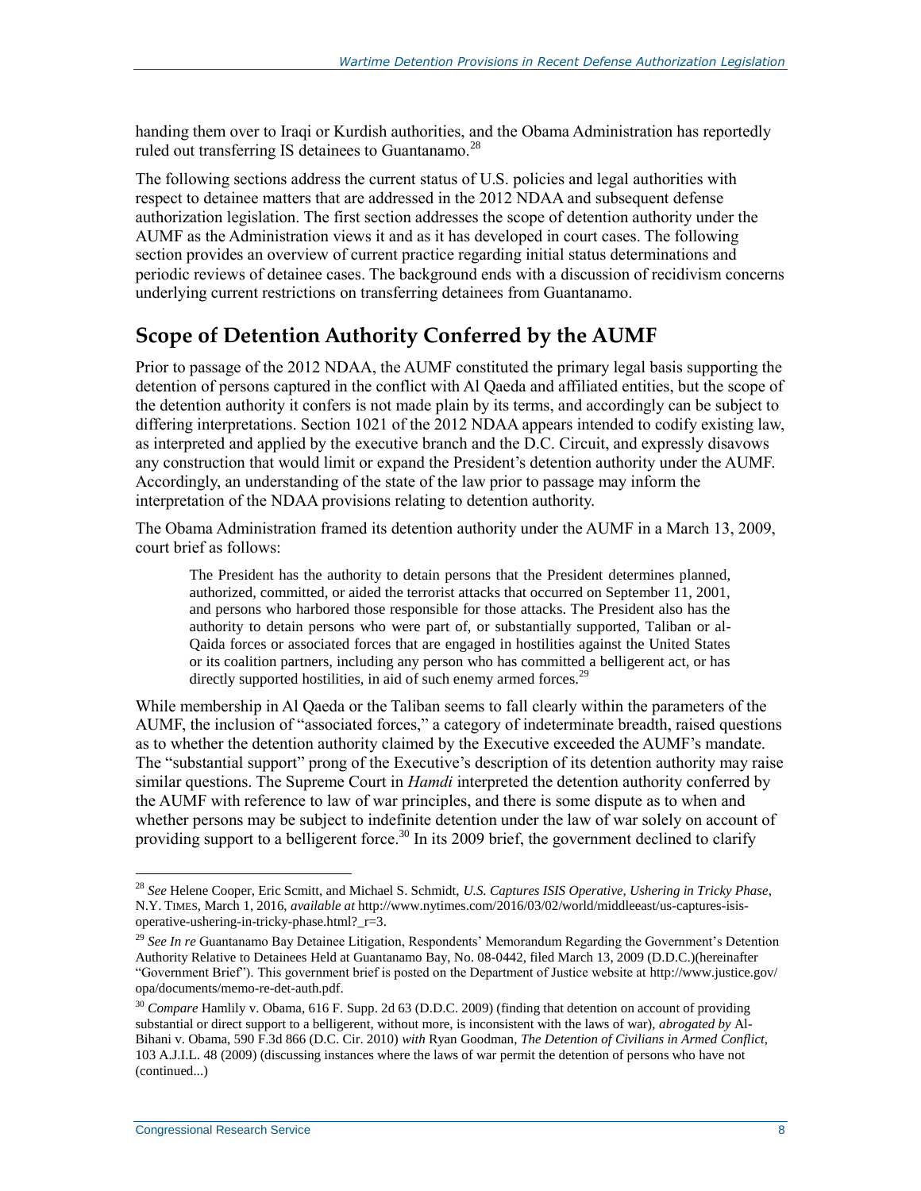handing them over to Iraqi or Kurdish authorities, and the Obama Administration has reportedly ruled out transferring IS detainees to Guantanamo.[28]

The following sections address the current status of U.S. policies and legal authorities with respect to detainee matters that are addressed in the 2012 NDAA and subsequent defense authorization legislation. The first section addresses the scope of detention authority under the AUMF as the Administration views it and as it has developed in court cases. The following section provides an overview of current practice regarding initial status determinations and periodic reviews of detainee cases. The background ends with a discussion of recidivism concerns underlying current restrictions on transferring detainees from Guantanamo.

## Scope of Detention Authority Conferred by the AUMF

Prior to passage of the 2012 NDAA, the AUMF constituted the primary legal basis supporting the detention of persons captured in the conflict with Al Qaeda and affiliated entities, but the scope of the detention authority it confers is not made plain by its terms, and accordingly can be subject to differing interpretations. Section 1021 of the 2012 NDAA appears intended to codify existing law, as interpreted and applied by the executive branch and the D.C. Circuit, and expressly disavows any construction that would limit or expand the President's detention authority under the AUMF. Accordingly, an understanding of the state of the law prior to passage may inform the interpretation of the NDAA provisions relating to detention authority.

The Obama Administration framed its detention authority under the AUMF in a March 13, 2009, court brief as follows:

> The President has the authority to detain persons that the President determines planned, authorized, committed, or aided the terrorist attacks that occurred on September 11, 2001, and persons who harbored those responsible for those attacks. The President also has the authority to detain persons who were part of, or substantially supported, Taliban or al-Qaida forces or associated forces that are engaged in hostilities against the United States or its coalition partners, including any person who has committed a belligerent act, or has directly supported hostilities, in aid of such enemy armed forces.[29]

While membership in Al Qaeda or the Taliban seems to fall clearly within the parameters of the AUMF, the inclusion of "associated forces," a category of indeterminate breadth, raised questions as to whether the detention authority claimed by the Executive exceeded the AUMF's mandate. The "substantial support" prong of the Executive's description of its detention authority may raise similar questions. The Supreme Court in *Hamdi* interpreted the detention authority conferred by the AUMF with reference to law of war principles, and there is some dispute as to when and whether persons may be subject to indefinite detention under the law of war solely on account of providing support to a belligerent force.[30] In its 2009 brief, the government declined to clarify

---

[28] *See* Helene Cooper, Eric Scmitt, and Michael S. Schmidt, *U.S. Captures ISIS Operative, Ushering in Tricky Phase*, N.Y. TIMES, March 1, 2016, *available at* http://www.nytimes.com/2016/03/02/world/middleeast/us-captures-isis-operative-ushering-in-tricky-phase.html?_r=3.

[29] *See In re* Guantanamo Bay Detainee Litigation, Respondents' Memorandum Regarding the Government's Detention Authority Relative to Detainees Held at Guantanamo Bay, No. 08-0442, filed March 13, 2009 (D.D.C.)(hereinafter "Government Brief"). This government brief is posted on the Department of Justice website at http://www.justice.gov/opa/documents/memo-re-det-auth.pdf.

[30] *Compare* Hamlily v. Obama, 616 F. Supp. 2d 63 (D.D.C. 2009) (finding that detention on account of providing substantial or direct support to a belligerent, without more, is inconsistent with the laws of war), *abrogated by* Al-Bihani v. Obama, 590 F.3d 866 (D.C. Cir. 2010) *with* Ryan Goodman, *The Detention of Civilians in Armed Conflict*, 103 A.J.I.L. 48 (2009) (discussing instances where the laws of war permit the detention of persons who have not (continued...)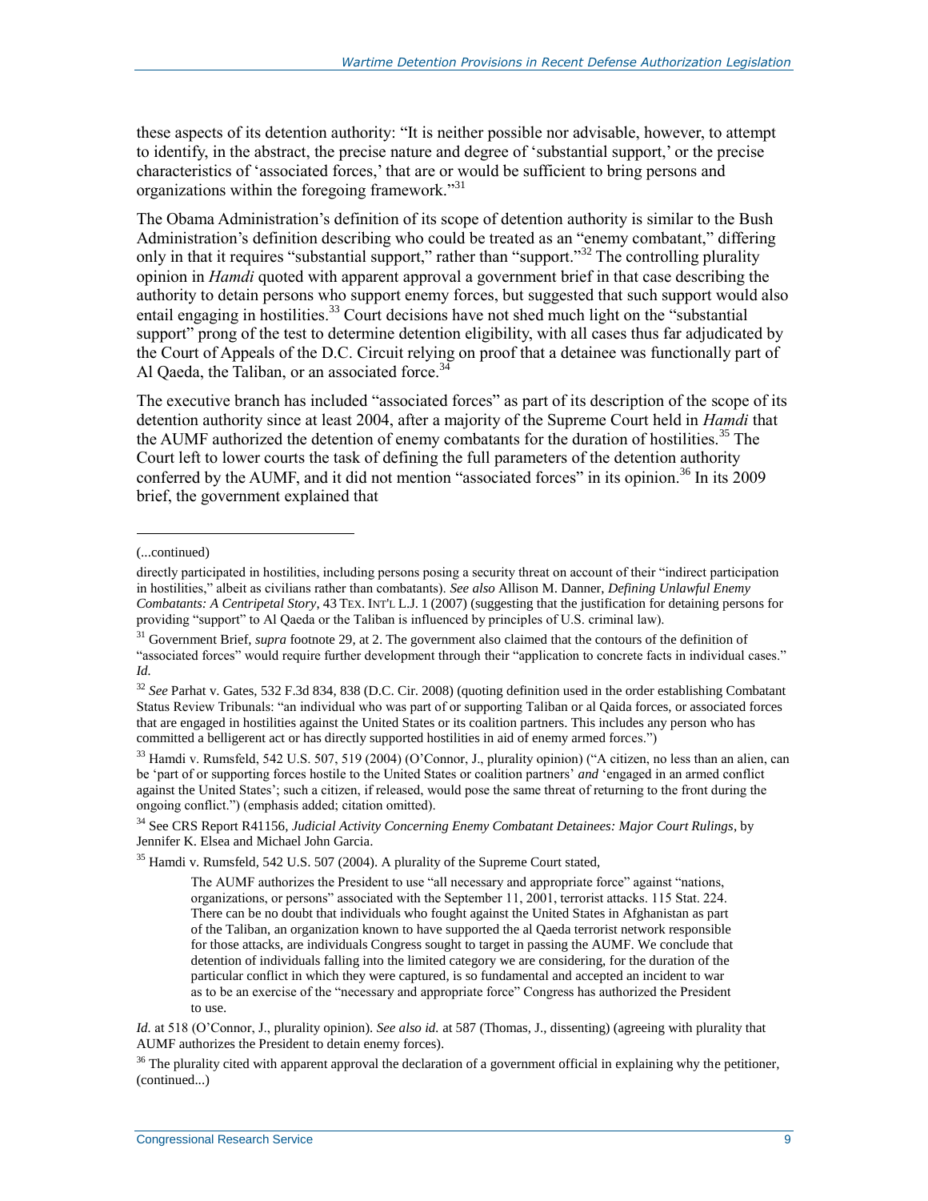these aspects of its detention authority: "It is neither possible nor advisable, however, to attempt to identify, in the abstract, the precise nature and degree of 'substantial support,' or the precise characteristics of 'associated forces,' that are or would be sufficient to bring persons and organizations within the foregoing framework."[31]

The Obama Administration's definition of its scope of detention authority is similar to the Bush Administration's definition describing who could be treated as an "enemy combatant," differing only in that it requires "substantial support," rather than "support."[32] The controlling plurality opinion in *Hamdi* quoted with apparent approval a government brief in that case describing the authority to detain persons who support enemy forces, but suggested that such support would also entail engaging in hostilities.[33] Court decisions have not shed much light on the "substantial support" prong of the test to determine detention eligibility, with all cases thus far adjudicated by the Court of Appeals of the D.C. Circuit relying on proof that a detainee was functionally part of Al Qaeda, the Taliban, or an associated force.[34]

The executive branch has included "associated forces" as part of its description of the scope of its detention authority since at least 2004, after a majority of the Supreme Court held in *Hamdi* that the AUMF authorized the detention of enemy combatants for the duration of hostilities.[35] The Court left to lower courts the task of defining the full parameters of the detention authority conferred by the AUMF, and it did not mention "associated forces" in its opinion.[36] In its 2009 brief, the government explained that

(...continued)

directly participated in hostilities, including persons posing a security threat on account of their "indirect participation in hostilities," albeit as civilians rather than combatants). *See also* Allison M. Danner, *Defining Unlawful Enemy Combatants: A Centripetal Story*, 43 TEX. INT'L L.J. 1 (2007) (suggesting that the justification for detaining persons for providing "support" to Al Qaeda or the Taliban is influenced by principles of U.S. criminal law).

[31] Government Brief, *supra* footnote 29, at 2. The government also claimed that the contours of the definition of "associated forces" would require further development through their "application to concrete facts in individual cases." *Id.*

[32] *See* Parhat v. Gates, 532 F.3d 834, 838 (D.C. Cir. 2008) (quoting definition used in the order establishing Combatant Status Review Tribunals: "an individual who was part of or supporting Taliban or al Qaida forces, or associated forces that are engaged in hostilities against the United States or its coalition partners. This includes any person who has committed a belligerent act or has directly supported hostilities in aid of enemy armed forces.")

[33] Hamdi v. Rumsfeld, 542 U.S. 507, 519 (2004) (O'Connor, J., plurality opinion) ("A citizen, no less than an alien, can be 'part of or supporting forces hostile to the United States or coalition partners' *and* 'engaged in an armed conflict against the United States'; such a citizen, if released, would pose the same threat of returning to the front during the ongoing conflict.") (emphasis added; citation omitted).

[34] See CRS Report R41156, *Judicial Activity Concerning Enemy Combatant Detainees: Major Court Rulings*, by Jennifer K. Elsea and Michael John Garcia.

[35] Hamdi v. Rumsfeld, 542 U.S. 507 (2004). A plurality of the Supreme Court stated,

> The AUMF authorizes the President to use "all necessary and appropriate force" against "nations, organizations, or persons" associated with the September 11, 2001, terrorist attacks. 115 Stat. 224. There can be no doubt that individuals who fought against the United States in Afghanistan as part of the Taliban, an organization known to have supported the al Qaeda terrorist network responsible for those attacks, are individuals Congress sought to target in passing the AUMF. We conclude that detention of individuals falling into the limited category we are considering, for the duration of the particular conflict in which they were captured, is so fundamental and accepted an incident to war as to be an exercise of the "necessary and appropriate force" Congress has authorized the President to use.

*Id.* at 518 (O'Connor, J., plurality opinion). *See also id.* at 587 (Thomas, J., dissenting) (agreeing with plurality that AUMF authorizes the President to detain enemy forces).

[36] The plurality cited with apparent approval the declaration of a government official in explaining why the petitioner, (continued...)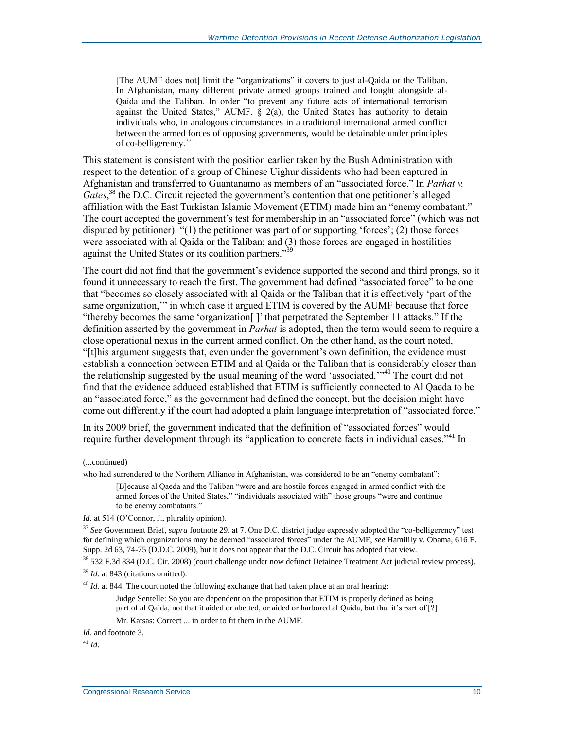> [The AUMF does not] limit the "organizations" it covers to just al-Qaida or the Taliban. In Afghanistan, many different private armed groups trained and fought alongside al-Qaida and the Taliban. In order "to prevent any future acts of international terrorism against the United States," AUMF, § 2(a), the United States has authority to detain individuals who, in analogous circumstances in a traditional international armed conflict between the armed forces of opposing governments, would be detainable under principles of co-belligerency.[37]

This statement is consistent with the position earlier taken by the Bush Administration with respect to the detention of a group of Chinese Uighur dissidents who had been captured in Afghanistan and transferred to Guantanamo as members of an "associated force." In *Parhat v. Gates*,[38] the D.C. Circuit rejected the government's contention that one petitioner's alleged affiliation with the East Turkistan Islamic Movement (ETIM) made him an "enemy combatant." The court accepted the government's test for membership in an "associated force" (which was not disputed by petitioner): "(1) the petitioner was part of or supporting 'forces'; (2) those forces were associated with al Qaida or the Taliban; and (3) those forces are engaged in hostilities against the United States or its coalition partners."[39]

The court did not find that the government's evidence supported the second and third prongs, so it found it unnecessary to reach the first. The government had defined "associated force" to be one that "becomes so closely associated with al Qaida or the Taliban that it is effectively 'part of the same organization,'" in which case it argued ETIM is covered by the AUMF because that force "thereby becomes the same 'organization[ ]' that perpetrated the September 11 attacks." If the definition asserted by the government in *Parhat* is adopted, then the term would seem to require a close operational nexus in the current armed conflict. On the other hand, as the court noted, "[t]his argument suggests that, even under the government's own definition, the evidence must establish a connection between ETIM and al Qaida or the Taliban that is considerably closer than the relationship suggested by the usual meaning of the word 'associated.'"[40] The court did not find that the evidence adduced established that ETIM is sufficiently connected to Al Qaeda to be an "associated force," as the government had defined the concept, but the decision might have come out differently if the court had adopted a plain language interpretation of "associated force."

In its 2009 brief, the government indicated that the definition of "associated forces" would require further development through its "application to concrete facts in individual cases."[41] In

---

(...continued)

who had surrendered to the Northern Alliance in Afghanistan, was considered to be an "enemy combatant":

> [B]ecause al Qaeda and the Taliban "were and are hostile forces engaged in armed conflict with the armed forces of the United States," "individuals associated with" those groups "were and continue to be enemy combatants."

*Id.* at 514 (O'Connor, J., plurality opinion).

[37] *See* Government Brief, *supra* footnote 29, at 7. One D.C. district judge expressly adopted the "co-belligerency" test for defining which organizations may be deemed "associated forces" under the AUMF, *see* Hamilily v. Obama, 616 F. Supp. 2d 63, 74-75 (D.D.C. 2009), but it does not appear that the D.C. Circuit has adopted that view.

[38] 532 F.3d 834 (D.C. Cir. 2008) (court challenge under now defunct Detainee Treatment Act judicial review process).

[39] *Id.* at 843 (citations omitted).

[40] *Id.* at 844. The court noted the following exchange that had taken place at an oral hearing:

> Judge Sentelle: So you are dependent on the proposition that ETIM is properly defined as being part of al Qaida, not that it aided or abetted, or aided or harbored al Qaida, but that it's part of [?]
>
> Mr. Katsas: Correct ... in order to fit them in the AUMF.

*Id*. and footnote 3.

[41] *Id*.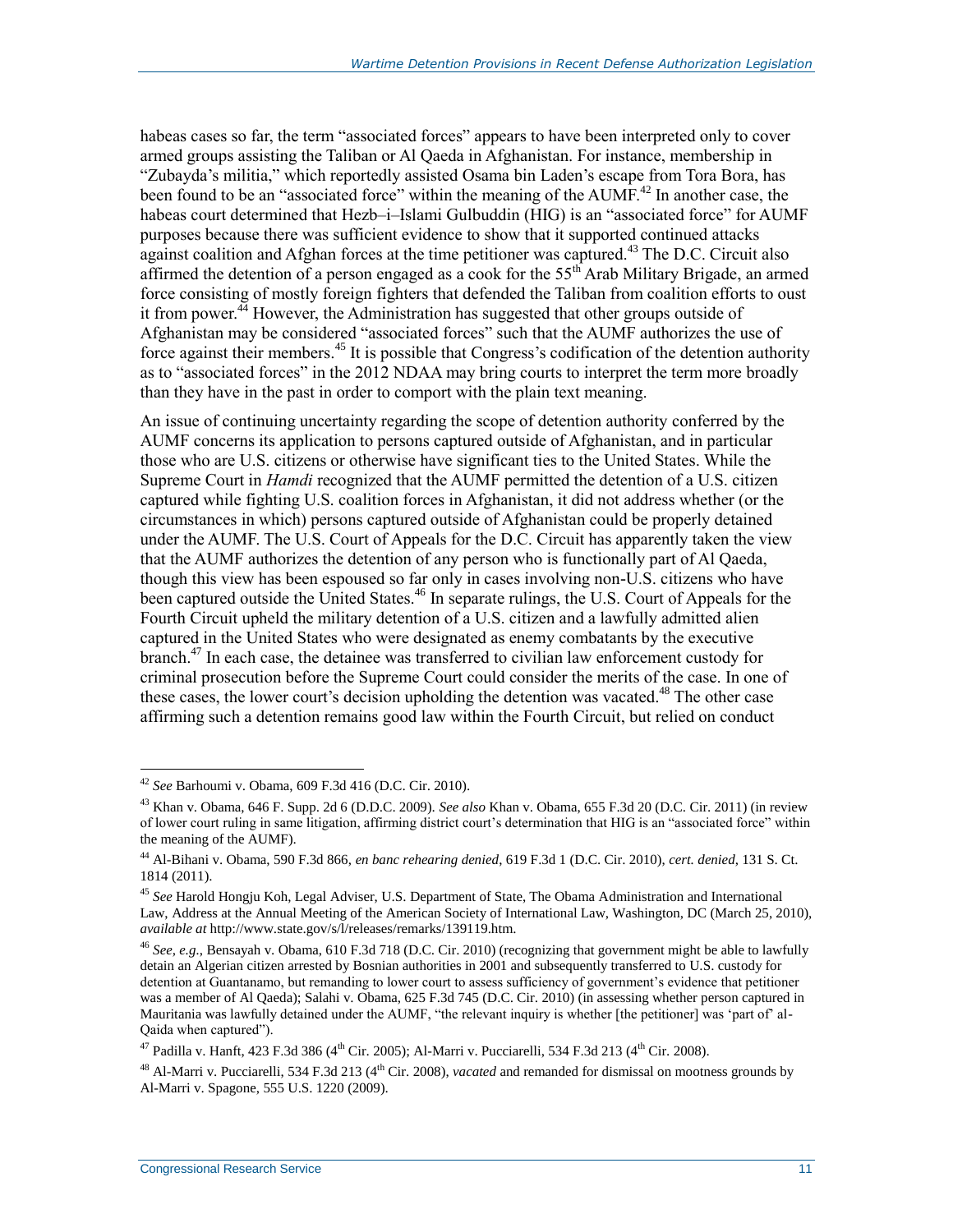habeas cases so far, the term "associated forces" appears to have been interpreted only to cover armed groups assisting the Taliban or Al Qaeda in Afghanistan. For instance, membership in "Zubayda's militia," which reportedly assisted Osama bin Laden's escape from Tora Bora, has been found to be an "associated force" within the meaning of the AUMF.[42] In another case, the habeas court determined that Hezb–i–Islami Gulbuddin (HIG) is an "associated force" for AUMF purposes because there was sufficient evidence to show that it supported continued attacks against coalition and Afghan forces at the time petitioner was captured.[43] The D.C. Circuit also affirmed the detention of a person engaged as a cook for the 55th Arab Military Brigade, an armed force consisting of mostly foreign fighters that defended the Taliban from coalition efforts to oust it from power.[44] However, the Administration has suggested that other groups outside of Afghanistan may be considered "associated forces" such that the AUMF authorizes the use of force against their members.[45] It is possible that Congress's codification of the detention authority as to "associated forces" in the 2012 NDAA may bring courts to interpret the term more broadly than they have in the past in order to comport with the plain text meaning.

An issue of continuing uncertainty regarding the scope of detention authority conferred by the AUMF concerns its application to persons captured outside of Afghanistan, and in particular those who are U.S. citizens or otherwise have significant ties to the United States. While the Supreme Court in *Hamdi* recognized that the AUMF permitted the detention of a U.S. citizen captured while fighting U.S. coalition forces in Afghanistan, it did not address whether (or the circumstances in which) persons captured outside of Afghanistan could be properly detained under the AUMF. The U.S. Court of Appeals for the D.C. Circuit has apparently taken the view that the AUMF authorizes the detention of any person who is functionally part of Al Qaeda, though this view has been espoused so far only in cases involving non-U.S. citizens who have been captured outside the United States.[46] In separate rulings, the U.S. Court of Appeals for the Fourth Circuit upheld the military detention of a U.S. citizen and a lawfully admitted alien captured in the United States who were designated as enemy combatants by the executive branch.[47] In each case, the detainee was transferred to civilian law enforcement custody for criminal prosecution before the Supreme Court could consider the merits of the case. In one of these cases, the lower court's decision upholding the detention was vacated.[48] The other case affirming such a detention remains good law within the Fourth Circuit, but relied on conduct

---

[42] *See* Barhoumi v. Obama, 609 F.3d 416 (D.C. Cir. 2010).

[43] Khan v. Obama, 646 F. Supp. 2d 6 (D.D.C. 2009). *See also* Khan v. Obama, 655 F.3d 20 (D.C. Cir. 2011) (in review of lower court ruling in same litigation, affirming district court's determination that HIG is an "associated force" within the meaning of the AUMF).

[44] Al-Bihani v. Obama, 590 F.3d 866, *en banc rehearing denied*, 619 F.3d 1 (D.C. Cir. 2010), *cert. denied*, 131 S. Ct. 1814 (2011).

[45] *See* Harold Hongju Koh, Legal Adviser, U.S. Department of State, The Obama Administration and International Law, Address at the Annual Meeting of the American Society of International Law, Washington, DC (March 25, 2010), *available at* http://www.state.gov/s/l/releases/remarks/139119.htm.

[46] *See, e.g.*, Bensayah v. Obama, 610 F.3d 718 (D.C. Cir. 2010) (recognizing that government might be able to lawfully detain an Algerian citizen arrested by Bosnian authorities in 2001 and subsequently transferred to U.S. custody for detention at Guantanamo, but remanding to lower court to assess sufficiency of government's evidence that petitioner was a member of Al Qaeda); Salahi v. Obama, 625 F.3d 745 (D.C. Cir. 2010) (in assessing whether person captured in Mauritania was lawfully detained under the AUMF, "the relevant inquiry is whether [the petitioner] was 'part of' al-Qaida when captured").

[47] Padilla v. Hanft, 423 F.3d 386 (4th Cir. 2005); Al-Marri v. Pucciarelli, 534 F.3d 213 (4th Cir. 2008).

[48] Al-Marri v. Pucciarelli, 534 F.3d 213 (4th Cir. 2008), *vacated* and remanded for dismissal on mootness grounds by Al-Marri v. Spagone, 555 U.S. 1220 (2009).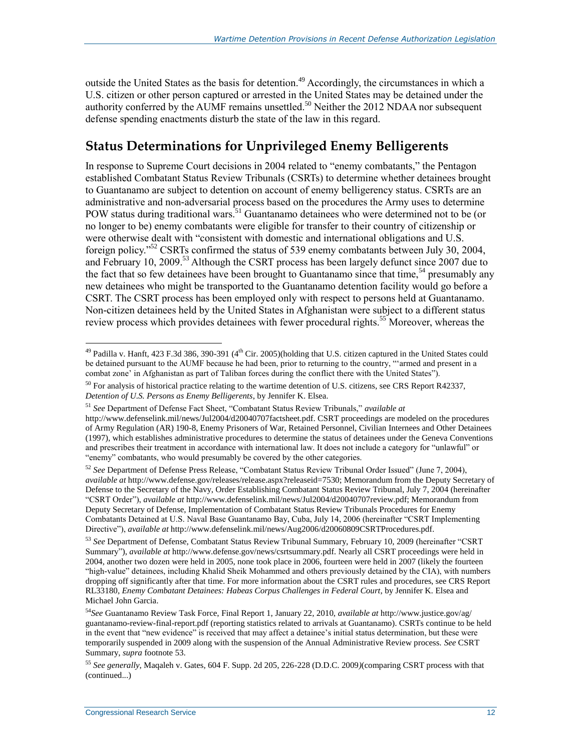outside the United States as the basis for detention.[49] Accordingly, the circumstances in which a U.S. citizen or other person captured or arrested in the United States may be detained under the authority conferred by the AUMF remains unsettled.[50] Neither the 2012 NDAA nor subsequent defense spending enactments disturb the state of the law in this regard.

## Status Determinations for Unprivileged Enemy Belligerents

In response to Supreme Court decisions in 2004 related to "enemy combatants," the Pentagon established Combatant Status Review Tribunals (CSRTs) to determine whether detainees brought to Guantanamo are subject to detention on account of enemy belligerency status. CSRTs are an administrative and non-adversarial process based on the procedures the Army uses to determine POW status during traditional wars.[51] Guantanamo detainees who were determined not to be (or no longer to be) enemy combatants were eligible for transfer to their country of citizenship or were otherwise dealt with "consistent with domestic and international obligations and U.S. foreign policy."[52] CSRTs confirmed the status of 539 enemy combatants between July 30, 2004, and February 10, 2009.[53] Although the CSRT process has been largely defunct since 2007 due to the fact that so few detainees have been brought to Guantanamo since that time,[54] presumably any new detainees who might be transported to the Guantanamo detention facility would go before a CSRT. The CSRT process has been employed only with respect to persons held at Guantanamo. Non-citizen detainees held by the United States in Afghanistan were subject to a different status review process which provides detainees with fewer procedural rights.[55] Moreover, whereas the

---

[49] Padilla v. Hanft, 423 F.3d 386, 390-391 (4th Cir. 2005)(holding that U.S. citizen captured in the United States could be detained pursuant to the AUMF because he had been, prior to returning to the country, "'armed and present in a combat zone' in Afghanistan as part of Taliban forces during the conflict there with the United States").

[50] For analysis of historical practice relating to the wartime detention of U.S. citizens, see CRS Report R42337, *Detention of U.S. Persons as Enemy Belligerents*, by Jennifer K. Elsea.

[51] *See* Department of Defense Fact Sheet, "Combatant Status Review Tribunals," *available at* http://www.defenselink.mil/news/Jul2004/d20040707factsheet.pdf. CSRT proceedings are modeled on the procedures of Army Regulation (AR) 190-8, Enemy Prisoners of War, Retained Personnel, Civilian Internees and Other Detainees (1997), which establishes administrative procedures to determine the status of detainees under the Geneva Conventions and prescribes their treatment in accordance with international law. It does not include a category for "unlawful" or "enemy" combatants, who would presumably be covered by the other categories.

[52] *See* Department of Defense Press Release, "Combatant Status Review Tribunal Order Issued" (June 7, 2004), *available at* http://www.defense.gov/releases/release.aspx?releaseid=7530; Memorandum from the Deputy Secretary of Defense to the Secretary of the Navy, Order Establishing Combatant Status Review Tribunal, July 7, 2004 (hereinafter "CSRT Order"), *available at* http://www.defenselink.mil/news/Jul2004/d20040707review.pdf; Memorandum from Deputy Secretary of Defense, Implementation of Combatant Status Review Tribunals Procedures for Enemy Combatants Detained at U.S. Naval Base Guantanamo Bay, Cuba, July 14, 2006 (hereinafter "CSRT Implementing Directive"), *available at* http://www.defenselink.mil/news/Aug2006/d20060809CSRTProcedures.pdf.

[53] *See* Department of Defense, Combatant Status Review Tribunal Summary, February 10, 2009 (hereinafter "CSRT Summary"), *available at* http://www.defense.gov/news/csrtsummary.pdf. Nearly all CSRT proceedings were held in 2004, another two dozen were held in 2005, none took place in 2006, fourteen were held in 2007 (likely the fourteen "high-value" detainees, including Khalid Sheik Mohammed and others previously detained by the CIA), with numbers dropping off significantly after that time. For more information about the CSRT rules and procedures, see CRS Report RL33180, *Enemy Combatant Detainees: Habeas Corpus Challenges in Federal Court*, by Jennifer K. Elsea and Michael John Garcia.

[54] *See* Guantanamo Review Task Force, Final Report 1, January 22, 2010, *available at* http://www.justice.gov/ag/guantanamo-review-final-report.pdf (reporting statistics related to arrivals at Guantanamo). CSRTs continue to be held in the event that "new evidence" is received that may affect a detainee's initial status determination, but these were temporarily suspended in 2009 along with the suspension of the Annual Administrative Review process. *See* CSRT Summary, *supra* footnote 53.

[55] *See generally*, Maqaleh v. Gates, 604 F. Supp. 2d 205, 226-228 (D.D.C. 2009)(comparing CSRT process with that (continued...)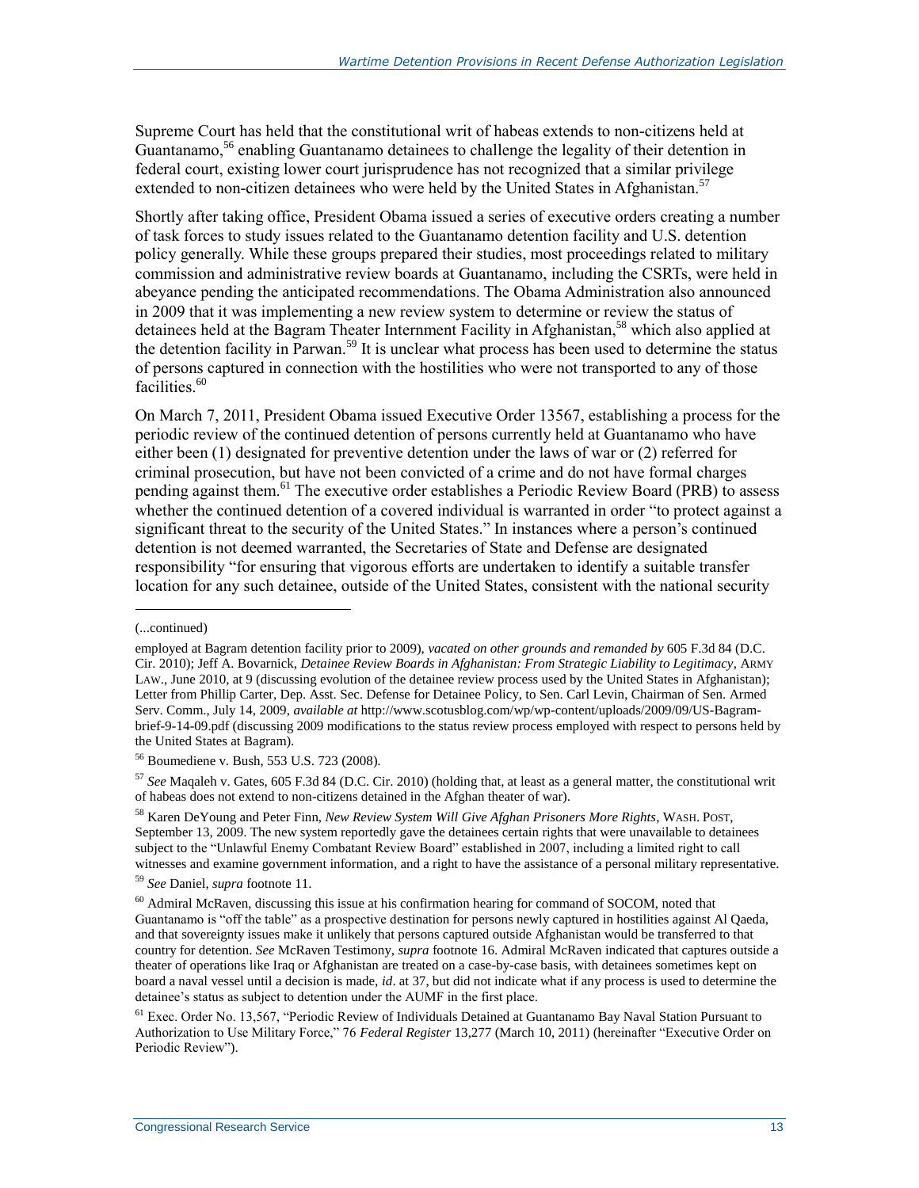Supreme Court has held that the constitutional writ of habeas extends to non-citizens held at Guantanamo,[56] enabling Guantanamo detainees to challenge the legality of their detention in federal court, existing lower court jurisprudence has not recognized that a similar privilege extended to non-citizen detainees who were held by the United States in Afghanistan.[57]

Shortly after taking office, President Obama issued a series of executive orders creating a number of task forces to study issues related to the Guantanamo detention facility and U.S. detention policy generally. While these groups prepared their studies, most proceedings related to military commission and administrative review boards at Guantanamo, including the CSRTs, were held in abeyance pending the anticipated recommendations. The Obama Administration also announced in 2009 that it was implementing a new review system to determine or review the status of detainees held at the Bagram Theater Internment Facility in Afghanistan,[58] which also applied at the detention facility in Parwan.[59] It is unclear what process has been used to determine the status of persons captured in connection with the hostilities who were not transported to any of those facilities.[60]

On March 7, 2011, President Obama issued Executive Order 13567, establishing a process for the periodic review of the continued detention of persons currently held at Guantanamo who have either been (1) designated for preventive detention under the laws of war or (2) referred for criminal prosecution, but have not been convicted of a crime and do not have formal charges pending against them.[61] The executive order establishes a Periodic Review Board (PRB) to assess whether the continued detention of a covered individual is warranted in order "to protect against a significant threat to the security of the United States." In instances where a person's continued detention is not deemed warranted, the Secretaries of State and Defense are designated responsibility "for ensuring that vigorous efforts are undertaken to identify a suitable transfer location for any such detainee, outside of the United States, consistent with the national security

(...continued)

employed at Bagram detention facility prior to 2009), *vacated on other grounds and remanded by* 605 F.3d 84 (D.C. Cir. 2010); Jeff A. Bovarnick, *Detainee Review Boards in Afghanistan: From Strategic Liability to Legitimacy*, ARMY LAW., June 2010, at 9 (discussing evolution of the detainee review process used by the United States in Afghanistan); Letter from Phillip Carter, Dep. Asst. Sec. Defense for Detainee Policy, to Sen. Carl Levin, Chairman of Sen. Armed Serv. Comm., July 14, 2009, *available at* http://www.scotusblog.com/wp/wp-content/uploads/2009/09/US-Bagram-brief-9-14-09.pdf (discussing 2009 modifications to the status review process employed with respect to persons held by the United States at Bagram).

[56] Boumediene v. Bush, 553 U.S. 723 (2008).

[57] *See* Maqaleh v. Gates, 605 F.3d 84 (D.C. Cir. 2010) (holding that, at least as a general matter, the constitutional writ of habeas does not extend to non-citizens detained in the Afghan theater of war).

[58] Karen DeYoung and Peter Finn, *New Review System Will Give Afghan Prisoners More Rights*, WASH. POST, September 13, 2009. The new system reportedly gave the detainees certain rights that were unavailable to detainees subject to the "Unlawful Enemy Combatant Review Board" established in 2007, including a limited right to call witnesses and examine government information, and a right to have the assistance of a personal military representative.

[59] *See* Daniel, *supra* footnote 11.

[60] Admiral McRaven, discussing this issue at his confirmation hearing for command of SOCOM, noted that Guantanamo is "off the table" as a prospective destination for persons newly captured in hostilities against Al Qaeda, and that sovereignty issues make it unlikely that persons captured outside Afghanistan would be transferred to that country for detention. *See* McRaven Testimony, *supra* footnote 16. Admiral McRaven indicated that captures outside a theater of operations like Iraq or Afghanistan are treated on a case-by-case basis, with detainees sometimes kept on board a naval vessel until a decision is made, *id*. at 37, but did not indicate what if any process is used to determine the detainee's status as subject to detention under the AUMF in the first place.

[61] Exec. Order No. 13,567, "Periodic Review of Individuals Detained at Guantanamo Bay Naval Station Pursuant to Authorization to Use Military Force," 76 *Federal Register* 13,277 (March 10, 2011) (hereinafter "Executive Order on Periodic Review").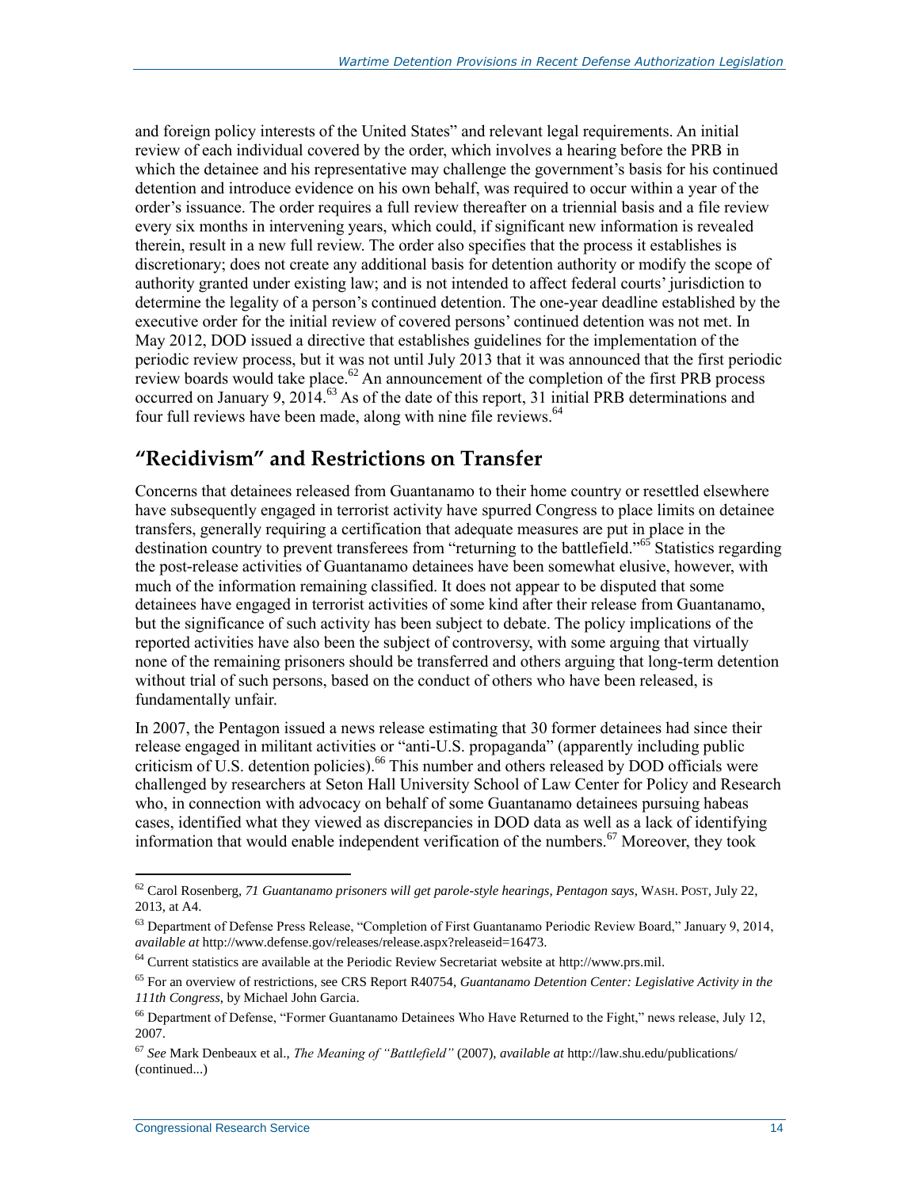and foreign policy interests of the United States" and relevant legal requirements. An initial review of each individual covered by the order, which involves a hearing before the PRB in which the detainee and his representative may challenge the government's basis for his continued detention and introduce evidence on his own behalf, was required to occur within a year of the order's issuance. The order requires a full review thereafter on a triennial basis and a file review every six months in intervening years, which could, if significant new information is revealed therein, result in a new full review. The order also specifies that the process it establishes is discretionary; does not create any additional basis for detention authority or modify the scope of authority granted under existing law; and is not intended to affect federal courts' jurisdiction to determine the legality of a person's continued detention. The one-year deadline established by the executive order for the initial review of covered persons' continued detention was not met. In May 2012, DOD issued a directive that establishes guidelines for the implementation of the periodic review process, but it was not until July 2013 that it was announced that the first periodic review boards would take place.[62] An announcement of the completion of the first PRB process occurred on January 9, 2014.[63] As of the date of this report, 31 initial PRB determinations and four full reviews have been made, along with nine file reviews.[64]

## "Recidivism" and Restrictions on Transfer

Concerns that detainees released from Guantanamo to their home country or resettled elsewhere have subsequently engaged in terrorist activity have spurred Congress to place limits on detainee transfers, generally requiring a certification that adequate measures are put in place in the destination country to prevent transferees from "returning to the battlefield."[65] Statistics regarding the post-release activities of Guantanamo detainees have been somewhat elusive, however, with much of the information remaining classified. It does not appear to be disputed that some detainees have engaged in terrorist activities of some kind after their release from Guantanamo, but the significance of such activity has been subject to debate. The policy implications of the reported activities have also been the subject of controversy, with some arguing that virtually none of the remaining prisoners should be transferred and others arguing that long-term detention without trial of such persons, based on the conduct of others who have been released, is fundamentally unfair.

In 2007, the Pentagon issued a news release estimating that 30 former detainees had since their release engaged in militant activities or "anti-U.S. propaganda" (apparently including public criticism of U.S. detention policies).[66] This number and others released by DOD officials were challenged by researchers at Seton Hall University School of Law Center for Policy and Research who, in connection with advocacy on behalf of some Guantanamo detainees pursuing habeas cases, identified what they viewed as discrepancies in DOD data as well as a lack of identifying information that would enable independent verification of the numbers.[67] Moreover, they took

---

[62] Carol Rosenberg, *71 Guantanamo prisoners will get parole-style hearings, Pentagon says*, WASH. POST, July 22, 2013, at A4.

[63] Department of Defense Press Release, "Completion of First Guantanamo Periodic Review Board," January 9, 2014, *available at* http://www.defense.gov/releases/release.aspx?releaseid=16473.

[64] Current statistics are available at the Periodic Review Secretariat website at http://www.prs.mil.

[65] For an overview of restrictions, see CRS Report R40754, *Guantanamo Detention Center: Legislative Activity in the 111th Congress*, by Michael John Garcia.

[66] Department of Defense, "Former Guantanamo Detainees Who Have Returned to the Fight," news release, July 12, 2007.

[67] *See* Mark Denbeaux et al., *The Meaning of "Battlefield"* (2007), *available at* http://law.shu.edu/publications/ (continued...)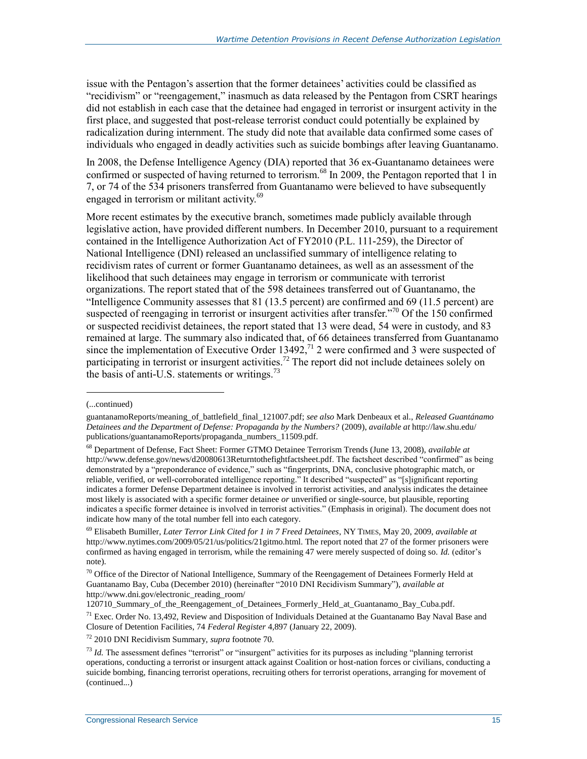issue with the Pentagon's assertion that the former detainees' activities could be classified as "recidivism" or "reengagement," inasmuch as data released by the Pentagon from CSRT hearings did not establish in each case that the detainee had engaged in terrorist or insurgent activity in the first place, and suggested that post-release terrorist conduct could potentially be explained by radicalization during internment. The study did note that available data confirmed some cases of individuals who engaged in deadly activities such as suicide bombings after leaving Guantanamo.

In 2008, the Defense Intelligence Agency (DIA) reported that 36 ex-Guantanamo detainees were confirmed or suspected of having returned to terrorism.[68] In 2009, the Pentagon reported that 1 in 7, or 74 of the 534 prisoners transferred from Guantanamo were believed to have subsequently engaged in terrorism or militant activity.[69]

More recent estimates by the executive branch, sometimes made publicly available through legislative action, have provided different numbers. In December 2010, pursuant to a requirement contained in the Intelligence Authorization Act of FY2010 (P.L. 111-259), the Director of National Intelligence (DNI) released an unclassified summary of intelligence relating to recidivism rates of current or former Guantanamo detainees, as well as an assessment of the likelihood that such detainees may engage in terrorism or communicate with terrorist organizations. The report stated that of the 598 detainees transferred out of Guantanamo, the "Intelligence Community assesses that 81 (13.5 percent) are confirmed and 69 (11.5 percent) are suspected of reengaging in terrorist or insurgent activities after transfer."[70] Of the 150 confirmed or suspected recidivist detainees, the report stated that 13 were dead, 54 were in custody, and 83 remained at large. The summary also indicated that, of 66 detainees transferred from Guantanamo since the implementation of Executive Order 13492,[71] 2 were confirmed and 3 were suspected of participating in terrorist or insurgent activities.[72] The report did not include detainees solely on the basis of anti-U.S. statements or writings.[73]

---

(...continued)

guantanamoReports/meaning_of_battlefield_final_121007.pdf; *see also* Mark Denbeaux et al., *Released Guantánamo Detainees and the Department of Defense: Propaganda by the Numbers?* (2009), *available at* http://law.shu.edu/publications/guantanamoReports/propaganda_numbers_11509.pdf.

[68] Department of Defense, Fact Sheet: Former GTMO Detainee Terrorism Trends (June 13, 2008), *available at* http://www.defense.gov/news/d20080613Returntothefightfactsheet.pdf. The factsheet described "confirmed" as being demonstrated by a "preponderance of evidence," such as "fingerprints, DNA, conclusive photographic match, or reliable, verified, or well-corroborated intelligence reporting." It described "suspected" as "[s]ignificant reporting indicates a former Defense Department detainee is involved in terrorist activities, and analysis indicates the detainee most likely is associated with a specific former detainee *or* unverified or single-source, but plausible, reporting indicates a specific former detainee is involved in terrorist activities." (Emphasis in original). The document does not indicate how many of the total number fell into each category.

[69] Elisabeth Bumiller, *Later Terror Link Cited for 1 in 7 Freed Detainees*, NY TIMES, May 20, 2009, *available at* http://www.nytimes.com/2009/05/21/us/politics/21gitmo.html. The report noted that 27 of the former prisoners were confirmed as having engaged in terrorism, while the remaining 47 were merely suspected of doing so. *Id.* (editor's note).

[70] Office of the Director of National Intelligence, Summary of the Reengagement of Detainees Formerly Held at Guantanamo Bay, Cuba (December 2010) (hereinafter "2010 DNI Recidivism Summary"), *available at* http://www.dni.gov/electronic_reading_room/120710_Summary_of_the_Reengagement_of_Detainees_Formerly_Held_at_Guantanamo_Bay_Cuba.pdf.

[71] Exec. Order No. 13,492, Review and Disposition of Individuals Detained at the Guantanamo Bay Naval Base and Closure of Detention Facilities, 74 *Federal Register* 4,897 (January 22, 2009).

[72] 2010 DNI Recidivism Summary, *supra* footnote 70.

[73] *Id.* The assessment defines "terrorist" or "insurgent" activities for its purposes as including "planning terrorist operations, conducting a terrorist or insurgent attack against Coalition or host-nation forces or civilians, conducting a suicide bombing, financing terrorist operations, recruiting others for terrorist operations, arranging for movement of (continued...)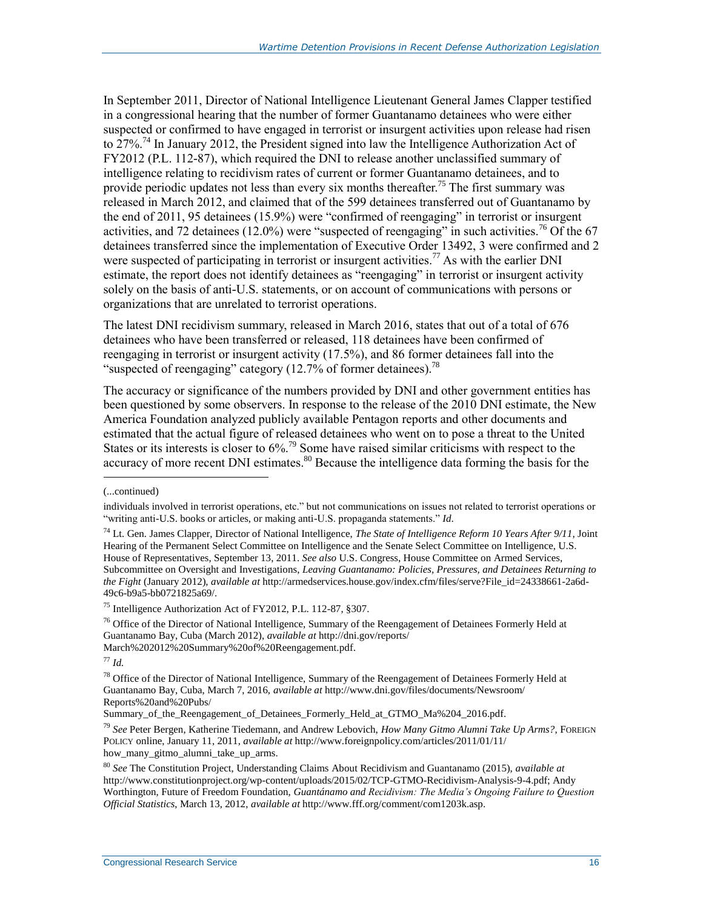In September 2011, Director of National Intelligence Lieutenant General James Clapper testified in a congressional hearing that the number of former Guantanamo detainees who were either suspected or confirmed to have engaged in terrorist or insurgent activities upon release had risen to 27%.[74] In January 2012, the President signed into law the Intelligence Authorization Act of FY2012 (P.L. 112-87), which required the DNI to release another unclassified summary of intelligence relating to recidivism rates of current or former Guantanamo detainees, and to provide periodic updates not less than every six months thereafter.[75] The first summary was released in March 2012, and claimed that of the 599 detainees transferred out of Guantanamo by the end of 2011, 95 detainees (15.9%) were "confirmed of reengaging" in terrorist or insurgent activities, and 72 detainees (12.0%) were "suspected of reengaging" in such activities.[76] Of the 67 detainees transferred since the implementation of Executive Order 13492, 3 were confirmed and 2 were suspected of participating in terrorist or insurgent activities.[77] As with the earlier DNI estimate, the report does not identify detainees as "reengaging" in terrorist or insurgent activity solely on the basis of anti-U.S. statements, or on account of communications with persons or organizations that are unrelated to terrorist operations.

The latest DNI recidivism summary, released in March 2016, states that out of a total of 676 detainees who have been transferred or released, 118 detainees have been confirmed of reengaging in terrorist or insurgent activity (17.5%), and 86 former detainees fall into the "suspected of reengaging" category (12.7% of former detainees).[78]

The accuracy or significance of the numbers provided by DNI and other government entities has been questioned by some observers. In response to the release of the 2010 DNI estimate, the New America Foundation analyzed publicly available Pentagon reports and other documents and estimated that the actual figure of released detainees who went on to pose a threat to the United States or its interests is closer to 6%.[79] Some have raised similar criticisms with respect to the accuracy of more recent DNI estimates.[80] Because the intelligence data forming the basis for the

---

(...continued)

individuals involved in terrorist operations, etc." but not communications on issues not related to terrorist operations or "writing anti-U.S. books or articles, or making anti-U.S. propaganda statements." *Id.*

[74] Lt. Gen. James Clapper, Director of National Intelligence, *The State of Intelligence Reform 10 Years After 9/11*, Joint Hearing of the Permanent Select Committee on Intelligence and the Senate Select Committee on Intelligence, U.S. House of Representatives, September 13, 2011. *See also* U.S. Congress, House Committee on Armed Services, Subcommittee on Oversight and Investigations, *Leaving Guantanamo: Policies, Pressures, and Detainees Returning to the Fight* (January 2012), *available at* http://armedservices.house.gov/index.cfm/files/serve?File_id=24338661-2a6d-49c6-b9a5-bb0721825a69/.

[75] Intelligence Authorization Act of FY2012, P.L. 112-87, §307.

[76] Office of the Director of National Intelligence, Summary of the Reengagement of Detainees Formerly Held at Guantanamo Bay, Cuba (March 2012), *available at* http://dni.gov/reports/March%202012%20Summary%20of%20Reengagement.pdf.

[77] *Id.*

[78] Office of the Director of National Intelligence, Summary of the Reengagement of Detainees Formerly Held at Guantanamo Bay, Cuba, March 7, 2016, *available at* http://www.dni.gov/files/documents/Newsroom/Reports%20and%20Pubs/Summary_of_the_Reengagement_of_Detainees_Formerly_Held_at_GTMO_Ma%204_2016.pdf.

[79] *See* Peter Bergen, Katherine Tiedemann, and Andrew Lebovich, *How Many Gitmo Alumni Take Up Arms?*, FOREIGN POLICY online, January 11, 2011, *available at* http://www.foreignpolicy.com/articles/2011/01/11/how_many_gitmo_alumni_take_up_arms.

[80] *See* The Constitution Project, Understanding Claims About Recidivism and Guantanamo (2015), *available at* http://www.constitutionproject.org/wp-content/uploads/2015/02/TCP-GTMO-Recidivism-Analysis-9-4.pdf; Andy Worthington, Future of Freedom Foundation, *Guantánamo and Recidivism: The Media's Ongoing Failure to Question Official Statistics*, March 13, 2012, *available at* http://www.fff.org/comment/com1203k.asp.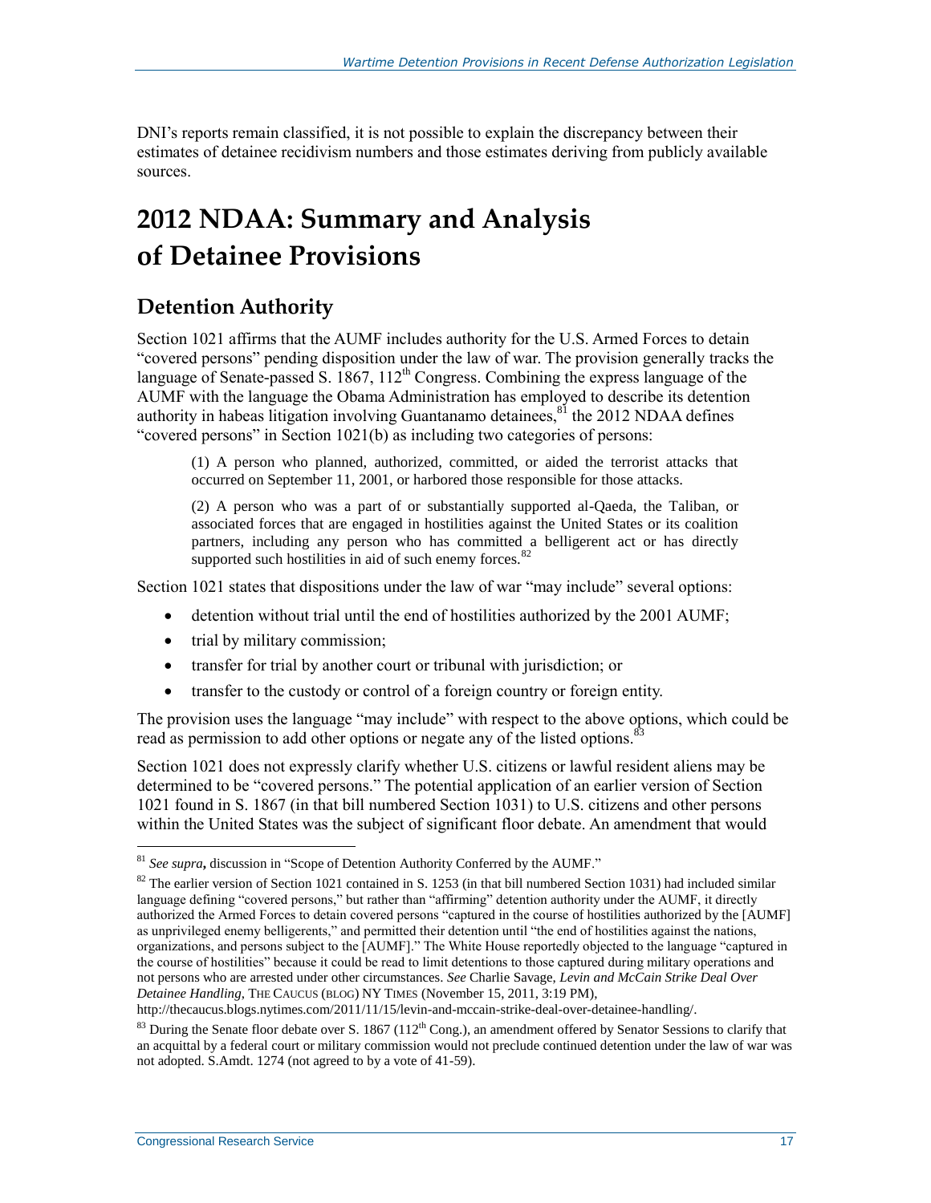DNI's reports remain classified, it is not possible to explain the discrepancy between their estimates of detainee recidivism numbers and those estimates deriving from publicly available sources.

# 2012 NDAA: Summary and Analysis of Detainee Provisions

## Detention Authority

Section 1021 affirms that the AUMF includes authority for the U.S. Armed Forces to detain "covered persons" pending disposition under the law of war. The provision generally tracks the language of Senate-passed S. 1867, 112th Congress. Combining the express language of the AUMF with the language the Obama Administration has employed to describe its detention authority in habeas litigation involving Guantanamo detainees,[81] the 2012 NDAA defines "covered persons" in Section 1021(b) as including two categories of persons:

> (1) A person who planned, authorized, committed, or aided the terrorist attacks that occurred on September 11, 2001, or harbored those responsible for those attacks.
>
> (2) A person who was a part of or substantially supported al-Qaeda, the Taliban, or associated forces that are engaged in hostilities against the United States or its coalition partners, including any person who has committed a belligerent act or has directly supported such hostilities in aid of such enemy forces.[82]

Section 1021 states that dispositions under the law of war "may include" several options:

- detention without trial until the end of hostilities authorized by the 2001 AUMF;
- trial by military commission;
- transfer for trial by another court or tribunal with jurisdiction; or
- transfer to the custody or control of a foreign country or foreign entity.

The provision uses the language "may include" with respect to the above options, which could be read as permission to add other options or negate any of the listed options.[83]

Section 1021 does not expressly clarify whether U.S. citizens or lawful resident aliens may be determined to be "covered persons." The potential application of an earlier version of Section 1021 found in S. 1867 (in that bill numbered Section 1031) to U.S. citizens and other persons within the United States was the subject of significant floor debate. An amendment that would

---

[81] *See supra***,** discussion in "Scope of Detention Authority Conferred by the AUMF."

[82] The earlier version of Section 1021 contained in S. 1253 (in that bill numbered Section 1031) had included similar language defining "covered persons," but rather than "affirming" detention authority under the AUMF, it directly authorized the Armed Forces to detain covered persons "captured in the course of hostilities authorized by the [AUMF] as unprivileged enemy belligerents," and permitted their detention until "the end of hostilities against the nations, organizations, and persons subject to the [AUMF]." The White House reportedly objected to the language "captured in the course of hostilities" because it could be read to limit detentions to those captured during military operations and not persons who are arrested under other circumstances. *See* Charlie Savage, *Levin and McCain Strike Deal Over Detainee Handling*, THE CAUCUS (BLOG) NY TIMES (November 15, 2011, 3:19 PM), http://thecaucus.blogs.nytimes.com/2011/11/15/levin-and-mccain-strike-deal-over-detainee-handling/.

[83] During the Senate floor debate over S. 1867 (112th Cong.), an amendment offered by Senator Sessions to clarify that an acquittal by a federal court or military commission would not preclude continued detention under the law of war was not adopted. S.Amdt. 1274 (not agreed to by a vote of 41-59).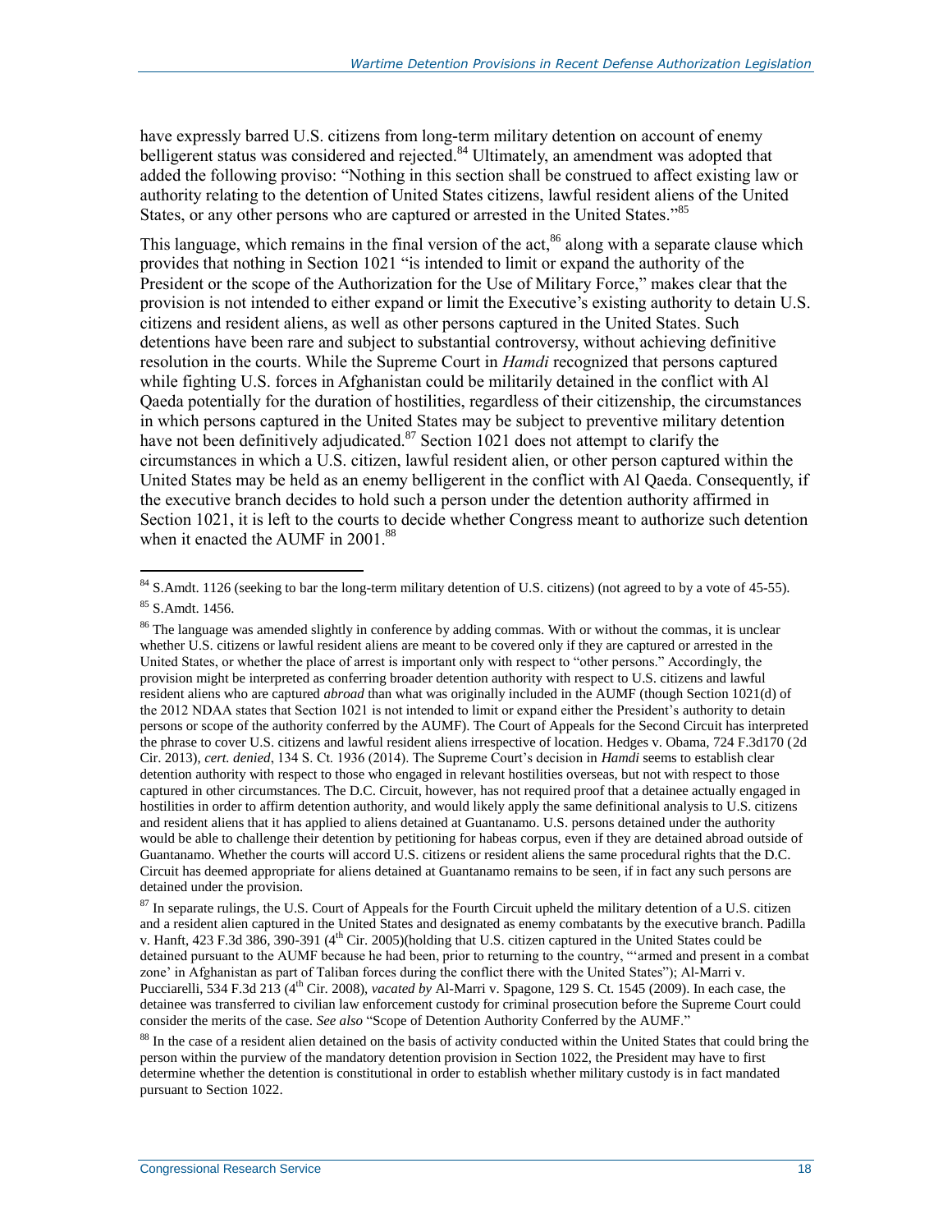have expressly barred U.S. citizens from long-term military detention on account of enemy belligerent status was considered and rejected.[84] Ultimately, an amendment was adopted that added the following proviso: "Nothing in this section shall be construed to affect existing law or authority relating to the detention of United States citizens, lawful resident aliens of the United States, or any other persons who are captured or arrested in the United States."[85]

This language, which remains in the final version of the act,[86] along with a separate clause which provides that nothing in Section 1021 "is intended to limit or expand the authority of the President or the scope of the Authorization for the Use of Military Force," makes clear that the provision is not intended to either expand or limit the Executive's existing authority to detain U.S. citizens and resident aliens, as well as other persons captured in the United States. Such detentions have been rare and subject to substantial controversy, without achieving definitive resolution in the courts. While the Supreme Court in *Hamdi* recognized that persons captured while fighting U.S. forces in Afghanistan could be militarily detained in the conflict with Al Qaeda potentially for the duration of hostilities, regardless of their citizenship, the circumstances in which persons captured in the United States may be subject to preventive military detention have not been definitively adjudicated.[87] Section 1021 does not attempt to clarify the circumstances in which a U.S. citizen, lawful resident alien, or other person captured within the United States may be held as an enemy belligerent in the conflict with Al Qaeda. Consequently, if the executive branch decides to hold such a person under the detention authority affirmed in Section 1021, it is left to the courts to decide whether Congress meant to authorize such detention when it enacted the AUMF in 2001.[88]

---

[84] S.Amdt. 1126 (seeking to bar the long-term military detention of U.S. citizens) (not agreed to by a vote of 45-55).

[85] S.Amdt. 1456.

[86] The language was amended slightly in conference by adding commas. With or without the commas, it is unclear whether U.S. citizens or lawful resident aliens are meant to be covered only if they are captured or arrested in the United States, or whether the place of arrest is important only with respect to "other persons." Accordingly, the provision might be interpreted as conferring broader detention authority with respect to U.S. citizens and lawful resident aliens who are captured *abroad* than what was originally included in the AUMF (though Section 1021(d) of the 2012 NDAA states that Section 1021 is not intended to limit or expand either the President's authority to detain persons or scope of the authority conferred by the AUMF). The Court of Appeals for the Second Circuit has interpreted the phrase to cover U.S. citizens and lawful resident aliens irrespective of location. Hedges v. Obama, 724 F.3d170 (2d Cir. 2013), *cert. denied*, 134 S. Ct. 1936 (2014). The Supreme Court's decision in *Hamdi* seems to establish clear detention authority with respect to those who engaged in relevant hostilities overseas, but not with respect to those captured in other circumstances. The D.C. Circuit, however, has not required proof that a detainee actually engaged in hostilities in order to affirm detention authority, and would likely apply the same definitional analysis to U.S. citizens and resident aliens that it has applied to aliens detained at Guantanamo. U.S. persons detained under the authority would be able to challenge their detention by petitioning for habeas corpus, even if they are detained abroad outside of Guantanamo. Whether the courts will accord U.S. citizens or resident aliens the same procedural rights that the D.C. Circuit has deemed appropriate for aliens detained at Guantanamo remains to be seen, if in fact any such persons are detained under the provision.

[87] In separate rulings, the U.S. Court of Appeals for the Fourth Circuit upheld the military detention of a U.S. citizen and a resident alien captured in the United States and designated as enemy combatants by the executive branch. Padilla v. Hanft, 423 F.3d 386, 390-391 (4th Cir. 2005)(holding that U.S. citizen captured in the United States could be detained pursuant to the AUMF because he had been, prior to returning to the country, "'armed and present in a combat zone' in Afghanistan as part of Taliban forces during the conflict there with the United States"); Al-Marri v. Pucciarelli, 534 F.3d 213 (4th Cir. 2008), *vacated by* Al-Marri v. Spagone, 129 S. Ct. 1545 (2009). In each case, the detainee was transferred to civilian law enforcement custody for criminal prosecution before the Supreme Court could consider the merits of the case. *See also* "Scope of Detention Authority Conferred by the AUMF."

[88] In the case of a resident alien detained on the basis of activity conducted within the United States that could bring the person within the purview of the mandatory detention provision in Section 1022, the President may have to first determine whether the detention is constitutional in order to establish whether military custody is in fact mandated pursuant to Section 1022.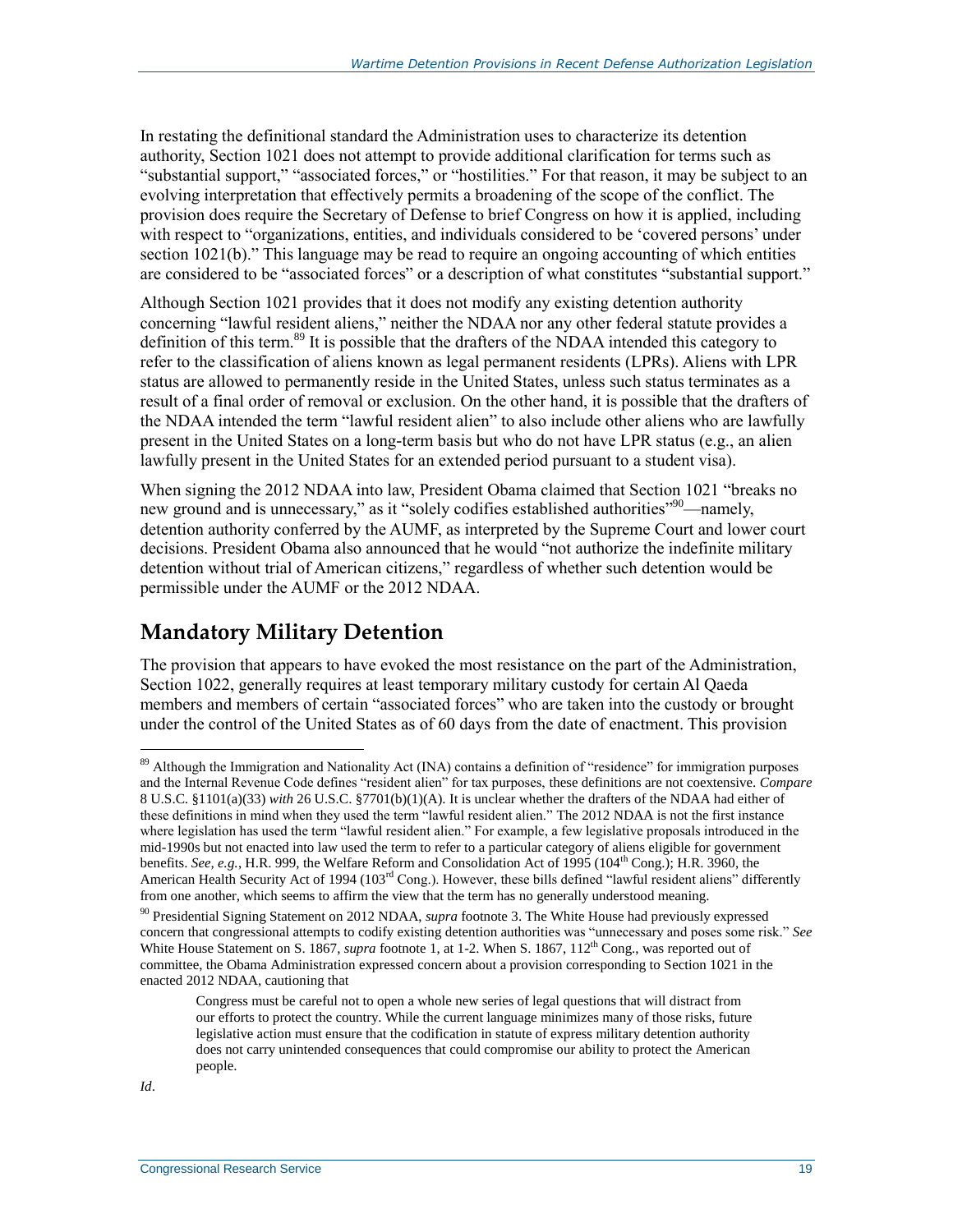In restating the definitional standard the Administration uses to characterize its detention authority, Section 1021 does not attempt to provide additional clarification for terms such as "substantial support," "associated forces," or "hostilities." For that reason, it may be subject to an evolving interpretation that effectively permits a broadening of the scope of the conflict. The provision does require the Secretary of Defense to brief Congress on how it is applied, including with respect to "organizations, entities, and individuals considered to be 'covered persons' under section 1021(b)." This language may be read to require an ongoing accounting of which entities are considered to be "associated forces" or a description of what constitutes "substantial support."

Although Section 1021 provides that it does not modify any existing detention authority concerning "lawful resident aliens," neither the NDAA nor any other federal statute provides a definition of this term.[89] It is possible that the drafters of the NDAA intended this category to refer to the classification of aliens known as legal permanent residents (LPRs). Aliens with LPR status are allowed to permanently reside in the United States, unless such status terminates as a result of a final order of removal or exclusion. On the other hand, it is possible that the drafters of the NDAA intended the term "lawful resident alien" to also include other aliens who are lawfully present in the United States on a long-term basis but who do not have LPR status (e.g., an alien lawfully present in the United States for an extended period pursuant to a student visa).

When signing the 2012 NDAA into law, President Obama claimed that Section 1021 "breaks no new ground and is unnecessary," as it "solely codifies established authorities"[90]—namely, detention authority conferred by the AUMF, as interpreted by the Supreme Court and lower court decisions. President Obama also announced that he would "not authorize the indefinite military detention without trial of American citizens," regardless of whether such detention would be permissible under the AUMF or the 2012 NDAA.

## Mandatory Military Detention

The provision that appears to have evoked the most resistance on the part of the Administration, Section 1022, generally requires at least temporary military custody for certain Al Qaeda members and members of certain "associated forces" who are taken into the custody or brought under the control of the United States as of 60 days from the date of enactment. This provision

---

[89] Although the Immigration and Nationality Act (INA) contains a definition of "residence" for immigration purposes and the Internal Revenue Code defines "resident alien" for tax purposes, these definitions are not coextensive. *Compare* 8 U.S.C. §1101(a)(33) *with* 26 U.S.C. §7701(b)(1)(A). It is unclear whether the drafters of the NDAA had either of these definitions in mind when they used the term "lawful resident alien." The 2012 NDAA is not the first instance where legislation has used the term "lawful resident alien." For example, a few legislative proposals introduced in the mid-1990s but not enacted into law used the term to refer to a particular category of aliens eligible for government benefits. *See, e.g.*, H.R. 999, the Welfare Reform and Consolidation Act of 1995 (104th Cong.); H.R. 3960, the American Health Security Act of 1994 (103rd Cong.). However, these bills defined "lawful resident aliens" differently from one another, which seems to affirm the view that the term has no generally understood meaning.

[90] Presidential Signing Statement on 2012 NDAA, *supra* footnote 3. The White House had previously expressed concern that congressional attempts to codify existing detention authorities was "unnecessary and poses some risk." *See* White House Statement on S. 1867, *supra* footnote 1, at 1-2. When S. 1867, 112th Cong., was reported out of committee, the Obama Administration expressed concern about a provision corresponding to Section 1021 in the enacted 2012 NDAA, cautioning that

> Congress must be careful not to open a whole new series of legal questions that will distract from our efforts to protect the country. While the current language minimizes many of those risks, future legislative action must ensure that the codification in statute of express military detention authority does not carry unintended consequences that could compromise our ability to protect the American people.

*Id*.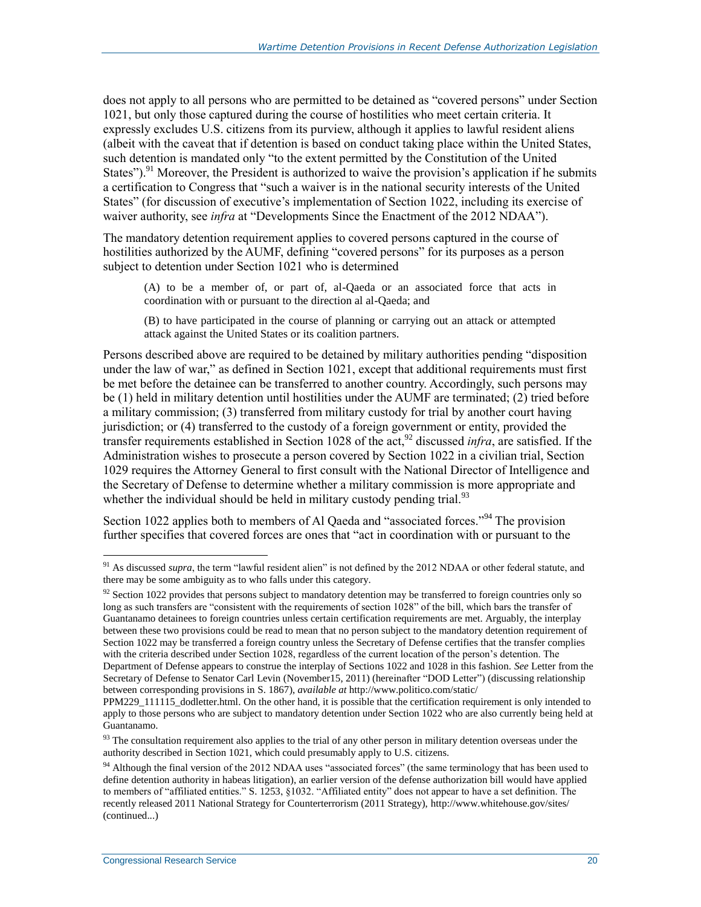does not apply to all persons who are permitted to be detained as "covered persons" under Section 1021, but only those captured during the course of hostilities who meet certain criteria. It expressly excludes U.S. citizens from its purview, although it applies to lawful resident aliens (albeit with the caveat that if detention is based on conduct taking place within the United States, such detention is mandated only "to the extent permitted by the Constitution of the United States").[91] Moreover, the President is authorized to waive the provision's application if he submits a certification to Congress that "such a waiver is in the national security interests of the United States" (for discussion of executive's implementation of Section 1022, including its exercise of waiver authority, see *infra* at "Developments Since the Enactment of the 2012 NDAA").

The mandatory detention requirement applies to covered persons captured in the course of hostilities authorized by the AUMF, defining "covered persons" for its purposes as a person subject to detention under Section 1021 who is determined

> (A) to be a member of, or part of, al-Qaeda or an associated force that acts in coordination with or pursuant to the direction al al-Qaeda; and
>
> (B) to have participated in the course of planning or carrying out an attack or attempted attack against the United States or its coalition partners.

Persons described above are required to be detained by military authorities pending "disposition under the law of war," as defined in Section 1021, except that additional requirements must first be met before the detainee can be transferred to another country. Accordingly, such persons may be (1) held in military detention until hostilities under the AUMF are terminated; (2) tried before a military commission; (3) transferred from military custody for trial by another court having jurisdiction; or (4) transferred to the custody of a foreign government or entity, provided the transfer requirements established in Section 1028 of the act,[92] discussed *infra*, are satisfied. If the Administration wishes to prosecute a person covered by Section 1022 in a civilian trial, Section 1029 requires the Attorney General to first consult with the National Director of Intelligence and the Secretary of Defense to determine whether a military commission is more appropriate and whether the individual should be held in military custody pending trial.[93]

Section 1022 applies both to members of Al Qaeda and "associated forces."[94] The provision further specifies that covered forces are ones that "act in coordination with or pursuant to the

---

[91] As discussed *supra*, the term "lawful resident alien" is not defined by the 2012 NDAA or other federal statute, and there may be some ambiguity as to who falls under this category.

[92] Section 1022 provides that persons subject to mandatory detention may be transferred to foreign countries only so long as such transfers are "consistent with the requirements of section 1028" of the bill, which bars the transfer of Guantanamo detainees to foreign countries unless certain certification requirements are met. Arguably, the interplay between these two provisions could be read to mean that no person subject to the mandatory detention requirement of Section 1022 may be transferred a foreign country unless the Secretary of Defense certifies that the transfer complies with the criteria described under Section 1028, regardless of the current location of the person's detention. The Department of Defense appears to construe the interplay of Sections 1022 and 1028 in this fashion. *See* Letter from the Secretary of Defense to Senator Carl Levin (November15, 2011) (hereinafter "DOD Letter") (discussing relationship between corresponding provisions in S. 1867), *available at* http://www.politico.com/static/PPM229_111115_dodletter.html. On the other hand, it is possible that the certification requirement is only intended to apply to those persons who are subject to mandatory detention under Section 1022 who are also currently being held at Guantanamo.

[93] The consultation requirement also applies to the trial of any other person in military detention overseas under the authority described in Section 1021, which could presumably apply to U.S. citizens.

[94] Although the final version of the 2012 NDAA uses "associated forces" (the same terminology that has been used to define detention authority in habeas litigation), an earlier version of the defense authorization bill would have applied to members of "affiliated entities." S. 1253, §1032. "Affiliated entity" does not appear to have a set definition. The recently released 2011 National Strategy for Counterterrorism (2011 Strategy), http://www.whitehouse.gov/sites/ (continued...)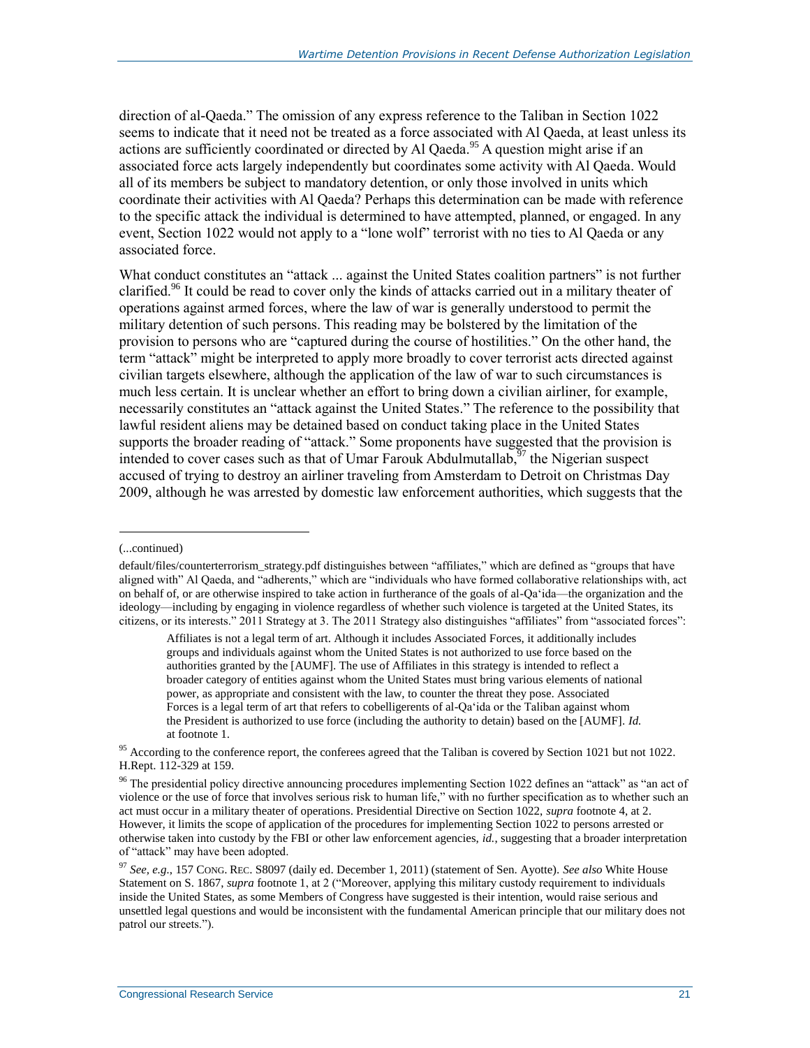direction of al-Qaeda." The omission of any express reference to the Taliban in Section 1022 seems to indicate that it need not be treated as a force associated with Al Qaeda, at least unless its actions are sufficiently coordinated or directed by Al Qaeda.[95] A question might arise if an associated force acts largely independently but coordinates some activity with Al Qaeda. Would all of its members be subject to mandatory detention, or only those involved in units which coordinate their activities with Al Qaeda? Perhaps this determination can be made with reference to the specific attack the individual is determined to have attempted, planned, or engaged. In any event, Section 1022 would not apply to a "lone wolf" terrorist with no ties to Al Qaeda or any associated force.

What conduct constitutes an "attack ... against the United States coalition partners" is not further clarified.[96] It could be read to cover only the kinds of attacks carried out in a military theater of operations against armed forces, where the law of war is generally understood to permit the military detention of such persons. This reading may be bolstered by the limitation of the provision to persons who are "captured during the course of hostilities." On the other hand, the term "attack" might be interpreted to apply more broadly to cover terrorist acts directed against civilian targets elsewhere, although the application of the law of war to such circumstances is much less certain. It is unclear whether an effort to bring down a civilian airliner, for example, necessarily constitutes an "attack against the United States." The reference to the possibility that lawful resident aliens may be detained based on conduct taking place in the United States supports the broader reading of "attack." Some proponents have suggested that the provision is intended to cover cases such as that of Umar Farouk Abdulmutallab,[97] the Nigerian suspect accused of trying to destroy an airliner traveling from Amsterdam to Detroit on Christmas Day 2009, although he was arrested by domestic law enforcement authorities, which suggests that the

---

(...continued)

default/files/counterterrorism_strategy.pdf distinguishes between "affiliates," which are defined as "groups that have aligned with" Al Qaeda, and "adherents," which are "individuals who have formed collaborative relationships with, act on behalf of, or are otherwise inspired to take action in furtherance of the goals of al-Qa'ida—the organization and the ideology—including by engaging in violence regardless of whether such violence is targeted at the United States, its citizens, or its interests." 2011 Strategy at 3. The 2011 Strategy also distinguishes "affiliates" from "associated forces":

> Affiliates is not a legal term of art. Although it includes Associated Forces, it additionally includes groups and individuals against whom the United States is not authorized to use force based on the authorities granted by the [AUMF]. The use of Affiliates in this strategy is intended to reflect a broader category of entities against whom the United States must bring various elements of national power, as appropriate and consistent with the law, to counter the threat they pose. Associated Forces is a legal term of art that refers to cobelligerents of al-Qa'ida or the Taliban against whom the President is authorized to use force (including the authority to detain) based on the [AUMF]. *Id.* at footnote 1.

[95] According to the conference report, the conferees agreed that the Taliban is covered by Section 1021 but not 1022. H.Rept. 112-329 at 159.

[96] The presidential policy directive announcing procedures implementing Section 1022 defines an "attack" as "an act of violence or the use of force that involves serious risk to human life," with no further specification as to whether such an act must occur in a military theater of operations. Presidential Directive on Section 1022, *supra* footnote 4, at 2. However, it limits the scope of application of the procedures for implementing Section 1022 to persons arrested or otherwise taken into custody by the FBI or other law enforcement agencies, *id.*, suggesting that a broader interpretation of "attack" may have been adopted.

[97] *See, e.g.,* 157 CONG. REC. S8097 (daily ed. December 1, 2011) (statement of Sen. Ayotte). *See also* White House Statement on S. 1867, *supra* footnote 1, at 2 ("Moreover, applying this military custody requirement to individuals inside the United States, as some Members of Congress have suggested is their intention, would raise serious and unsettled legal questions and would be inconsistent with the fundamental American principle that our military does not patrol our streets.").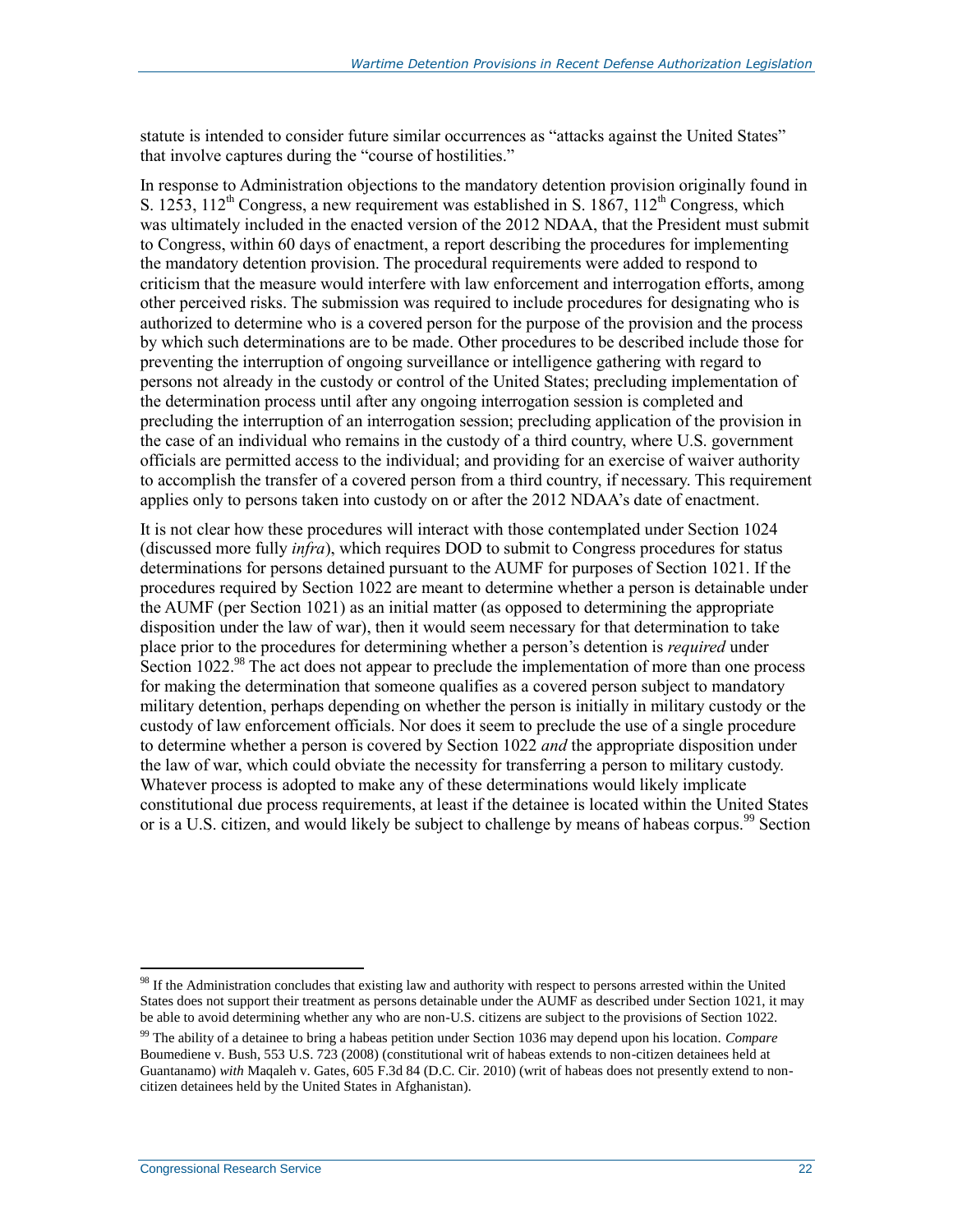statute is intended to consider future similar occurrences as "attacks against the United States" that involve captures during the "course of hostilities."

In response to Administration objections to the mandatory detention provision originally found in S. 1253, 112th Congress, a new requirement was established in S. 1867, 112th Congress, which was ultimately included in the enacted version of the 2012 NDAA, that the President must submit to Congress, within 60 days of enactment, a report describing the procedures for implementing the mandatory detention provision. The procedural requirements were added to respond to criticism that the measure would interfere with law enforcement and interrogation efforts, among other perceived risks. The submission was required to include procedures for designating who is authorized to determine who is a covered person for the purpose of the provision and the process by which such determinations are to be made. Other procedures to be described include those for preventing the interruption of ongoing surveillance or intelligence gathering with regard to persons not already in the custody or control of the United States; precluding implementation of the determination process until after any ongoing interrogation session is completed and precluding the interruption of an interrogation session; precluding application of the provision in the case of an individual who remains in the custody of a third country, where U.S. government officials are permitted access to the individual; and providing for an exercise of waiver authority to accomplish the transfer of a covered person from a third country, if necessary. This requirement applies only to persons taken into custody on or after the 2012 NDAA's date of enactment.

It is not clear how these procedures will interact with those contemplated under Section 1024 (discussed more fully *infra*), which requires DOD to submit to Congress procedures for status determinations for persons detained pursuant to the AUMF for purposes of Section 1021. If the procedures required by Section 1022 are meant to determine whether a person is detainable under the AUMF (per Section 1021) as an initial matter (as opposed to determining the appropriate disposition under the law of war), then it would seem necessary for that determination to take place prior to the procedures for determining whether a person's detention is *required* under Section 1022.[98] The act does not appear to preclude the implementation of more than one process for making the determination that someone qualifies as a covered person subject to mandatory military detention, perhaps depending on whether the person is initially in military custody or the custody of law enforcement officials. Nor does it seem to preclude the use of a single procedure to determine whether a person is covered by Section 1022 *and* the appropriate disposition under the law of war, which could obviate the necessity for transferring a person to military custody. Whatever process is adopted to make any of these determinations would likely implicate constitutional due process requirements, at least if the detainee is located within the United States or is a U.S. citizen, and would likely be subject to challenge by means of habeas corpus.[99] Section

---

[98] If the Administration concludes that existing law and authority with respect to persons arrested within the United States does not support their treatment as persons detainable under the AUMF as described under Section 1021, it may be able to avoid determining whether any who are non-U.S. citizens are subject to the provisions of Section 1022.

[99] The ability of a detainee to bring a habeas petition under Section 1036 may depend upon his location. *Compare* Boumediene v. Bush, 553 U.S. 723 (2008) (constitutional writ of habeas extends to non-citizen detainees held at Guantanamo) *with* Maqaleh v. Gates, 605 F.3d 84 (D.C. Cir. 2010) (writ of habeas does not presently extend to non-citizen detainees held by the United States in Afghanistan).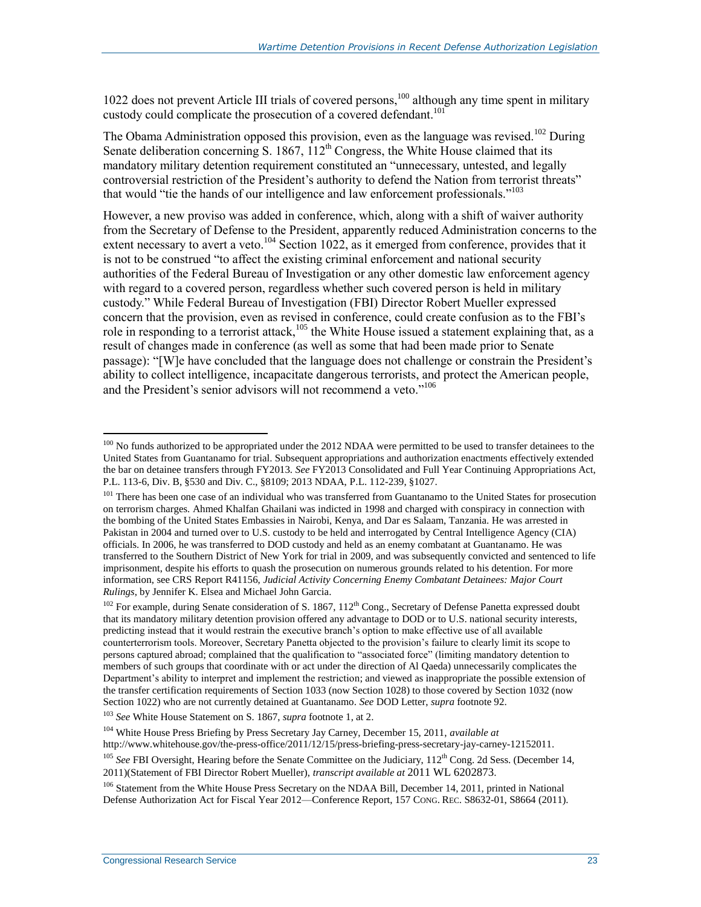1022 does not prevent Article III trials of covered persons,[100] although any time spent in military custody could complicate the prosecution of a covered defendant.[101]

The Obama Administration opposed this provision, even as the language was revised.[102] During Senate deliberation concerning S. 1867, 112th Congress, the White House claimed that its mandatory military detention requirement constituted an "unnecessary, untested, and legally controversial restriction of the President's authority to defend the Nation from terrorist threats" that would "tie the hands of our intelligence and law enforcement professionals."[103]

However, a new proviso was added in conference, which, along with a shift of waiver authority from the Secretary of Defense to the President, apparently reduced Administration concerns to the extent necessary to avert a veto.[104] Section 1022, as it emerged from conference, provides that it is not to be construed "to affect the existing criminal enforcement and national security authorities of the Federal Bureau of Investigation or any other domestic law enforcement agency with regard to a covered person, regardless whether such covered person is held in military custody." While Federal Bureau of Investigation (FBI) Director Robert Mueller expressed concern that the provision, even as revised in conference, could create confusion as to the FBI's role in responding to a terrorist attack,[105] the White House issued a statement explaining that, as a result of changes made in conference (as well as some that had been made prior to Senate passage): "[W]e have concluded that the language does not challenge or constrain the President's ability to collect intelligence, incapacitate dangerous terrorists, and protect the American people, and the President's senior advisors will not recommend a veto."[106]

---

[100] No funds authorized to be appropriated under the 2012 NDAA were permitted to be used to transfer detainees to the United States from Guantanamo for trial. Subsequent appropriations and authorization enactments effectively extended the bar on detainee transfers through FY2013. *See* FY2013 Consolidated and Full Year Continuing Appropriations Act, P.L. 113-6, Div. B, §530 and Div. C., §8109; 2013 NDAA, P.L. 112-239, §1027.

[101] There has been one case of an individual who was transferred from Guantanamo to the United States for prosecution on terrorism charges. Ahmed Khalfan Ghailani was indicted in 1998 and charged with conspiracy in connection with the bombing of the United States Embassies in Nairobi, Kenya, and Dar es Salaam, Tanzania. He was arrested in Pakistan in 2004 and turned over to U.S. custody to be held and interrogated by Central Intelligence Agency (CIA) officials. In 2006, he was transferred to DOD custody and held as an enemy combatant at Guantanamo. He was transferred to the Southern District of New York for trial in 2009, and was subsequently convicted and sentenced to life imprisonment, despite his efforts to quash the prosecution on numerous grounds related to his detention. For more information, see CRS Report R41156, *Judicial Activity Concerning Enemy Combatant Detainees: Major Court Rulings*, by Jennifer K. Elsea and Michael John Garcia.

[102] For example, during Senate consideration of S. 1867, 112th Cong., Secretary of Defense Panetta expressed doubt that its mandatory military detention provision offered any advantage to DOD or to U.S. national security interests, predicting instead that it would restrain the executive branch's option to make effective use of all available counterterrorism tools. Moreover, Secretary Panetta objected to the provision's failure to clearly limit its scope to persons captured abroad; complained that the qualification to "associated force" (limiting mandatory detention to members of such groups that coordinate with or act under the direction of Al Qaeda) unnecessarily complicates the Department's ability to interpret and implement the restriction; and viewed as inappropriate the possible extension of the transfer certification requirements of Section 1033 (now Section 1028) to those covered by Section 1032 (now Section 1022) who are not currently detained at Guantanamo. *See* DOD Letter, *supra* footnote 92.

[103] *See* White House Statement on S. 1867, *supra* footnote 1, at 2.

[104] White House Press Briefing by Press Secretary Jay Carney, December 15, 2011, *available at* http://www.whitehouse.gov/the-press-office/2011/12/15/press-briefing-press-secretary-jay-carney-12152011.

[105] *See* FBI Oversight, Hearing before the Senate Committee on the Judiciary, 112th Cong. 2d Sess. (December 14, 2011)(Statement of FBI Director Robert Mueller), *transcript available at* 2011 WL 6202873.

[106] Statement from the White House Press Secretary on the NDAA Bill, December 14, 2011, printed in National Defense Authorization Act for Fiscal Year 2012—Conference Report, 157 CONG. REC. S8632-01, S8664 (2011).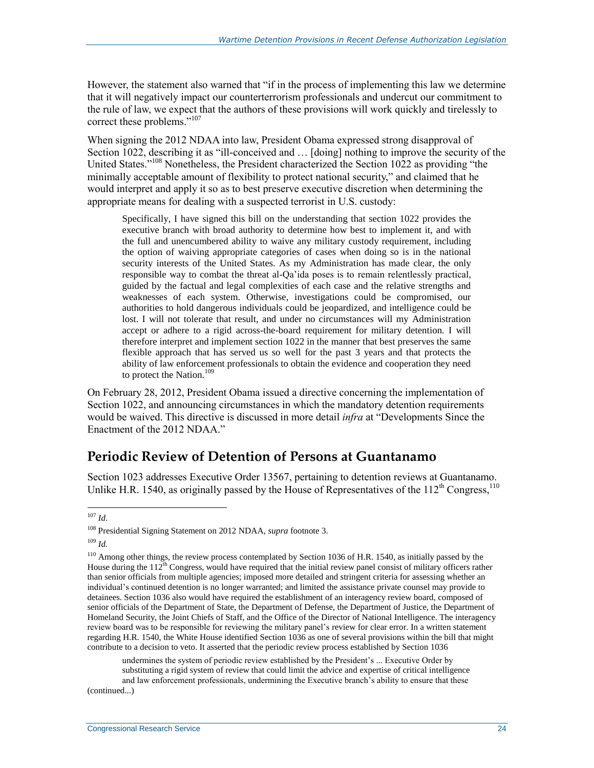However, the statement also warned that "if in the process of implementing this law we determine that it will negatively impact our counterterrorism professionals and undercut our commitment to the rule of law, we expect that the authors of these provisions will work quickly and tirelessly to correct these problems."[107]

When signing the 2012 NDAA into law, President Obama expressed strong disapproval of Section 1022, describing it as "ill-conceived and … [doing] nothing to improve the security of the United States."[108] Nonetheless, the President characterized the Section 1022 as providing "the minimally acceptable amount of flexibility to protect national security," and claimed that he would interpret and apply it so as to best preserve executive discretion when determining the appropriate means for dealing with a suspected terrorist in U.S. custody:

> Specifically, I have signed this bill on the understanding that section 1022 provides the executive branch with broad authority to determine how best to implement it, and with the full and unencumbered ability to waive any military custody requirement, including the option of waiving appropriate categories of cases when doing so is in the national security interests of the United States. As my Administration has made clear, the only responsible way to combat the threat al-Qa'ida poses is to remain relentlessly practical, guided by the factual and legal complexities of each case and the relative strengths and weaknesses of each system. Otherwise, investigations could be compromised, our authorities to hold dangerous individuals could be jeopardized, and intelligence could be lost. I will not tolerate that result, and under no circumstances will my Administration accept or adhere to a rigid across-the-board requirement for military detention. I will therefore interpret and implement section 1022 in the manner that best preserves the same flexible approach that has served us so well for the past 3 years and that protects the ability of law enforcement professionals to obtain the evidence and cooperation they need to protect the Nation.[109]

On February 28, 2012, President Obama issued a directive concerning the implementation of Section 1022, and announcing circumstances in which the mandatory detention requirements would be waived. This directive is discussed in more detail *infra* at "Developments Since the Enactment of the 2012 NDAA."

## Periodic Review of Detention of Persons at Guantanamo

Section 1023 addresses Executive Order 13567, pertaining to detention reviews at Guantanamo. Unlike H.R. 1540, as originally passed by the House of Representatives of the 112th Congress,[110]

---

[107] *Id*.

[108] Presidential Signing Statement on 2012 NDAA, *supra* footnote 3.

[109] *Id.*

[110] Among other things, the review process contemplated by Section 1036 of H.R. 1540, as initially passed by the House during the 112th Congress, would have required that the initial review panel consist of military officers rather than senior officials from multiple agencies; imposed more detailed and stringent criteria for assessing whether an individual's continued detention is no longer warranted; and limited the assistance private counsel may provide to detainees. Section 1036 also would have required the establishment of an interagency review board, composed of senior officials of the Department of State, the Department of Defense, the Department of Justice, the Department of Homeland Security, the Joint Chiefs of Staff, and the Office of the Director of National Intelligence. The interagency review board was to be responsible for reviewing the military panel's review for clear error. In a written statement regarding H.R. 1540, the White House identified Section 1036 as one of several provisions within the bill that might contribute to a decision to veto. It asserted that the periodic review process established by Section 1036

> undermines the system of periodic review established by the President's ... Executive Order by substituting a rigid system of review that could limit the advice and expertise of critical intelligence and law enforcement professionals, undermining the Executive branch's ability to ensure that these

(continued...)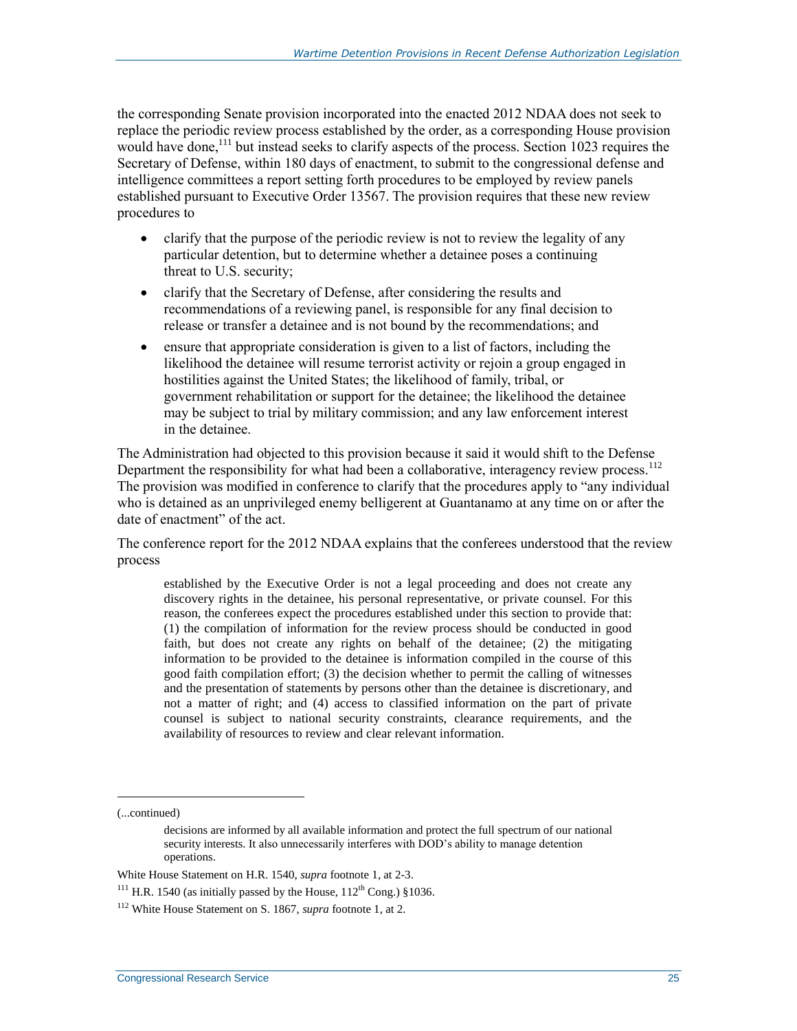the corresponding Senate provision incorporated into the enacted 2012 NDAA does not seek to replace the periodic review process established by the order, as a corresponding House provision would have done,[111] but instead seeks to clarify aspects of the process. Section 1023 requires the Secretary of Defense, within 180 days of enactment, to submit to the congressional defense and intelligence committees a report setting forth procedures to be employed by review panels established pursuant to Executive Order 13567. The provision requires that these new review procedures to

- clarify that the purpose of the periodic review is not to review the legality of any particular detention, but to determine whether a detainee poses a continuing threat to U.S. security;
- clarify that the Secretary of Defense, after considering the results and recommendations of a reviewing panel, is responsible for any final decision to release or transfer a detainee and is not bound by the recommendations; and
- ensure that appropriate consideration is given to a list of factors, including the likelihood the detainee will resume terrorist activity or rejoin a group engaged in hostilities against the United States; the likelihood of family, tribal, or government rehabilitation or support for the detainee; the likelihood the detainee may be subject to trial by military commission; and any law enforcement interest in the detainee.

The Administration had objected to this provision because it said it would shift to the Defense Department the responsibility for what had been a collaborative, interagency review process.[112] The provision was modified in conference to clarify that the procedures apply to "any individual who is detained as an unprivileged enemy belligerent at Guantanamo at any time on or after the date of enactment" of the act.

The conference report for the 2012 NDAA explains that the conferees understood that the review process

> established by the Executive Order is not a legal proceeding and does not create any discovery rights in the detainee, his personal representative, or private counsel. For this reason, the conferees expect the procedures established under this section to provide that: (1) the compilation of information for the review process should be conducted in good faith, but does not create any rights on behalf of the detainee; (2) the mitigating information to be provided to the detainee is information compiled in the course of this good faith compilation effort; (3) the decision whether to permit the calling of witnesses and the presentation of statements by persons other than the detainee is discretionary, and not a matter of right; and (4) access to classified information on the part of private counsel is subject to national security constraints, clearance requirements, and the availability of resources to review and clear relevant information.

---

(...continued)

> decisions are informed by all available information and protect the full spectrum of our national security interests. It also unnecessarily interferes with DOD's ability to manage detention operations.

White House Statement on H.R. 1540, *supra* footnote 1, at 2-3.

[111] H.R. 1540 (as initially passed by the House, 112th Cong.) §1036.

[112] White House Statement on S. 1867, *supra* footnote 1, at 2.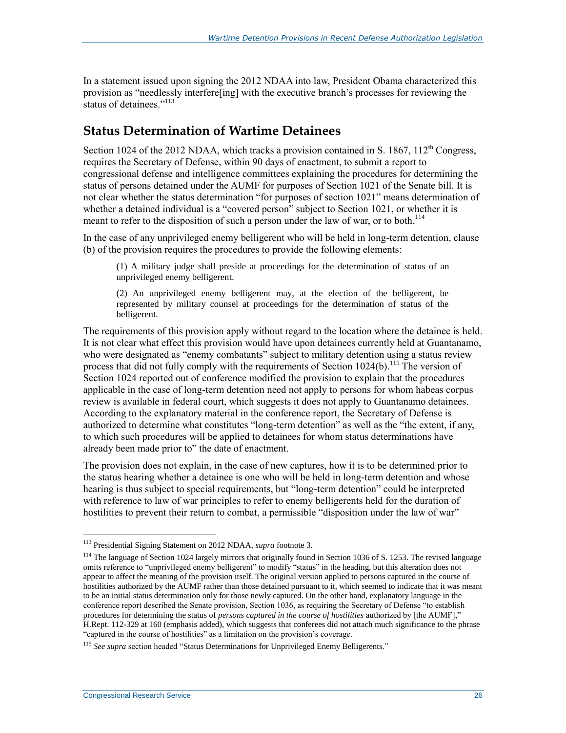In a statement issued upon signing the 2012 NDAA into law, President Obama characterized this provision as "needlessly interfere[ing] with the executive branch's processes for reviewing the status of detainees."[113]

## Status Determination of Wartime Detainees

Section 1024 of the 2012 NDAA, which tracks a provision contained in S. 1867, 112th Congress, requires the Secretary of Defense, within 90 days of enactment, to submit a report to congressional defense and intelligence committees explaining the procedures for determining the status of persons detained under the AUMF for purposes of Section 1021 of the Senate bill. It is not clear whether the status determination "for purposes of section 1021" means determination of whether a detained individual is a "covered person" subject to Section 1021, or whether it is meant to refer to the disposition of such a person under the law of war, or to both.[114]

In the case of any unprivileged enemy belligerent who will be held in long-term detention, clause (b) of the provision requires the procedures to provide the following elements:

> (1) A military judge shall preside at proceedings for the determination of status of an unprivileged enemy belligerent.
>
> (2) An unprivileged enemy belligerent may, at the election of the belligerent, be represented by military counsel at proceedings for the determination of status of the belligerent.

The requirements of this provision apply without regard to the location where the detainee is held. It is not clear what effect this provision would have upon detainees currently held at Guantanamo, who were designated as "enemy combatants" subject to military detention using a status review process that did not fully comply with the requirements of Section 1024(b).[115] The version of Section 1024 reported out of conference modified the provision to explain that the procedures applicable in the case of long-term detention need not apply to persons for whom habeas corpus review is available in federal court, which suggests it does not apply to Guantanamo detainees. According to the explanatory material in the conference report, the Secretary of Defense is authorized to determine what constitutes "long-term detention" as well as the "the extent, if any, to which such procedures will be applied to detainees for whom status determinations have already been made prior to" the date of enactment.

The provision does not explain, in the case of new captures, how it is to be determined prior to the status hearing whether a detainee is one who will be held in long-term detention and whose hearing is thus subject to special requirements, but "long-term detention" could be interpreted with reference to law of war principles to refer to enemy belligerents held for the duration of hostilities to prevent their return to combat, a permissible "disposition under the law of war"

---

[113] Presidential Signing Statement on 2012 NDAA, *supra* footnote 3.

[114] The language of Section 1024 largely mirrors that originally found in Section 1036 of S. 1253. The revised language omits reference to "unprivileged enemy belligerent" to modify "status" in the heading, but this alteration does not appear to affect the meaning of the provision itself. The original version applied to persons captured in the course of hostilities authorized by the AUMF rather than those detained pursuant to it, which seemed to indicate that it was meant to be an initial status determination only for those newly captured. On the other hand, explanatory language in the conference report described the Senate provision, Section 1036, as requiring the Secretary of Defense "to establish procedures for determining the status of *persons captured in the course of hostilities* authorized by [the AUMF]," H.Rept. 112-329 at 160 (emphasis added), which suggests that conferees did not attach much significance to the phrase "captured in the course of hostilities" as a limitation on the provision's coverage.

[115] *See supra* section headed "Status Determinations for Unprivileged Enemy Belligerents."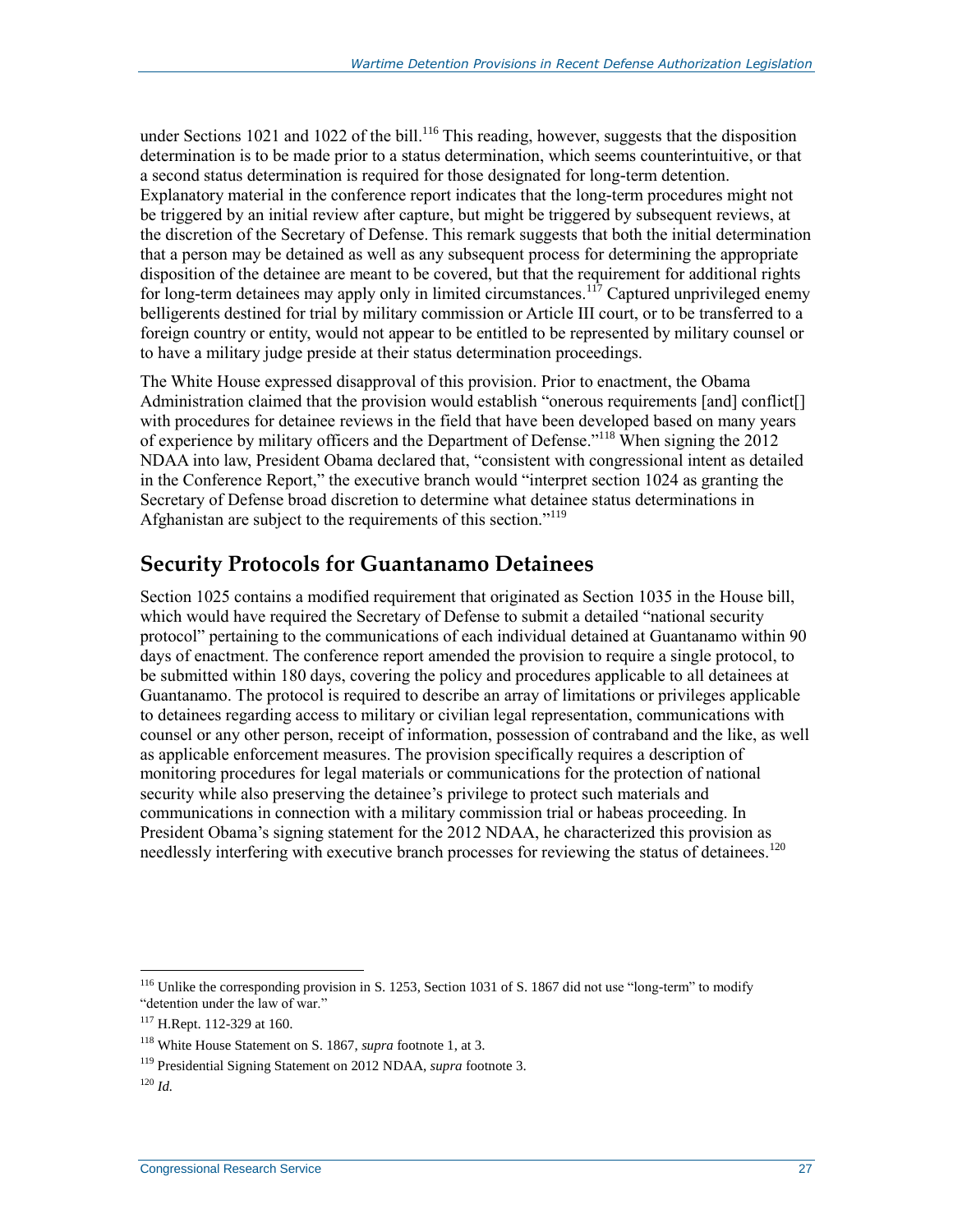under Sections 1021 and 1022 of the bill.[116] This reading, however, suggests that the disposition determination is to be made prior to a status determination, which seems counterintuitive, or that a second status determination is required for those designated for long-term detention. Explanatory material in the conference report indicates that the long-term procedures might not be triggered by an initial review after capture, but might be triggered by subsequent reviews, at the discretion of the Secretary of Defense. This remark suggests that both the initial determination that a person may be detained as well as any subsequent process for determining the appropriate disposition of the detainee are meant to be covered, but that the requirement for additional rights for long-term detainees may apply only in limited circumstances.[117] Captured unprivileged enemy belligerents destined for trial by military commission or Article III court, or to be transferred to a foreign country or entity, would not appear to be entitled to be represented by military counsel or to have a military judge preside at their status determination proceedings.

The White House expressed disapproval of this provision. Prior to enactment, the Obama Administration claimed that the provision would establish "onerous requirements [and] conflict[] with procedures for detainee reviews in the field that have been developed based on many years of experience by military officers and the Department of Defense."[118] When signing the 2012 NDAA into law, President Obama declared that, "consistent with congressional intent as detailed in the Conference Report," the executive branch would "interpret section 1024 as granting the Secretary of Defense broad discretion to determine what detainee status determinations in Afghanistan are subject to the requirements of this section."[119]

## Security Protocols for Guantanamo Detainees

Section 1025 contains a modified requirement that originated as Section 1035 in the House bill, which would have required the Secretary of Defense to submit a detailed "national security protocol" pertaining to the communications of each individual detained at Guantanamo within 90 days of enactment. The conference report amended the provision to require a single protocol, to be submitted within 180 days, covering the policy and procedures applicable to all detainees at Guantanamo. The protocol is required to describe an array of limitations or privileges applicable to detainees regarding access to military or civilian legal representation, communications with counsel or any other person, receipt of information, possession of contraband and the like, as well as applicable enforcement measures. The provision specifically requires a description of monitoring procedures for legal materials or communications for the protection of national security while also preserving the detainee's privilege to protect such materials and communications in connection with a military commission trial or habeas proceeding. In President Obama's signing statement for the 2012 NDAA, he characterized this provision as needlessly interfering with executive branch processes for reviewing the status of detainees.[120]

---

[116] Unlike the corresponding provision in S. 1253, Section 1031 of S. 1867 did not use "long-term" to modify "detention under the law of war."

[117] H.Rept. 112-329 at 160.

[118] White House Statement on S. 1867, *supra* footnote 1, at 3.

[119] Presidential Signing Statement on 2012 NDAA, *supra* footnote 3.

[120] *Id.*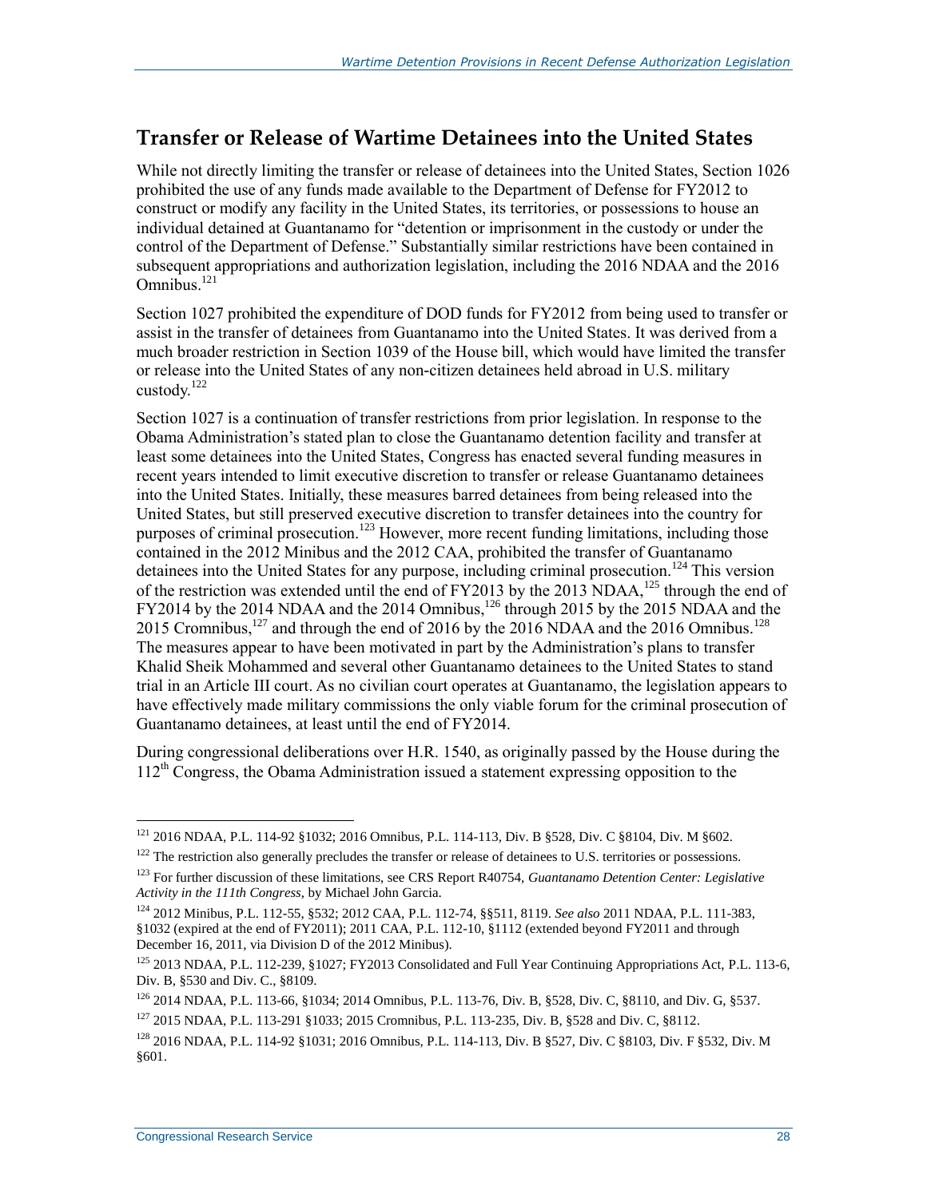## Transfer or Release of Wartime Detainees into the United States

While not directly limiting the transfer or release of detainees into the United States, Section 1026 prohibited the use of any funds made available to the Department of Defense for FY2012 to construct or modify any facility in the United States, its territories, or possessions to house an individual detained at Guantanamo for "detention or imprisonment in the custody or under the control of the Department of Defense." Substantially similar restrictions have been contained in subsequent appropriations and authorization legislation, including the 2016 NDAA and the 2016 Omnibus.[121]

Section 1027 prohibited the expenditure of DOD funds for FY2012 from being used to transfer or assist in the transfer of detainees from Guantanamo into the United States. It was derived from a much broader restriction in Section 1039 of the House bill, which would have limited the transfer or release into the United States of any non-citizen detainees held abroad in U.S. military custody.[122]

Section 1027 is a continuation of transfer restrictions from prior legislation. In response to the Obama Administration's stated plan to close the Guantanamo detention facility and transfer at least some detainees into the United States, Congress has enacted several funding measures in recent years intended to limit executive discretion to transfer or release Guantanamo detainees into the United States. Initially, these measures barred detainees from being released into the United States, but still preserved executive discretion to transfer detainees into the country for purposes of criminal prosecution.[123] However, more recent funding limitations, including those contained in the 2012 Minibus and the 2012 CAA, prohibited the transfer of Guantanamo detainees into the United States for any purpose, including criminal prosecution.[124] This version of the restriction was extended until the end of FY2013 by the 2013 NDAA,[125] through the end of FY2014 by the 2014 NDAA and the 2014 Omnibus,[126] through 2015 by the 2015 NDAA and the 2015 Cromnibus,[127] and through the end of 2016 by the 2016 NDAA and the 2016 Omnibus.[128] The measures appear to have been motivated in part by the Administration's plans to transfer Khalid Sheik Mohammed and several other Guantanamo detainees to the United States to stand trial in an Article III court. As no civilian court operates at Guantanamo, the legislation appears to have effectively made military commissions the only viable forum for the criminal prosecution of Guantanamo detainees, at least until the end of FY2014.

During congressional deliberations over H.R. 1540, as originally passed by the House during the 112th Congress, the Obama Administration issued a statement expressing opposition to the

---

[121] 2016 NDAA, P.L. 114-92 §1032; 2016 Omnibus, P.L. 114-113, Div. B §528, Div. C §8104, Div. M §602.

[122] The restriction also generally precludes the transfer or release of detainees to U.S. territories or possessions.

[123] For further discussion of these limitations, see CRS Report R40754, *Guantanamo Detention Center: Legislative Activity in the 111th Congress*, by Michael John Garcia.

[124] 2012 Minibus, P.L. 112-55, §532; 2012 CAA, P.L. 112-74, §§511, 8119. *See also* 2011 NDAA, P.L. 111-383, §1032 (expired at the end of FY2011); 2011 CAA, P.L. 112-10, §1112 (extended beyond FY2011 and through December 16, 2011, via Division D of the 2012 Minibus).

[125] 2013 NDAA, P.L. 112-239, §1027; FY2013 Consolidated and Full Year Continuing Appropriations Act, P.L. 113-6, Div. B, §530 and Div. C., §8109.

[126] 2014 NDAA, P.L. 113-66, §1034; 2014 Omnibus, P.L. 113-76, Div. B, §528, Div. C, §8110, and Div. G, §537.

[127] 2015 NDAA, P.L. 113-291 §1033; 2015 Cromnibus, P.L. 113-235, Div. B, §528 and Div. C, §8112.

[128] 2016 NDAA, P.L. 114-92 §1031; 2016 Omnibus, P.L. 114-113, Div. B §527, Div. C §8103, Div. F §532, Div. M §601.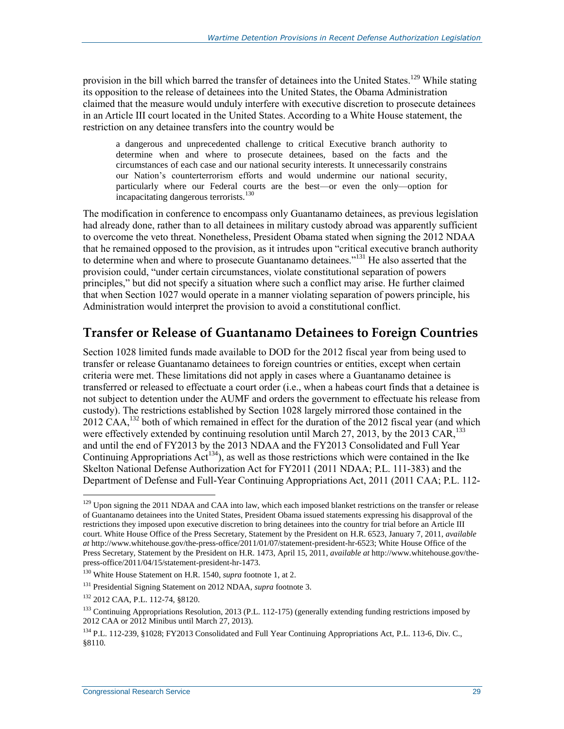provision in the bill which barred the transfer of detainees into the United States.[129] While stating its opposition to the release of detainees into the United States, the Obama Administration claimed that the measure would unduly interfere with executive discretion to prosecute detainees in an Article III court located in the United States. According to a White House statement, the restriction on any detainee transfers into the country would be

> a dangerous and unprecedented challenge to critical Executive branch authority to determine when and where to prosecute detainees, based on the facts and the circumstances of each case and our national security interests. It unnecessarily constrains our Nation's counterterrorism efforts and would undermine our national security, particularly where our Federal courts are the best—or even the only—option for incapacitating dangerous terrorists.[130]

The modification in conference to encompass only Guantanamo detainees, as previous legislation had already done, rather than to all detainees in military custody abroad was apparently sufficient to overcome the veto threat. Nonetheless, President Obama stated when signing the 2012 NDAA that he remained opposed to the provision, as it intrudes upon "critical executive branch authority to determine when and where to prosecute Guantanamo detainees."[131] He also asserted that the provision could, "under certain circumstances, violate constitutional separation of powers principles," but did not specify a situation where such a conflict may arise. He further claimed that when Section 1027 would operate in a manner violating separation of powers principle, his Administration would interpret the provision to avoid a constitutional conflict.

## Transfer or Release of Guantanamo Detainees to Foreign Countries

Section 1028 limited funds made available to DOD for the 2012 fiscal year from being used to transfer or release Guantanamo detainees to foreign countries or entities, except when certain criteria were met. These limitations did not apply in cases where a Guantanamo detainee is transferred or released to effectuate a court order (i.e., when a habeas court finds that a detainee is not subject to detention under the AUMF and orders the government to effectuate his release from custody). The restrictions established by Section 1028 largely mirrored those contained in the 2012 CAA,[132] both of which remained in effect for the duration of the 2012 fiscal year (and which were effectively extended by continuing resolution until March 27, 2013, by the 2013 CAR,[133] and until the end of FY2013 by the 2013 NDAA and the FY2013 Consolidated and Full Year Continuing Appropriations Act[134]), as well as those restrictions which were contained in the Ike Skelton National Defense Authorization Act for FY2011 (2011 NDAA; P.L. 111-383) and the Department of Defense and Full-Year Continuing Appropriations Act, 2011 (2011 CAA; P.L. 112-

---

[129] Upon signing the 2011 NDAA and CAA into law, which each imposed blanket restrictions on the transfer or release of Guantanamo detainees into the United States, President Obama issued statements expressing his disapproval of the restrictions they imposed upon executive discretion to bring detainees into the country for trial before an Article III court. White House Office of the Press Secretary, Statement by the President on H.R. 6523, January 7, 2011, *available at* http://www.whitehouse.gov/the-press-office/2011/01/07/statement-president-hr-6523; White House Office of the Press Secretary, Statement by the President on H.R. 1473, April 15, 2011, *available at* http://www.whitehouse.gov/the-press-office/2011/04/15/statement-president-hr-1473.

[130] White House Statement on H.R. 1540, *supra* footnote 1, at 2.

[131] Presidential Signing Statement on 2012 NDAA, *supra* footnote 3.

[132] 2012 CAA, P.L. 112-74, §8120.

[133] Continuing Appropriations Resolution, 2013 (P.L. 112-175) (generally extending funding restrictions imposed by 2012 CAA or 2012 Minibus until March 27, 2013).

[134] P.L. 112-239, §1028; FY2013 Consolidated and Full Year Continuing Appropriations Act, P.L. 113-6, Div. C., §8110.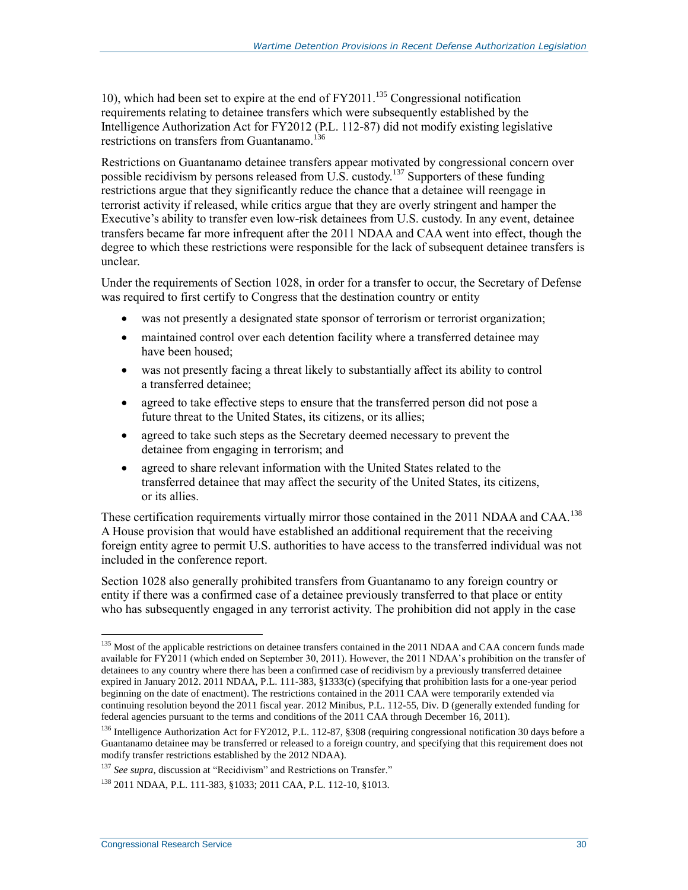10), which had been set to expire at the end of FY2011.[135] Congressional notification requirements relating to detainee transfers which were subsequently established by the Intelligence Authorization Act for FY2012 (P.L. 112-87) did not modify existing legislative restrictions on transfers from Guantanamo.[136]

Restrictions on Guantanamo detainee transfers appear motivated by congressional concern over possible recidivism by persons released from U.S. custody.[137] Supporters of these funding restrictions argue that they significantly reduce the chance that a detainee will reengage in terrorist activity if released, while critics argue that they are overly stringent and hamper the Executive's ability to transfer even low-risk detainees from U.S. custody. In any event, detainee transfers became far more infrequent after the 2011 NDAA and CAA went into effect, though the degree to which these restrictions were responsible for the lack of subsequent detainee transfers is unclear.

Under the requirements of Section 1028, in order for a transfer to occur, the Secretary of Defense was required to first certify to Congress that the destination country or entity

- was not presently a designated state sponsor of terrorism or terrorist organization;
- maintained control over each detention facility where a transferred detainee may have been housed;
- was not presently facing a threat likely to substantially affect its ability to control a transferred detainee;
- agreed to take effective steps to ensure that the transferred person did not pose a future threat to the United States, its citizens, or its allies;
- agreed to take such steps as the Secretary deemed necessary to prevent the detainee from engaging in terrorism; and
- agreed to share relevant information with the United States related to the transferred detainee that may affect the security of the United States, its citizens, or its allies.

These certification requirements virtually mirror those contained in the 2011 NDAA and CAA.[138] A House provision that would have established an additional requirement that the receiving foreign entity agree to permit U.S. authorities to have access to the transferred individual was not included in the conference report.

Section 1028 also generally prohibited transfers from Guantanamo to any foreign country or entity if there was a confirmed case of a detainee previously transferred to that place or entity who has subsequently engaged in any terrorist activity. The prohibition did not apply in the case

---

[135] Most of the applicable restrictions on detainee transfers contained in the 2011 NDAA and CAA concern funds made available for FY2011 (which ended on September 30, 2011). However, the 2011 NDAA's prohibition on the transfer of detainees to any country where there has been a confirmed case of recidivism by a previously transferred detainee expired in January 2012. 2011 NDAA, P.L. 111-383, §1333(c) (specifying that prohibition lasts for a one-year period beginning on the date of enactment). The restrictions contained in the 2011 CAA were temporarily extended via continuing resolution beyond the 2011 fiscal year. 2012 Minibus, P.L. 112-55, Div. D (generally extended funding for federal agencies pursuant to the terms and conditions of the 2011 CAA through December 16, 2011).

[136] Intelligence Authorization Act for FY2012, P.L. 112-87, §308 (requiring congressional notification 30 days before a Guantanamo detainee may be transferred or released to a foreign country, and specifying that this requirement does not modify transfer restrictions established by the 2012 NDAA).

[137] *See supra*, discussion at "Recidivism" and Restrictions on Transfer."

[138] 2011 NDAA, P.L. 111-383, §1033; 2011 CAA, P.L. 112-10, §1013.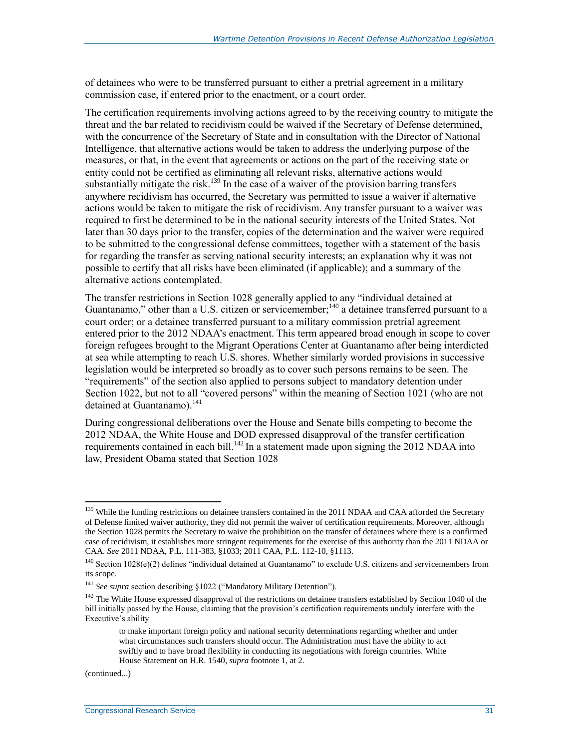of detainees who were to be transferred pursuant to either a pretrial agreement in a military commission case, if entered prior to the enactment, or a court order.

The certification requirements involving actions agreed to by the receiving country to mitigate the threat and the bar related to recidivism could be waived if the Secretary of Defense determined, with the concurrence of the Secretary of State and in consultation with the Director of National Intelligence, that alternative actions would be taken to address the underlying purpose of the measures, or that, in the event that agreements or actions on the part of the receiving state or entity could not be certified as eliminating all relevant risks, alternative actions would substantially mitigate the risk.[139] In the case of a waiver of the provision barring transfers anywhere recidivism has occurred, the Secretary was permitted to issue a waiver if alternative actions would be taken to mitigate the risk of recidivism. Any transfer pursuant to a waiver was required to first be determined to be in the national security interests of the United States. Not later than 30 days prior to the transfer, copies of the determination and the waiver were required to be submitted to the congressional defense committees, together with a statement of the basis for regarding the transfer as serving national security interests; an explanation why it was not possible to certify that all risks have been eliminated (if applicable); and a summary of the alternative actions contemplated.

The transfer restrictions in Section 1028 generally applied to any "individual detained at Guantanamo," other than a U.S. citizen or servicemember;[140] a detainee transferred pursuant to a court order; or a detainee transferred pursuant to a military commission pretrial agreement entered prior to the 2012 NDAA's enactment. This term appeared broad enough in scope to cover foreign refugees brought to the Migrant Operations Center at Guantanamo after being interdicted at sea while attempting to reach U.S. shores. Whether similarly worded provisions in successive legislation would be interpreted so broadly as to cover such persons remains to be seen. The "requirements" of the section also applied to persons subject to mandatory detention under Section 1022, but not to all "covered persons" within the meaning of Section 1021 (who are not detained at Guantanamo).[141]

During congressional deliberations over the House and Senate bills competing to become the 2012 NDAA, the White House and DOD expressed disapproval of the transfer certification requirements contained in each bill.[142] In a statement made upon signing the 2012 NDAA into law, President Obama stated that Section 1028

---

[139] While the funding restrictions on detainee transfers contained in the 2011 NDAA and CAA afforded the Secretary of Defense limited waiver authority, they did not permit the waiver of certification requirements. Moreover, although the Section 1028 permits the Secretary to waive the prohibition on the transfer of detainees where there is a confirmed case of recidivism, it establishes more stringent requirements for the exercise of this authority than the 2011 NDAA or CAA. *See* 2011 NDAA, P.L. 111-383, §1033; 2011 CAA, P.L. 112-10, §1113.

[140] Section 1028(e)(2) defines "individual detained at Guantanamo" to exclude U.S. citizens and servicemembers from its scope.

[141] *See supra* section describing §1022 ("Mandatory Military Detention").

[142] The White House expressed disapproval of the restrictions on detainee transfers established by Section 1040 of the bill initially passed by the House, claiming that the provision's certification requirements unduly interfere with the Executive's ability

> to make important foreign policy and national security determinations regarding whether and under what circumstances such transfers should occur. The Administration must have the ability to act swiftly and to have broad flexibility in conducting its negotiations with foreign countries. White House Statement on H.R. 1540, *supra* footnote 1, at 2.

(continued...)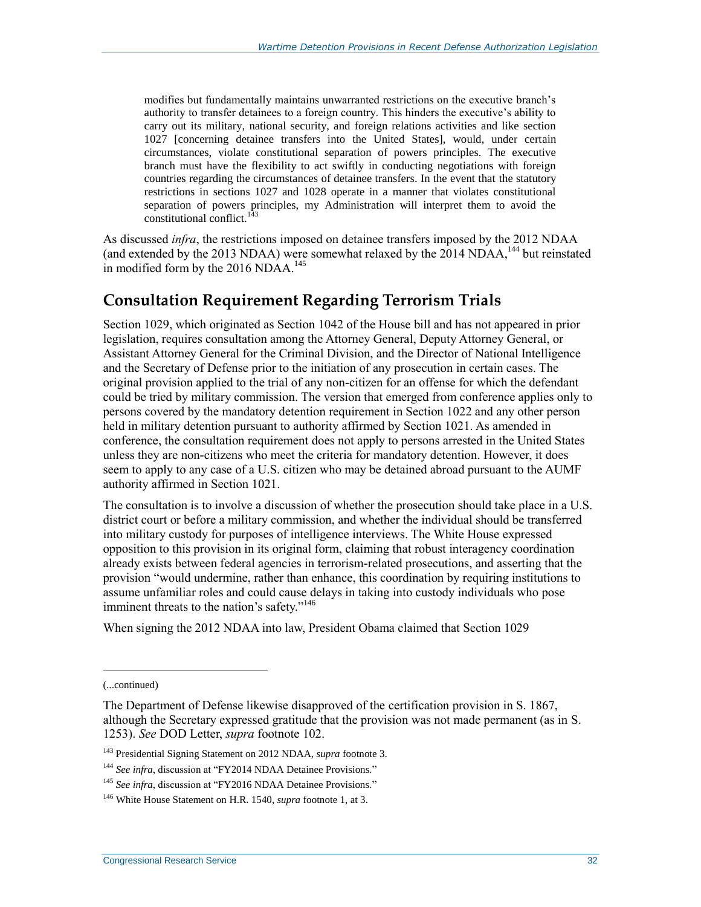> modifies but fundamentally maintains unwarranted restrictions on the executive branch's authority to transfer detainees to a foreign country. This hinders the executive's ability to carry out its military, national security, and foreign relations activities and like section 1027 [concerning detainee transfers into the United States], would, under certain circumstances, violate constitutional separation of powers principles. The executive branch must have the flexibility to act swiftly in conducting negotiations with foreign countries regarding the circumstances of detainee transfers. In the event that the statutory restrictions in sections 1027 and 1028 operate in a manner that violates constitutional separation of powers principles, my Administration will interpret them to avoid the constitutional conflict.[143]

As discussed *infra*, the restrictions imposed on detainee transfers imposed by the 2012 NDAA (and extended by the 2013 NDAA) were somewhat relaxed by the 2014 NDAA,[144] but reinstated in modified form by the 2016 NDAA.[145]

## Consultation Requirement Regarding Terrorism Trials

Section 1029, which originated as Section 1042 of the House bill and has not appeared in prior legislation, requires consultation among the Attorney General, Deputy Attorney General, or Assistant Attorney General for the Criminal Division, and the Director of National Intelligence and the Secretary of Defense prior to the initiation of any prosecution in certain cases. The original provision applied to the trial of any non-citizen for an offense for which the defendant could be tried by military commission. The version that emerged from conference applies only to persons covered by the mandatory detention requirement in Section 1022 and any other person held in military detention pursuant to authority affirmed by Section 1021. As amended in conference, the consultation requirement does not apply to persons arrested in the United States unless they are non-citizens who meet the criteria for mandatory detention. However, it does seem to apply to any case of a U.S. citizen who may be detained abroad pursuant to the AUMF authority affirmed in Section 1021.

The consultation is to involve a discussion of whether the prosecution should take place in a U.S. district court or before a military commission, and whether the individual should be transferred into military custody for purposes of intelligence interviews. The White House expressed opposition to this provision in its original form, claiming that robust interagency coordination already exists between federal agencies in terrorism-related prosecutions, and asserting that the provision "would undermine, rather than enhance, this coordination by requiring institutions to assume unfamiliar roles and could cause delays in taking into custody individuals who pose imminent threats to the nation's safety."[146]

When signing the 2012 NDAA into law, President Obama claimed that Section 1029

---

(...continued)

The Department of Defense likewise disapproved of the certification provision in S. 1867, although the Secretary expressed gratitude that the provision was not made permanent (as in S. 1253). *See* DOD Letter, *supra* footnote 102.

[143] Presidential Signing Statement on 2012 NDAA, *supra* footnote 3.

[144] *See infra*, discussion at "FY2014 NDAA Detainee Provisions."

[145] *See infra*, discussion at "FY2016 NDAA Detainee Provisions."

[146] White House Statement on H.R. 1540, *supra* footnote 1, at 3.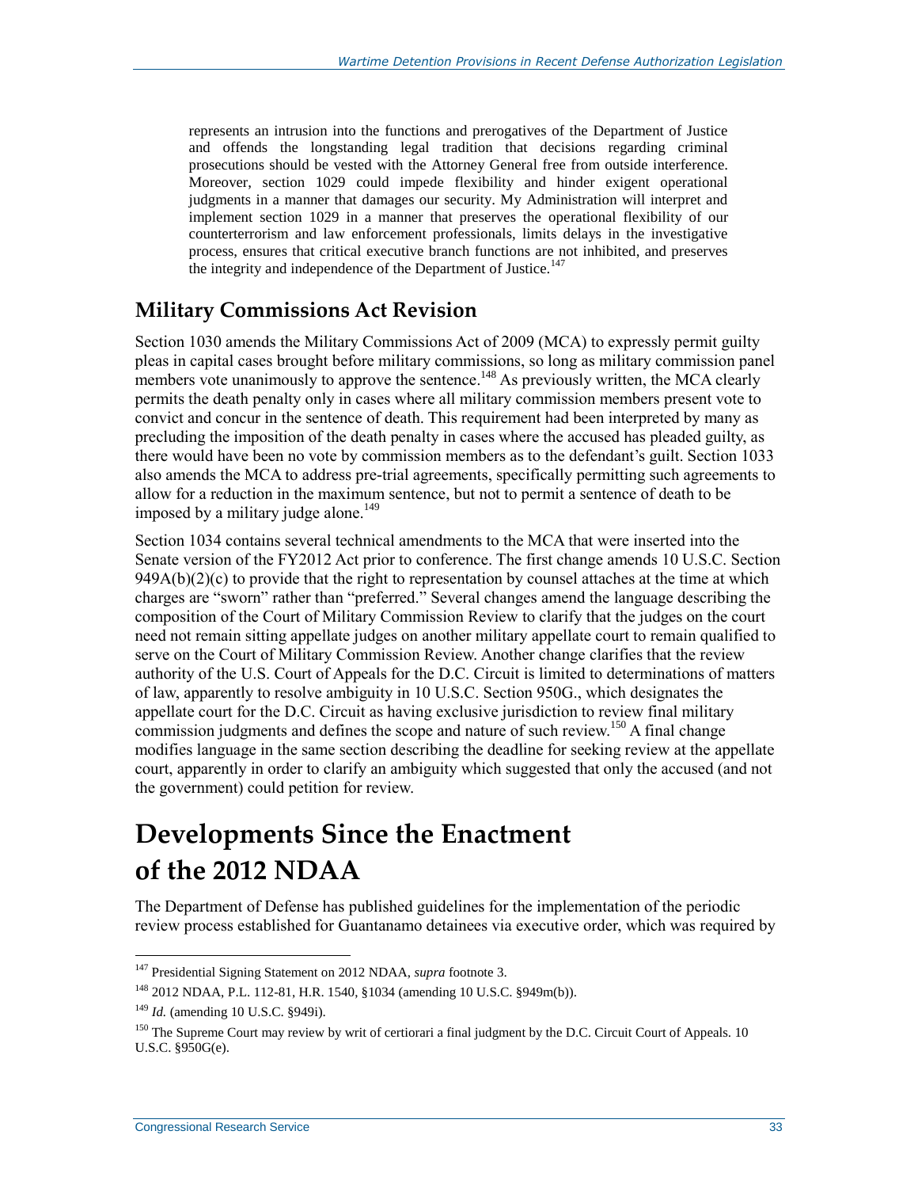> represents an intrusion into the functions and prerogatives of the Department of Justice and offends the longstanding legal tradition that decisions regarding criminal prosecutions should be vested with the Attorney General free from outside interference. Moreover, section 1029 could impede flexibility and hinder exigent operational judgments in a manner that damages our security. My Administration will interpret and implement section 1029 in a manner that preserves the operational flexibility of our counterterrorism and law enforcement professionals, limits delays in the investigative process, ensures that critical executive branch functions are not inhibited, and preserves the integrity and independence of the Department of Justice.[147]

## Military Commissions Act Revision

Section 1030 amends the Military Commissions Act of 2009 (MCA) to expressly permit guilty pleas in capital cases brought before military commissions, so long as military commission panel members vote unanimously to approve the sentence.[148] As previously written, the MCA clearly permits the death penalty only in cases where all military commission members present vote to convict and concur in the sentence of death. This requirement had been interpreted by many as precluding the imposition of the death penalty in cases where the accused has pleaded guilty, as there would have been no vote by commission members as to the defendant's guilt. Section 1033 also amends the MCA to address pre-trial agreements, specifically permitting such agreements to allow for a reduction in the maximum sentence, but not to permit a sentence of death to be imposed by a military judge alone.[149]

Section 1034 contains several technical amendments to the MCA that were inserted into the Senate version of the FY2012 Act prior to conference. The first change amends 10 U.S.C. Section 949A(b)(2)(c) to provide that the right to representation by counsel attaches at the time at which charges are "sworn" rather than "preferred." Several changes amend the language describing the composition of the Court of Military Commission Review to clarify that the judges on the court need not remain sitting appellate judges on another military appellate court to remain qualified to serve on the Court of Military Commission Review. Another change clarifies that the review authority of the U.S. Court of Appeals for the D.C. Circuit is limited to determinations of matters of law, apparently to resolve ambiguity in 10 U.S.C. Section 950G., which designates the appellate court for the D.C. Circuit as having exclusive jurisdiction to review final military commission judgments and defines the scope and nature of such review.[150] A final change modifies language in the same section describing the deadline for seeking review at the appellate court, apparently in order to clarify an ambiguity which suggested that only the accused (and not the government) could petition for review.

# Developments Since the Enactment of the 2012 NDAA

The Department of Defense has published guidelines for the implementation of the periodic review process established for Guantanamo detainees via executive order, which was required by

---

[147] Presidential Signing Statement on 2012 NDAA, *supra* footnote 3.

[148] 2012 NDAA, P.L. 112-81, H.R. 1540, §1034 (amending 10 U.S.C. §949m(b)).

[149] *Id.* (amending 10 U.S.C. §949i).

[150] The Supreme Court may review by writ of certiorari a final judgment by the D.C. Circuit Court of Appeals. 10 U.S.C. §950G(e).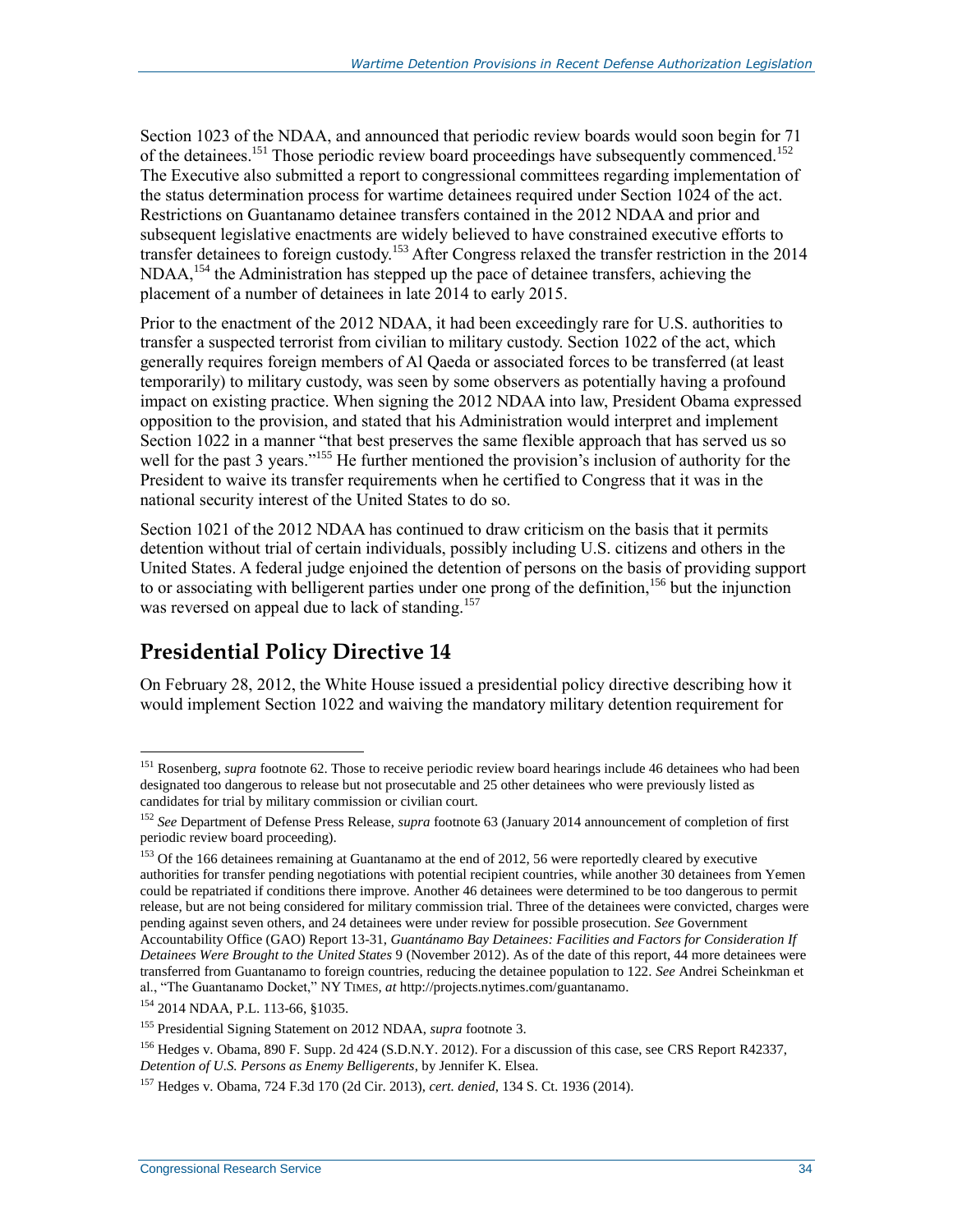Section 1023 of the NDAA, and announced that periodic review boards would soon begin for 71 of the detainees.[151] Those periodic review board proceedings have subsequently commenced.[152] The Executive also submitted a report to congressional committees regarding implementation of the status determination process for wartime detainees required under Section 1024 of the act. Restrictions on Guantanamo detainee transfers contained in the 2012 NDAA and prior and subsequent legislative enactments are widely believed to have constrained executive efforts to transfer detainees to foreign custody.[153] After Congress relaxed the transfer restriction in the 2014 NDAA,[154] the Administration has stepped up the pace of detainee transfers, achieving the placement of a number of detainees in late 2014 to early 2015.

Prior to the enactment of the 2012 NDAA, it had been exceedingly rare for U.S. authorities to transfer a suspected terrorist from civilian to military custody. Section 1022 of the act, which generally requires foreign members of Al Qaeda or associated forces to be transferred (at least temporarily) to military custody, was seen by some observers as potentially having a profound impact on existing practice. When signing the 2012 NDAA into law, President Obama expressed opposition to the provision, and stated that his Administration would interpret and implement Section 1022 in a manner "that best preserves the same flexible approach that has served us so well for the past 3 years."[155] He further mentioned the provision's inclusion of authority for the President to waive its transfer requirements when he certified to Congress that it was in the national security interest of the United States to do so.

Section 1021 of the 2012 NDAA has continued to draw criticism on the basis that it permits detention without trial of certain individuals, possibly including U.S. citizens and others in the United States. A federal judge enjoined the detention of persons on the basis of providing support to or associating with belligerent parties under one prong of the definition,[156] but the injunction was reversed on appeal due to lack of standing.[157]

## Presidential Policy Directive 14

On February 28, 2012, the White House issued a presidential policy directive describing how it would implement Section 1022 and waiving the mandatory military detention requirement for

---

[151] Rosenberg, *supra* footnote 62. Those to receive periodic review board hearings include 46 detainees who had been designated too dangerous to release but not prosecutable and 25 other detainees who were previously listed as candidates for trial by military commission or civilian court.

[152] *See* Department of Defense Press Release, *supra* footnote 63 (January 2014 announcement of completion of first periodic review board proceeding).

[153] Of the 166 detainees remaining at Guantanamo at the end of 2012, 56 were reportedly cleared by executive authorities for transfer pending negotiations with potential recipient countries, while another 30 detainees from Yemen could be repatriated if conditions there improve. Another 46 detainees were determined to be too dangerous to permit release, but are not being considered for military commission trial. Three of the detainees were convicted, charges were pending against seven others, and 24 detainees were under review for possible prosecution. *See* Government Accountability Office (GAO) Report 13-31, *Guantánamo Bay Detainees: Facilities and Factors for Consideration If Detainees Were Brought to the United States* 9 (November 2012). As of the date of this report, 44 more detainees were transferred from Guantanamo to foreign countries, reducing the detainee population to 122. *See* Andrei Scheinkman et al., "The Guantanamo Docket," NY TIMES, *at* http://projects.nytimes.com/guantanamo.

[154] 2014 NDAA, P.L. 113-66, §1035.

[155] Presidential Signing Statement on 2012 NDAA, *supra* footnote 3.

[156] Hedges v. Obama, 890 F. Supp. 2d 424 (S.D.N.Y. 2012). For a discussion of this case, see CRS Report R42337, *Detention of U.S. Persons as Enemy Belligerents*, by Jennifer K. Elsea.

[157] Hedges v. Obama, 724 F.3d 170 (2d Cir. 2013), *cert. denied*, 134 S. Ct. 1936 (2014).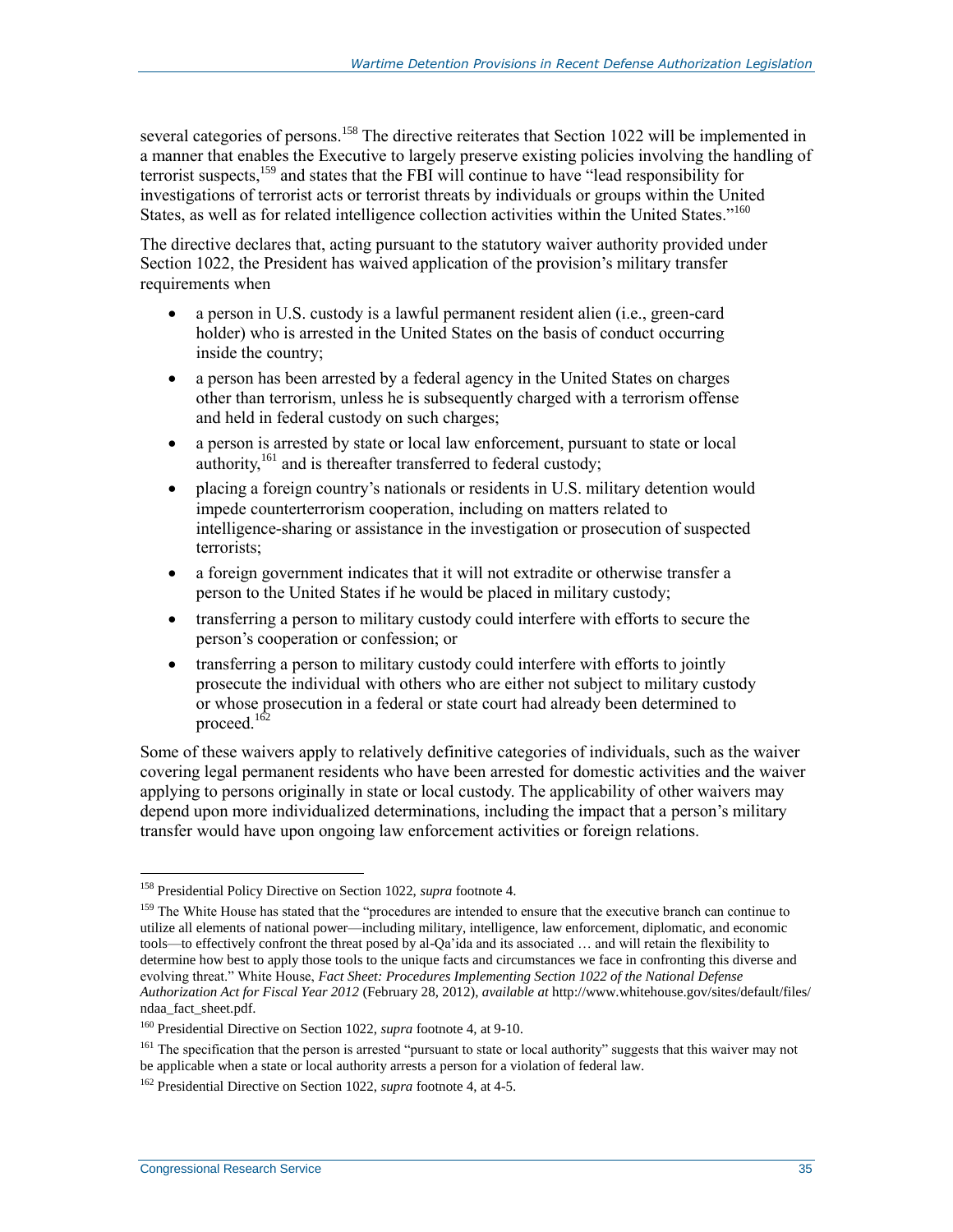several categories of persons.[158] The directive reiterates that Section 1022 will be implemented in a manner that enables the Executive to largely preserve existing policies involving the handling of terrorist suspects,[159] and states that the FBI will continue to have "lead responsibility for investigations of terrorist acts or terrorist threats by individuals or groups within the United States, as well as for related intelligence collection activities within the United States."[160]

The directive declares that, acting pursuant to the statutory waiver authority provided under Section 1022, the President has waived application of the provision's military transfer requirements when

- a person in U.S. custody is a lawful permanent resident alien (i.e., green-card holder) who is arrested in the United States on the basis of conduct occurring inside the country;
- a person has been arrested by a federal agency in the United States on charges other than terrorism, unless he is subsequently charged with a terrorism offense and held in federal custody on such charges;
- a person is arrested by state or local law enforcement, pursuant to state or local authority,[161] and is thereafter transferred to federal custody;
- placing a foreign country's nationals or residents in U.S. military detention would impede counterterrorism cooperation, including on matters related to intelligence-sharing or assistance in the investigation or prosecution of suspected terrorists;
- a foreign government indicates that it will not extradite or otherwise transfer a person to the United States if he would be placed in military custody;
- transferring a person to military custody could interfere with efforts to secure the person's cooperation or confession; or
- transferring a person to military custody could interfere with efforts to jointly prosecute the individual with others who are either not subject to military custody or whose prosecution in a federal or state court had already been determined to proceed.[162]

Some of these waivers apply to relatively definitive categories of individuals, such as the waiver covering legal permanent residents who have been arrested for domestic activities and the waiver applying to persons originally in state or local custody. The applicability of other waivers may depend upon more individualized determinations, including the impact that a person's military transfer would have upon ongoing law enforcement activities or foreign relations.

---

[158] Presidential Policy Directive on Section 1022, *supra* footnote 4.

[159] The White House has stated that the "procedures are intended to ensure that the executive branch can continue to utilize all elements of national power—including military, intelligence, law enforcement, diplomatic, and economic tools—to effectively confront the threat posed by al-Qa'ida and its associated … and will retain the flexibility to determine how best to apply those tools to the unique facts and circumstances we face in confronting this diverse and evolving threat." White House, *Fact Sheet: Procedures Implementing Section 1022 of the National Defense Authorization Act for Fiscal Year 2012* (February 28, 2012), *available at* http://www.whitehouse.gov/sites/default/files/ndaa_fact_sheet.pdf.

[160] Presidential Directive on Section 1022, *supra* footnote 4, at 9-10.

[161] The specification that the person is arrested "pursuant to state or local authority" suggests that this waiver may not be applicable when a state or local authority arrests a person for a violation of federal law.

[162] Presidential Directive on Section 1022, *supra* footnote 4, at 4-5.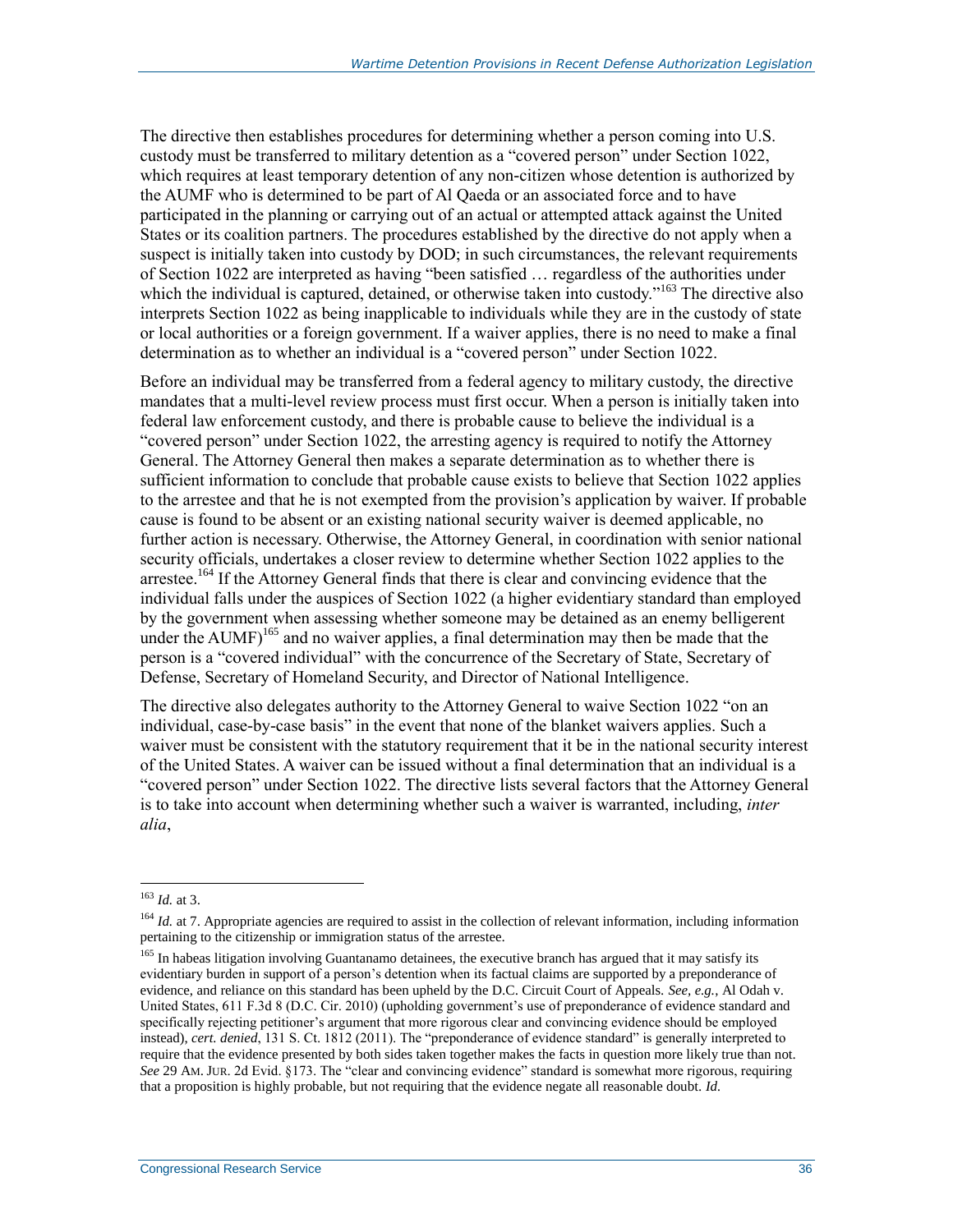The directive then establishes procedures for determining whether a person coming into U.S. custody must be transferred to military detention as a "covered person" under Section 1022, which requires at least temporary detention of any non-citizen whose detention is authorized by the AUMF who is determined to be part of Al Qaeda or an associated force and to have participated in the planning or carrying out of an actual or attempted attack against the United States or its coalition partners. The procedures established by the directive do not apply when a suspect is initially taken into custody by DOD; in such circumstances, the relevant requirements of Section 1022 are interpreted as having "been satisfied … regardless of the authorities under which the individual is captured, detained, or otherwise taken into custody."[163] The directive also interprets Section 1022 as being inapplicable to individuals while they are in the custody of state or local authorities or a foreign government. If a waiver applies, there is no need to make a final determination as to whether an individual is a "covered person" under Section 1022.

Before an individual may be transferred from a federal agency to military custody, the directive mandates that a multi-level review process must first occur. When a person is initially taken into federal law enforcement custody, and there is probable cause to believe the individual is a "covered person" under Section 1022, the arresting agency is required to notify the Attorney General. The Attorney General then makes a separate determination as to whether there is sufficient information to conclude that probable cause exists to believe that Section 1022 applies to the arrestee and that he is not exempted from the provision's application by waiver. If probable cause is found to be absent or an existing national security waiver is deemed applicable, no further action is necessary. Otherwise, the Attorney General, in coordination with senior national security officials, undertakes a closer review to determine whether Section 1022 applies to the arrestee.[164] If the Attorney General finds that there is clear and convincing evidence that the individual falls under the auspices of Section 1022 (a higher evidentiary standard than employed by the government when assessing whether someone may be detained as an enemy belligerent under the AUMF)[165] and no waiver applies, a final determination may then be made that the person is a "covered individual" with the concurrence of the Secretary of State, Secretary of Defense, Secretary of Homeland Security, and Director of National Intelligence.

The directive also delegates authority to the Attorney General to waive Section 1022 "on an individual, case-by-case basis" in the event that none of the blanket waivers applies. Such a waiver must be consistent with the statutory requirement that it be in the national security interest of the United States. A waiver can be issued without a final determination that an individual is a "covered person" under Section 1022. The directive lists several factors that the Attorney General is to take into account when determining whether such a waiver is warranted, including, *inter alia*,

---

[163] *Id.* at 3.

[164] *Id.* at 7. Appropriate agencies are required to assist in the collection of relevant information, including information pertaining to the citizenship or immigration status of the arrestee.

[165] In habeas litigation involving Guantanamo detainees, the executive branch has argued that it may satisfy its evidentiary burden in support of a person's detention when its factual claims are supported by a preponderance of evidence, and reliance on this standard has been upheld by the D.C. Circuit Court of Appeals. *See, e.g.*, Al Odah v. United States, 611 F.3d 8 (D.C. Cir. 2010) (upholding government's use of preponderance of evidence standard and specifically rejecting petitioner's argument that more rigorous clear and convincing evidence should be employed instead), *cert. denied*, 131 S. Ct. 1812 (2011). The "preponderance of evidence standard" is generally interpreted to require that the evidence presented by both sides taken together makes the facts in question more likely true than not. *See* 29 AM. JUR. 2d Evid. §173. The "clear and convincing evidence" standard is somewhat more rigorous, requiring that a proposition is highly probable, but not requiring that the evidence negate all reasonable doubt. *Id.*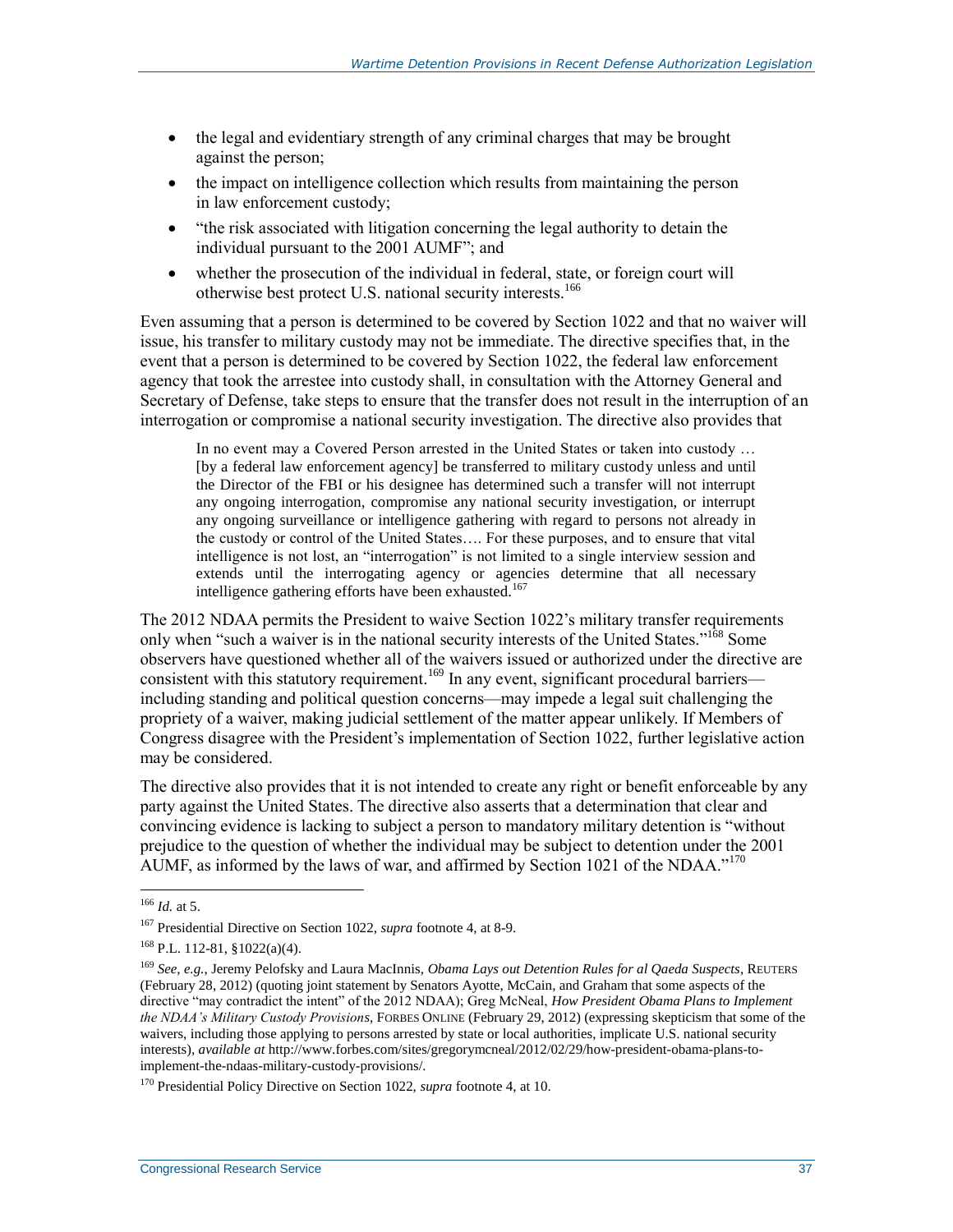- the legal and evidentiary strength of any criminal charges that may be brought against the person;
- the impact on intelligence collection which results from maintaining the person in law enforcement custody;
- "the risk associated with litigation concerning the legal authority to detain the individual pursuant to the 2001 AUMF"; and
- whether the prosecution of the individual in federal, state, or foreign court will otherwise best protect U.S. national security interests.[166]

Even assuming that a person is determined to be covered by Section 1022 and that no waiver will issue, his transfer to military custody may not be immediate. The directive specifies that, in the event that a person is determined to be covered by Section 1022, the federal law enforcement agency that took the arrestee into custody shall, in consultation with the Attorney General and Secretary of Defense, take steps to ensure that the transfer does not result in the interruption of an interrogation or compromise a national security investigation. The directive also provides that

> In no event may a Covered Person arrested in the United States or taken into custody … [by a federal law enforcement agency] be transferred to military custody unless and until the Director of the FBI or his designee has determined such a transfer will not interrupt any ongoing interrogation, compromise any national security investigation, or interrupt any ongoing surveillance or intelligence gathering with regard to persons not already in the custody or control of the United States…. For these purposes, and to ensure that vital intelligence is not lost, an "interrogation" is not limited to a single interview session and extends until the interrogating agency or agencies determine that all necessary intelligence gathering efforts have been exhausted.[167]

The 2012 NDAA permits the President to waive Section 1022's military transfer requirements only when "such a waiver is in the national security interests of the United States."[168] Some observers have questioned whether all of the waivers issued or authorized under the directive are consistent with this statutory requirement.[169] In any event, significant procedural barriers—including standing and political question concerns—may impede a legal suit challenging the propriety of a waiver, making judicial settlement of the matter appear unlikely. If Members of Congress disagree with the President's implementation of Section 1022, further legislative action may be considered.

The directive also provides that it is not intended to create any right or benefit enforceable by any party against the United States. The directive also asserts that a determination that clear and convincing evidence is lacking to subject a person to mandatory military detention is "without prejudice to the question of whether the individual may be subject to detention under the 2001 AUMF, as informed by the laws of war, and affirmed by Section 1021 of the NDAA."[170]

---

[166] *Id.* at 5.

[167] Presidential Directive on Section 1022, *supra* footnote 4, at 8-9.

[168] P.L. 112-81, §1022(a)(4).

[169] *See, e.g.*, Jeremy Pelofsky and Laura MacInnis, *Obama Lays out Detention Rules for al Qaeda Suspects*, REUTERS (February 28, 2012) (quoting joint statement by Senators Ayotte, McCain, and Graham that some aspects of the directive "may contradict the intent" of the 2012 NDAA); Greg McNeal, *How President Obama Plans to Implement the NDAA's Military Custody Provisions*, FORBES ONLINE (February 29, 2012) (expressing skepticism that some of the waivers, including those applying to persons arrested by state or local authorities, implicate U.S. national security interests), *available at* http://www.forbes.com/sites/gregorymcneal/2012/02/29/how-president-obama-plans-to-implement-the-ndaas-military-custody-provisions/.

[170] Presidential Policy Directive on Section 1022, *supra* footnote 4, at 10.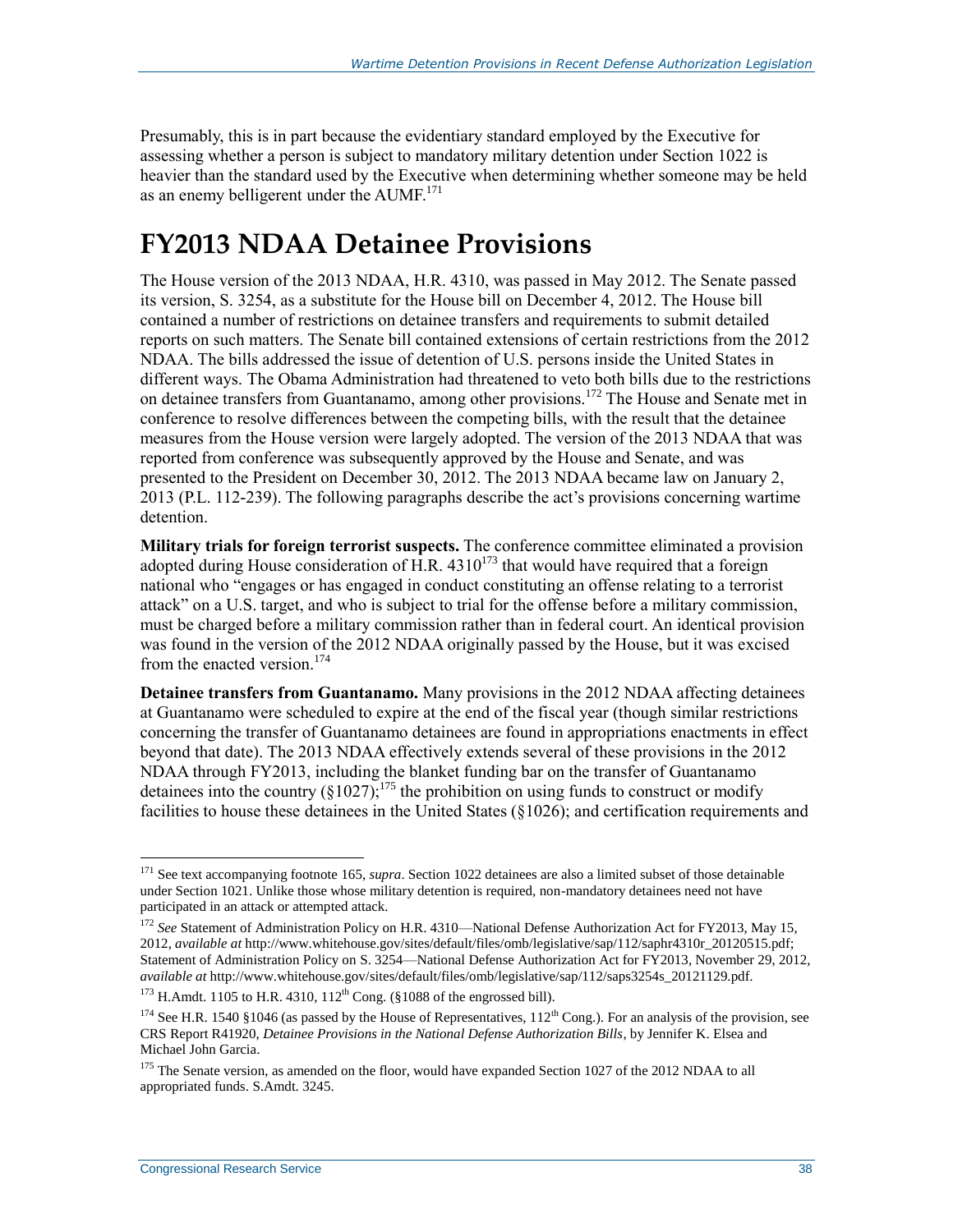Presumably, this is in part because the evidentiary standard employed by the Executive for assessing whether a person is subject to mandatory military detention under Section 1022 is heavier than the standard used by the Executive when determining whether someone may be held as an enemy belligerent under the AUMF.[171]

# FY2013 NDAA Detainee Provisions

The House version of the 2013 NDAA, H.R. 4310, was passed in May 2012. The Senate passed its version, S. 3254, as a substitute for the House bill on December 4, 2012. The House bill contained a number of restrictions on detainee transfers and requirements to submit detailed reports on such matters. The Senate bill contained extensions of certain restrictions from the 2012 NDAA. The bills addressed the issue of detention of U.S. persons inside the United States in different ways. The Obama Administration had threatened to veto both bills due to the restrictions on detainee transfers from Guantanamo, among other provisions.[172] The House and Senate met in conference to resolve differences between the competing bills, with the result that the detainee measures from the House version were largely adopted. The version of the 2013 NDAA that was reported from conference was subsequently approved by the House and Senate, and was presented to the President on December 30, 2012. The 2013 NDAA became law on January 2, 2013 (P.L. 112-239). The following paragraphs describe the act's provisions concerning wartime detention.

**Military trials for foreign terrorist suspects.** The conference committee eliminated a provision adopted during House consideration of H.R. 4310[173] that would have required that a foreign national who "engages or has engaged in conduct constituting an offense relating to a terrorist attack" on a U.S. target, and who is subject to trial for the offense before a military commission, must be charged before a military commission rather than in federal court. An identical provision was found in the version of the 2012 NDAA originally passed by the House, but it was excised from the enacted version.[174]

**Detainee transfers from Guantanamo.** Many provisions in the 2012 NDAA affecting detainees at Guantanamo were scheduled to expire at the end of the fiscal year (though similar restrictions concerning the transfer of Guantanamo detainees are found in appropriations enactments in effect beyond that date). The 2013 NDAA effectively extends several of these provisions in the 2012 NDAA through FY2013, including the blanket funding bar on the transfer of Guantanamo detainees into the country (§1027);[175] the prohibition on using funds to construct or modify facilities to house these detainees in the United States (§1026); and certification requirements and

---

[171] See text accompanying footnote 165, *supra*. Section 1022 detainees are also a limited subset of those detainable under Section 1021. Unlike those whose military detention is required, non-mandatory detainees need not have participated in an attack or attempted attack.

[172] *See* Statement of Administration Policy on H.R. 4310—National Defense Authorization Act for FY2013, May 15, 2012, *available at* http://www.whitehouse.gov/sites/default/files/omb/legislative/sap/112/saphr4310r_20120515.pdf; Statement of Administration Policy on S. 3254—National Defense Authorization Act for FY2013, November 29, 2012, *available at* http://www.whitehouse.gov/sites/default/files/omb/legislative/sap/112/saps3254s_20121129.pdf.

[173] H.Amdt. 1105 to H.R. 4310, 112th Cong. (§1088 of the engrossed bill).

[174] See H.R. 1540 §1046 (as passed by the House of Representatives, 112th Cong.). For an analysis of the provision, see CRS Report R41920, *Detainee Provisions in the National Defense Authorization Bills*, by Jennifer K. Elsea and Michael John Garcia.

[175] The Senate version, as amended on the floor, would have expanded Section 1027 of the 2012 NDAA to all appropriated funds. S.Amdt. 3245.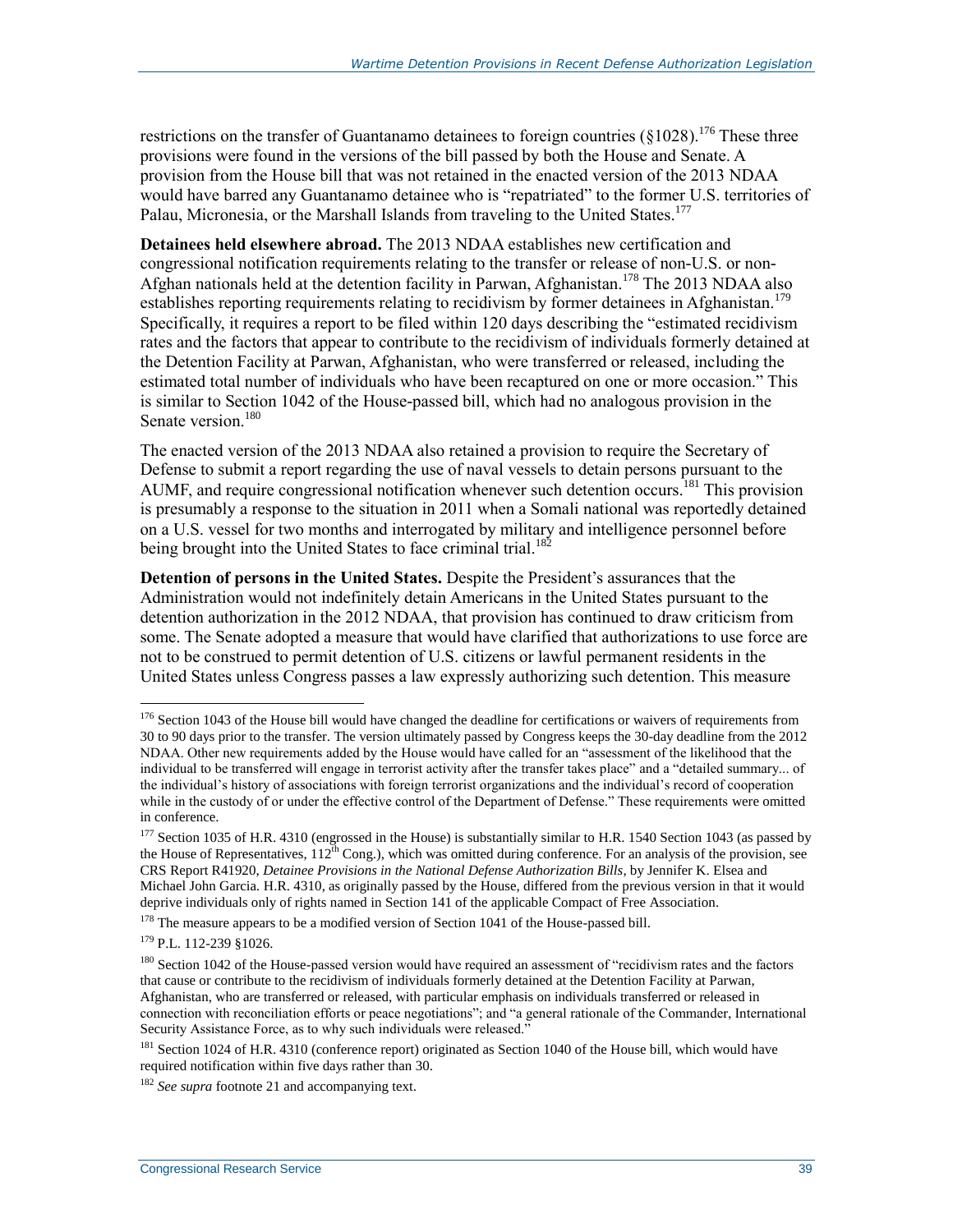restrictions on the transfer of Guantanamo detainees to foreign countries (§1028).[176] These three provisions were found in the versions of the bill passed by both the House and Senate. A provision from the House bill that was not retained in the enacted version of the 2013 NDAA would have barred any Guantanamo detainee who is "repatriated" to the former U.S. territories of Palau, Micronesia, or the Marshall Islands from traveling to the United States.[177]

**Detainees held elsewhere abroad.** The 2013 NDAA establishes new certification and congressional notification requirements relating to the transfer or release of non-U.S. or non-Afghan nationals held at the detention facility in Parwan, Afghanistan.[178] The 2013 NDAA also establishes reporting requirements relating to recidivism by former detainees in Afghanistan.[179] Specifically, it requires a report to be filed within 120 days describing the "estimated recidivism rates and the factors that appear to contribute to the recidivism of individuals formerly detained at the Detention Facility at Parwan, Afghanistan, who were transferred or released, including the estimated total number of individuals who have been recaptured on one or more occasion." This is similar to Section 1042 of the House-passed bill, which had no analogous provision in the Senate version.[180]

The enacted version of the 2013 NDAA also retained a provision to require the Secretary of Defense to submit a report regarding the use of naval vessels to detain persons pursuant to the AUMF, and require congressional notification whenever such detention occurs.[181] This provision is presumably a response to the situation in 2011 when a Somali national was reportedly detained on a U.S. vessel for two months and interrogated by military and intelligence personnel before being brought into the United States to face criminal trial.[182]

**Detention of persons in the United States.** Despite the President's assurances that the Administration would not indefinitely detain Americans in the United States pursuant to the detention authorization in the 2012 NDAA, that provision has continued to draw criticism from some. The Senate adopted a measure that would have clarified that authorizations to use force are not to be construed to permit detention of U.S. citizens or lawful permanent residents in the United States unless Congress passes a law expressly authorizing such detention. This measure

---

[176] Section 1043 of the House bill would have changed the deadline for certifications or waivers of requirements from 30 to 90 days prior to the transfer. The version ultimately passed by Congress keeps the 30-day deadline from the 2012 NDAA. Other new requirements added by the House would have called for an "assessment of the likelihood that the individual to be transferred will engage in terrorist activity after the transfer takes place" and a "detailed summary... of the individual's history of associations with foreign terrorist organizations and the individual's record of cooperation while in the custody of or under the effective control of the Department of Defense." These requirements were omitted in conference.

[177] Section 1035 of H.R. 4310 (engrossed in the House) is substantially similar to H.R. 1540 Section 1043 (as passed by the House of Representatives, 112th Cong.), which was omitted during conference. For an analysis of the provision, see CRS Report R41920, *Detainee Provisions in the National Defense Authorization Bills*, by Jennifer K. Elsea and Michael John Garcia. H.R. 4310, as originally passed by the House, differed from the previous version in that it would deprive individuals only of rights named in Section 141 of the applicable Compact of Free Association.

[178] The measure appears to be a modified version of Section 1041 of the House-passed bill.

[179] P.L. 112-239 §1026.

[180] Section 1042 of the House-passed version would have required an assessment of "recidivism rates and the factors that cause or contribute to the recidivism of individuals formerly detained at the Detention Facility at Parwan, Afghanistan, who are transferred or released, with particular emphasis on individuals transferred or released in connection with reconciliation efforts or peace negotiations"; and "a general rationale of the Commander, International Security Assistance Force, as to why such individuals were released."

[181] Section 1024 of H.R. 4310 (conference report) originated as Section 1040 of the House bill, which would have required notification within five days rather than 30.

[182] *See supra* footnote 21 and accompanying text.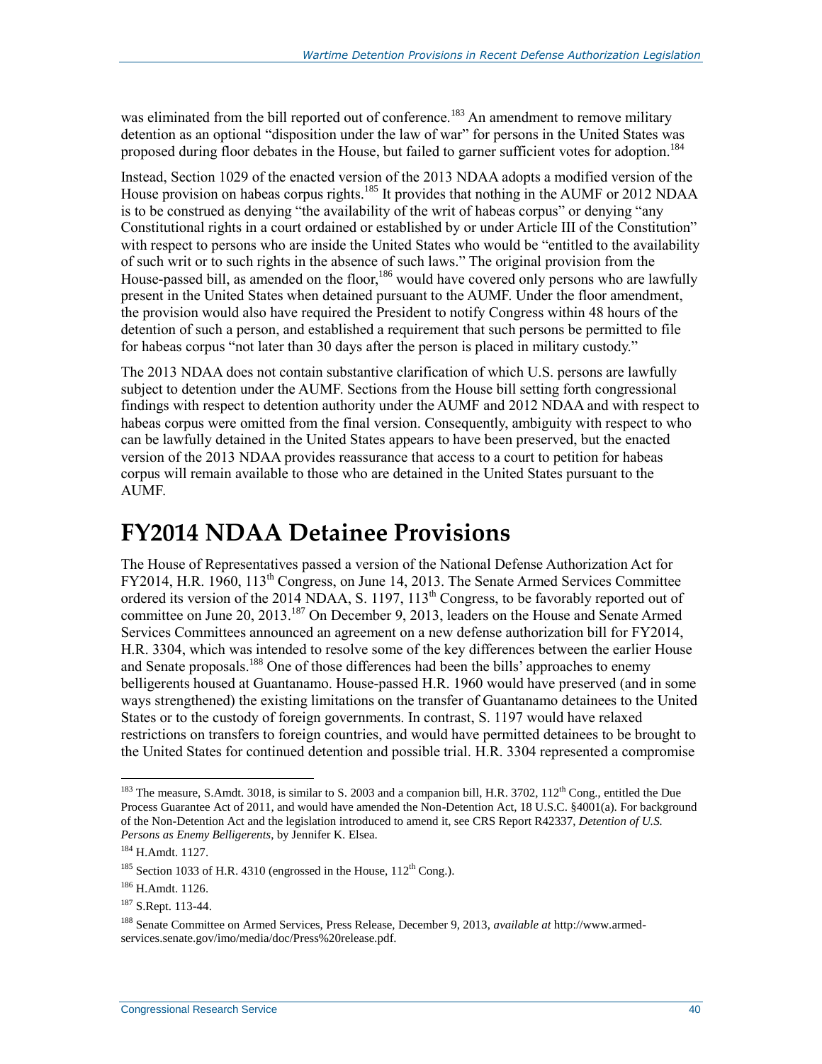was eliminated from the bill reported out of conference.[183] An amendment to remove military detention as an optional "disposition under the law of war" for persons in the United States was proposed during floor debates in the House, but failed to garner sufficient votes for adoption.[184]

Instead, Section 1029 of the enacted version of the 2013 NDAA adopts a modified version of the House provision on habeas corpus rights.[185] It provides that nothing in the AUMF or 2012 NDAA is to be construed as denying "the availability of the writ of habeas corpus" or denying "any Constitutional rights in a court ordained or established by or under Article III of the Constitution" with respect to persons who are inside the United States who would be "entitled to the availability of such writ or to such rights in the absence of such laws." The original provision from the House-passed bill, as amended on the floor,[186] would have covered only persons who are lawfully present in the United States when detained pursuant to the AUMF. Under the floor amendment, the provision would also have required the President to notify Congress within 48 hours of the detention of such a person, and established a requirement that such persons be permitted to file for habeas corpus "not later than 30 days after the person is placed in military custody."

The 2013 NDAA does not contain substantive clarification of which U.S. persons are lawfully subject to detention under the AUMF. Sections from the House bill setting forth congressional findings with respect to detention authority under the AUMF and 2012 NDAA and with respect to habeas corpus were omitted from the final version. Consequently, ambiguity with respect to who can be lawfully detained in the United States appears to have been preserved, but the enacted version of the 2013 NDAA provides reassurance that access to a court to petition for habeas corpus will remain available to those who are detained in the United States pursuant to the AUMF.

# FY2014 NDAA Detainee Provisions

The House of Representatives passed a version of the National Defense Authorization Act for FY2014, H.R. 1960, 113th Congress, on June 14, 2013. The Senate Armed Services Committee ordered its version of the 2014 NDAA, S. 1197, 113th Congress, to be favorably reported out of committee on June 20, 2013.[187] On December 9, 2013, leaders on the House and Senate Armed Services Committees announced an agreement on a new defense authorization bill for FY2014, H.R. 3304, which was intended to resolve some of the key differences between the earlier House and Senate proposals.[188] One of those differences had been the bills' approaches to enemy belligerents housed at Guantanamo. House-passed H.R. 1960 would have preserved (and in some ways strengthened) the existing limitations on the transfer of Guantanamo detainees to the United States or to the custody of foreign governments. In contrast, S. 1197 would have relaxed restrictions on transfers to foreign countries, and would have permitted detainees to be brought to the United States for continued detention and possible trial. H.R. 3304 represented a compromise

---

[183] The measure, S.Amdt. 3018, is similar to S. 2003 and a companion bill, H.R. 3702, 112th Cong., entitled the Due Process Guarantee Act of 2011, and would have amended the Non-Detention Act, 18 U.S.C. §4001(a). For background of the Non-Detention Act and the legislation introduced to amend it, see CRS Report R42337, *Detention of U.S. Persons as Enemy Belligerents*, by Jennifer K. Elsea.

[184] H.Amdt. 1127.

[185] Section 1033 of H.R. 4310 (engrossed in the House, 112th Cong.).

[186] H.Amdt. 1126.

[187] S.Rept. 113-44.

[188] Senate Committee on Armed Services, Press Release, December 9, 2013, *available at* http://www.armed-services.senate.gov/imo/media/doc/Press%20release.pdf.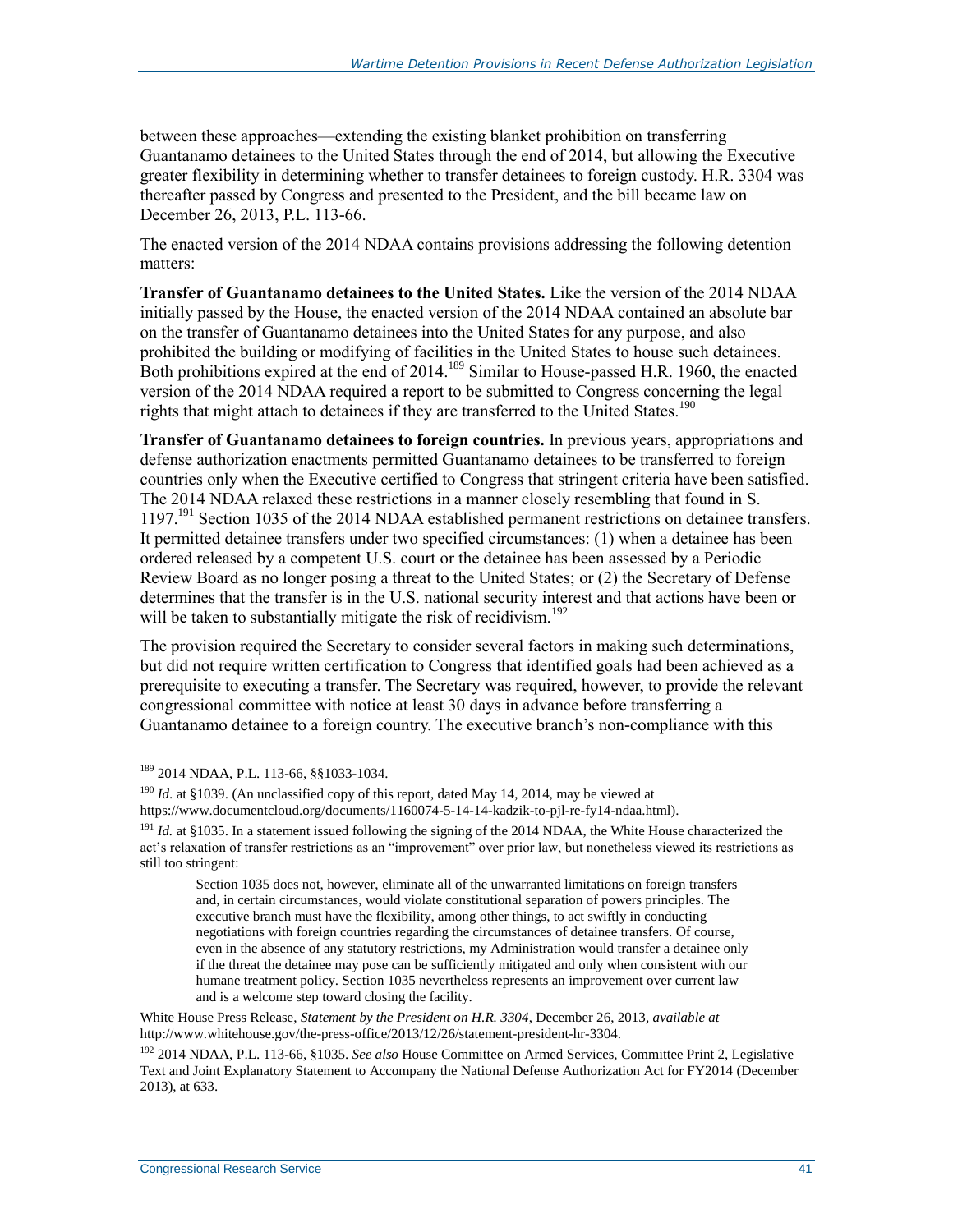between these approaches—extending the existing blanket prohibition on transferring Guantanamo detainees to the United States through the end of 2014, but allowing the Executive greater flexibility in determining whether to transfer detainees to foreign custody. H.R. 3304 was thereafter passed by Congress and presented to the President, and the bill became law on December 26, 2013, P.L. 113-66.

The enacted version of the 2014 NDAA contains provisions addressing the following detention matters:

**Transfer of Guantanamo detainees to the United States.** Like the version of the 2014 NDAA initially passed by the House, the enacted version of the 2014 NDAA contained an absolute bar on the transfer of Guantanamo detainees into the United States for any purpose, and also prohibited the building or modifying of facilities in the United States to house such detainees. Both prohibitions expired at the end of 2014.[189] Similar to House-passed H.R. 1960, the enacted version of the 2014 NDAA required a report to be submitted to Congress concerning the legal rights that might attach to detainees if they are transferred to the United States.[190]

**Transfer of Guantanamo detainees to foreign countries.** In previous years, appropriations and defense authorization enactments permitted Guantanamo detainees to be transferred to foreign countries only when the Executive certified to Congress that stringent criteria have been satisfied. The 2014 NDAA relaxed these restrictions in a manner closely resembling that found in S. 1197.[191] Section 1035 of the 2014 NDAA established permanent restrictions on detainee transfers. It permitted detainee transfers under two specified circumstances: (1) when a detainee has been ordered released by a competent U.S. court or the detainee has been assessed by a Periodic Review Board as no longer posing a threat to the United States; or (2) the Secretary of Defense determines that the transfer is in the U.S. national security interest and that actions have been or will be taken to substantially mitigate the risk of recidivism.[192]

The provision required the Secretary to consider several factors in making such determinations, but did not require written certification to Congress that identified goals had been achieved as a prerequisite to executing a transfer. The Secretary was required, however, to provide the relevant congressional committee with notice at least 30 days in advance before transferring a Guantanamo detainee to a foreign country. The executive branch's non-compliance with this

---

[189] 2014 NDAA, P.L. 113-66, §§1033-1034.

[190] *Id*. at §1039. (An unclassified copy of this report, dated May 14, 2014, may be viewed at https://www.documentcloud.org/documents/1160074-5-14-14-kadzik-to-pjl-re-fy14-ndaa.html).

[191] *Id.* at §1035. In a statement issued following the signing of the 2014 NDAA, the White House characterized the act's relaxation of transfer restrictions as an "improvement" over prior law, but nonetheless viewed its restrictions as still too stringent:

> Section 1035 does not, however, eliminate all of the unwarranted limitations on foreign transfers and, in certain circumstances, would violate constitutional separation of powers principles. The executive branch must have the flexibility, among other things, to act swiftly in conducting negotiations with foreign countries regarding the circumstances of detainee transfers. Of course, even in the absence of any statutory restrictions, my Administration would transfer a detainee only if the threat the detainee may pose can be sufficiently mitigated and only when consistent with our humane treatment policy. Section 1035 nevertheless represents an improvement over current law and is a welcome step toward closing the facility.

White House Press Release, *Statement by the President on H.R. 3304*, December 26, 2013, *available at* http://www.whitehouse.gov/the-press-office/2013/12/26/statement-president-hr-3304.

[192] 2014 NDAA, P.L. 113-66, §1035. *See also* House Committee on Armed Services, Committee Print 2, Legislative Text and Joint Explanatory Statement to Accompany the National Defense Authorization Act for FY2014 (December 2013), at 633.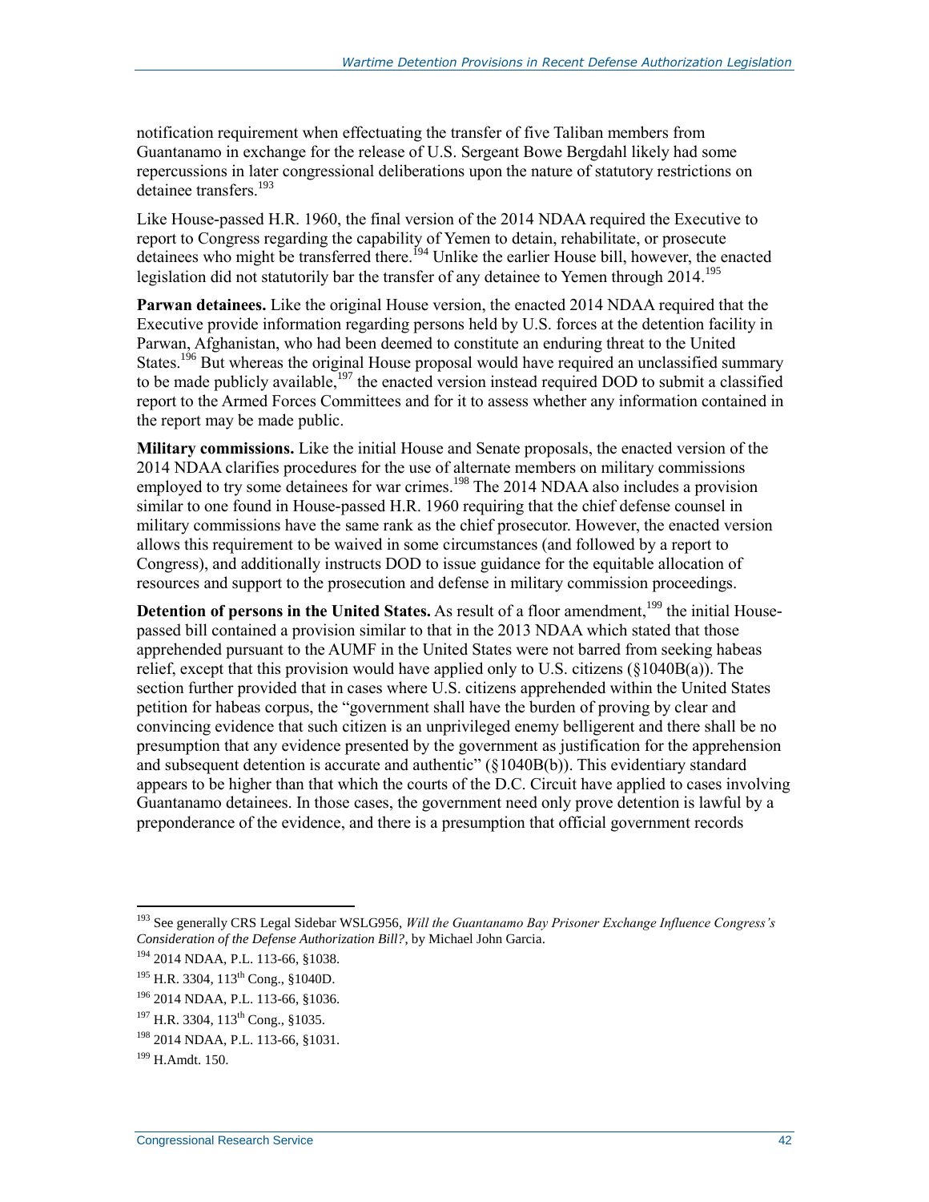notification requirement when effectuating the transfer of five Taliban members from Guantanamo in exchange for the release of U.S. Sergeant Bowe Bergdahl likely had some repercussions in later congressional deliberations upon the nature of statutory restrictions on detainee transfers.[193]

Like House-passed H.R. 1960, the final version of the 2014 NDAA required the Executive to report to Congress regarding the capability of Yemen to detain, rehabilitate, or prosecute detainees who might be transferred there.[194] Unlike the earlier House bill, however, the enacted legislation did not statutorily bar the transfer of any detainee to Yemen through 2014.[195]

**Parwan detainees.** Like the original House version, the enacted 2014 NDAA required that the Executive provide information regarding persons held by U.S. forces at the detention facility in Parwan, Afghanistan, who had been deemed to constitute an enduring threat to the United States.[196] But whereas the original House proposal would have required an unclassified summary to be made publicly available,[197] the enacted version instead required DOD to submit a classified report to the Armed Forces Committees and for it to assess whether any information contained in the report may be made public.

**Military commissions.** Like the initial House and Senate proposals, the enacted version of the 2014 NDAA clarifies procedures for the use of alternate members on military commissions employed to try some detainees for war crimes.[198] The 2014 NDAA also includes a provision similar to one found in House-passed H.R. 1960 requiring that the chief defense counsel in military commissions have the same rank as the chief prosecutor. However, the enacted version allows this requirement to be waived in some circumstances (and followed by a report to Congress), and additionally instructs DOD to issue guidance for the equitable allocation of resources and support to the prosecution and defense in military commission proceedings.

**Detention of persons in the United States.** As result of a floor amendment,[199] the initial House-passed bill contained a provision similar to that in the 2013 NDAA which stated that those apprehended pursuant to the AUMF in the United States were not barred from seeking habeas relief, except that this provision would have applied only to U.S. citizens (§1040B(a)). The section further provided that in cases where U.S. citizens apprehended within the United States petition for habeas corpus, the "government shall have the burden of proving by clear and convincing evidence that such citizen is an unprivileged enemy belligerent and there shall be no presumption that any evidence presented by the government as justification for the apprehension and subsequent detention is accurate and authentic" (§1040B(b)). This evidentiary standard appears to be higher than that which the courts of the D.C. Circuit have applied to cases involving Guantanamo detainees. In those cases, the government need only prove detention is lawful by a preponderance of the evidence, and there is a presumption that official government records

---

[193] See generally CRS Legal Sidebar WSLG956, *Will the Guantanamo Bay Prisoner Exchange Influence Congress's Consideration of the Defense Authorization Bill?*, by Michael John Garcia.

[194] 2014 NDAA, P.L. 113-66, §1038.

[195] H.R. 3304, 113th Cong., §1040D.

[196] 2014 NDAA, P.L. 113-66, §1036.

[197] H.R. 3304, 113th Cong., §1035.

[198] 2014 NDAA, P.L. 113-66, §1031.

[199] H.Amdt. 150.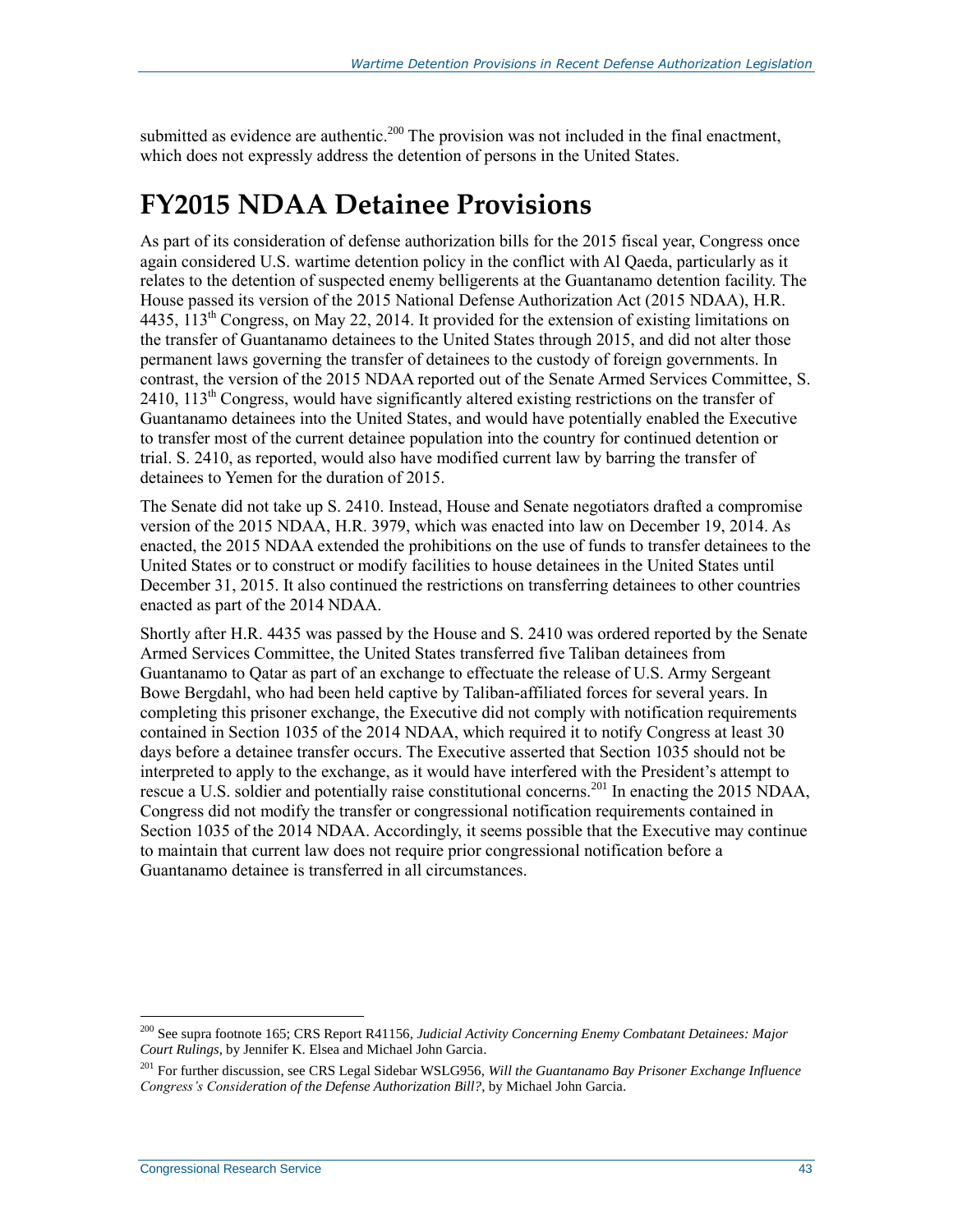submitted as evidence are authentic.[200] The provision was not included in the final enactment, which does not expressly address the detention of persons in the United States.

# FY2015 NDAA Detainee Provisions

As part of its consideration of defense authorization bills for the 2015 fiscal year, Congress once again considered U.S. wartime detention policy in the conflict with Al Qaeda, particularly as it relates to the detention of suspected enemy belligerents at the Guantanamo detention facility. The House passed its version of the 2015 National Defense Authorization Act (2015 NDAA), H.R. 4435, 113th Congress, on May 22, 2014. It provided for the extension of existing limitations on the transfer of Guantanamo detainees to the United States through 2015, and did not alter those permanent laws governing the transfer of detainees to the custody of foreign governments. In contrast, the version of the 2015 NDAA reported out of the Senate Armed Services Committee, S. 2410, 113th Congress, would have significantly altered existing restrictions on the transfer of Guantanamo detainees into the United States, and would have potentially enabled the Executive to transfer most of the current detainee population into the country for continued detention or trial. S. 2410, as reported, would also have modified current law by barring the transfer of detainees to Yemen for the duration of 2015.

The Senate did not take up S. 2410. Instead, House and Senate negotiators drafted a compromise version of the 2015 NDAA, H.R. 3979, which was enacted into law on December 19, 2014. As enacted, the 2015 NDAA extended the prohibitions on the use of funds to transfer detainees to the United States or to construct or modify facilities to house detainees in the United States until December 31, 2015. It also continued the restrictions on transferring detainees to other countries enacted as part of the 2014 NDAA.

Shortly after H.R. 4435 was passed by the House and S. 2410 was ordered reported by the Senate Armed Services Committee, the United States transferred five Taliban detainees from Guantanamo to Qatar as part of an exchange to effectuate the release of U.S. Army Sergeant Bowe Bergdahl, who had been held captive by Taliban-affiliated forces for several years. In completing this prisoner exchange, the Executive did not comply with notification requirements contained in Section 1035 of the 2014 NDAA, which required it to notify Congress at least 30 days before a detainee transfer occurs. The Executive asserted that Section 1035 should not be interpreted to apply to the exchange, as it would have interfered with the President's attempt to rescue a U.S. soldier and potentially raise constitutional concerns.[201] In enacting the 2015 NDAA, Congress did not modify the transfer or congressional notification requirements contained in Section 1035 of the 2014 NDAA. Accordingly, it seems possible that the Executive may continue to maintain that current law does not require prior congressional notification before a Guantanamo detainee is transferred in all circumstances.

---

[200] See supra footnote 165; CRS Report R41156, *Judicial Activity Concerning Enemy Combatant Detainees: Major Court Rulings*, by Jennifer K. Elsea and Michael John Garcia.

[201] For further discussion, see CRS Legal Sidebar WSLG956, *Will the Guantanamo Bay Prisoner Exchange Influence Congress's Consideration of the Defense Authorization Bill?*, by Michael John Garcia.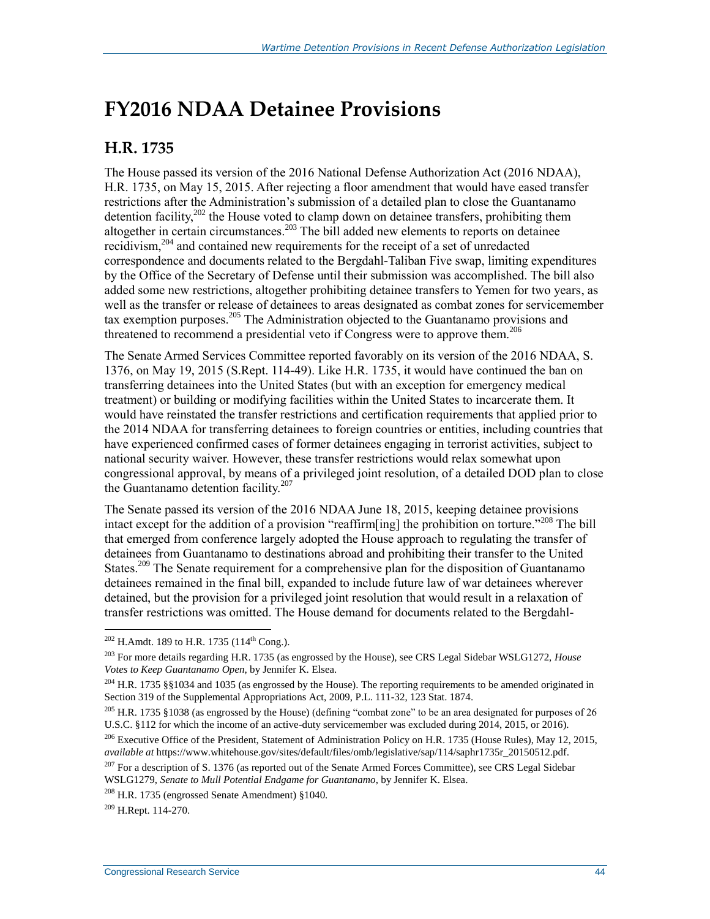# FY2016 NDAA Detainee Provisions

## H.R. 1735

The House passed its version of the 2016 National Defense Authorization Act (2016 NDAA), H.R. 1735, on May 15, 2015. After rejecting a floor amendment that would have eased transfer restrictions after the Administration's submission of a detailed plan to close the Guantanamo detention facility,[202] the House voted to clamp down on detainee transfers, prohibiting them altogether in certain circumstances.[203] The bill added new elements to reports on detainee recidivism,[204] and contained new requirements for the receipt of a set of unredacted correspondence and documents related to the Bergdahl-Taliban Five swap, limiting expenditures by the Office of the Secretary of Defense until their submission was accomplished. The bill also added some new restrictions, altogether prohibiting detainee transfers to Yemen for two years, as well as the transfer or release of detainees to areas designated as combat zones for servicemember tax exemption purposes.[205] The Administration objected to the Guantanamo provisions and threatened to recommend a presidential veto if Congress were to approve them.[206]

The Senate Armed Services Committee reported favorably on its version of the 2016 NDAA, S. 1376, on May 19, 2015 (S.Rept. 114-49). Like H.R. 1735, it would have continued the ban on transferring detainees into the United States (but with an exception for emergency medical treatment) or building or modifying facilities within the United States to incarcerate them. It would have reinstated the transfer restrictions and certification requirements that applied prior to the 2014 NDAA for transferring detainees to foreign countries or entities, including countries that have experienced confirmed cases of former detainees engaging in terrorist activities, subject to national security waiver. However, these transfer restrictions would relax somewhat upon congressional approval, by means of a privileged joint resolution, of a detailed DOD plan to close the Guantanamo detention facility.[207]

The Senate passed its version of the 2016 NDAA June 18, 2015, keeping detainee provisions intact except for the addition of a provision "reaffirm[ing] the prohibition on torture."[208] The bill that emerged from conference largely adopted the House approach to regulating the transfer of detainees from Guantanamo to destinations abroad and prohibiting their transfer to the United States.[209] The Senate requirement for a comprehensive plan for the disposition of Guantanamo detainees remained in the final bill, expanded to include future law of war detainees wherever detained, but the provision for a privileged joint resolution that would result in a relaxation of transfer restrictions was omitted. The House demand for documents related to the Bergdahl-

---

[202] H.Amdt. 189 to H.R. 1735 (114th Cong.).

[203] For more details regarding H.R. 1735 (as engrossed by the House), see CRS Legal Sidebar WSLG1272, *House Votes to Keep Guantanamo Open*, by Jennifer K. Elsea.

[204] H.R. 1735 §§1034 and 1035 (as engrossed by the House). The reporting requirements to be amended originated in Section 319 of the Supplemental Appropriations Act, 2009, P.L. 111-32, 123 Stat. 1874.

[205] H.R. 1735 §1038 (as engrossed by the House) (defining "combat zone" to be an area designated for purposes of 26 U.S.C. §112 for which the income of an active-duty servicemember was excluded during 2014, 2015, or 2016).

[206] Executive Office of the President, Statement of Administration Policy on H.R. 1735 (House Rules), May 12, 2015, *available at* https://www.whitehouse.gov/sites/default/files/omb/legislative/sap/114/saphr1735r_20150512.pdf.

[207] For a description of S. 1376 (as reported out of the Senate Armed Forces Committee), see CRS Legal Sidebar WSLG1279, *Senate to Mull Potential Endgame for Guantanamo*, by Jennifer K. Elsea.

[208] H.R. 1735 (engrossed Senate Amendment) §1040.

[209] H.Rept. 114-270.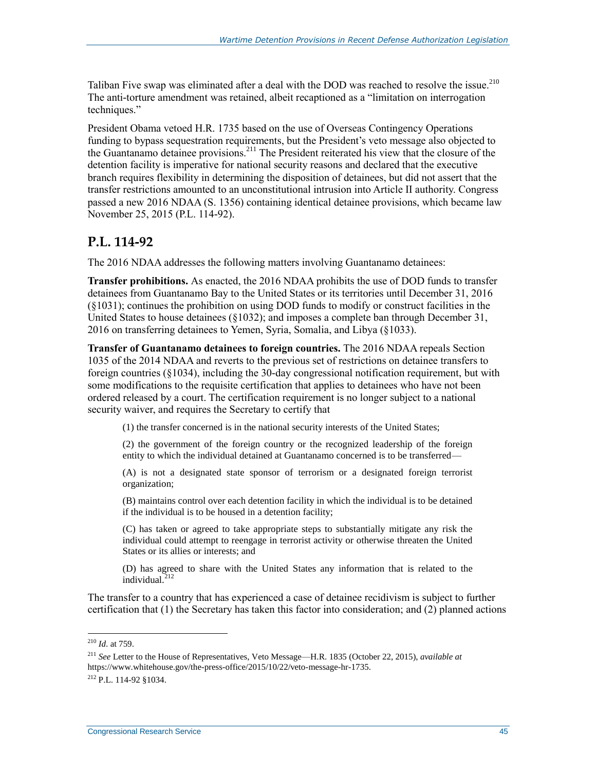Taliban Five swap was eliminated after a deal with the DOD was reached to resolve the issue.[210] The anti-torture amendment was retained, albeit recaptioned as a "limitation on interrogation techniques."

President Obama vetoed H.R. 1735 based on the use of Overseas Contingency Operations funding to bypass sequestration requirements, but the President's veto message also objected to the Guantanamo detainee provisions.[211] The President reiterated his view that the closure of the detention facility is imperative for national security reasons and declared that the executive branch requires flexibility in determining the disposition of detainees, but did not assert that the transfer restrictions amounted to an unconstitutional intrusion into Article II authority. Congress passed a new 2016 NDAA (S. 1356) containing identical detainee provisions, which became law November 25, 2015 (P.L. 114-92).

## P.L. 114-92

The 2016 NDAA addresses the following matters involving Guantanamo detainees:

**Transfer prohibitions.** As enacted, the 2016 NDAA prohibits the use of DOD funds to transfer detainees from Guantanamo Bay to the United States or its territories until December 31, 2016 (§1031); continues the prohibition on using DOD funds to modify or construct facilities in the United States to house detainees (§1032); and imposes a complete ban through December 31, 2016 on transferring detainees to Yemen, Syria, Somalia, and Libya (§1033).

**Transfer of Guantanamo detainees to foreign countries.** The 2016 NDAA repeals Section 1035 of the 2014 NDAA and reverts to the previous set of restrictions on detainee transfers to foreign countries (§1034), including the 30-day congressional notification requirement, but with some modifications to the requisite certification that applies to detainees who have not been ordered released by a court. The certification requirement is no longer subject to a national security waiver, and requires the Secretary to certify that

> (1) the transfer concerned is in the national security interests of the United States;
>
> (2) the government of the foreign country or the recognized leadership of the foreign entity to which the individual detained at Guantanamo concerned is to be transferred—
>
> (A) is not a designated state sponsor of terrorism or a designated foreign terrorist organization;
>
> (B) maintains control over each detention facility in which the individual is to be detained if the individual is to be housed in a detention facility;
>
> (C) has taken or agreed to take appropriate steps to substantially mitigate any risk the individual could attempt to reengage in terrorist activity or otherwise threaten the United States or its allies or interests; and
>
> (D) has agreed to share with the United States any information that is related to the individual.[212]

The transfer to a country that has experienced a case of detainee recidivism is subject to further certification that (1) the Secretary has taken this factor into consideration; and (2) planned actions

---

[210] *Id*. at 759.

[211] *See* Letter to the House of Representatives, Veto Message—H.R. 1835 (October 22, 2015), *available at* https://www.whitehouse.gov/the-press-office/2015/10/22/veto-message-hr-1735.

[212] P.L. 114-92 §1034.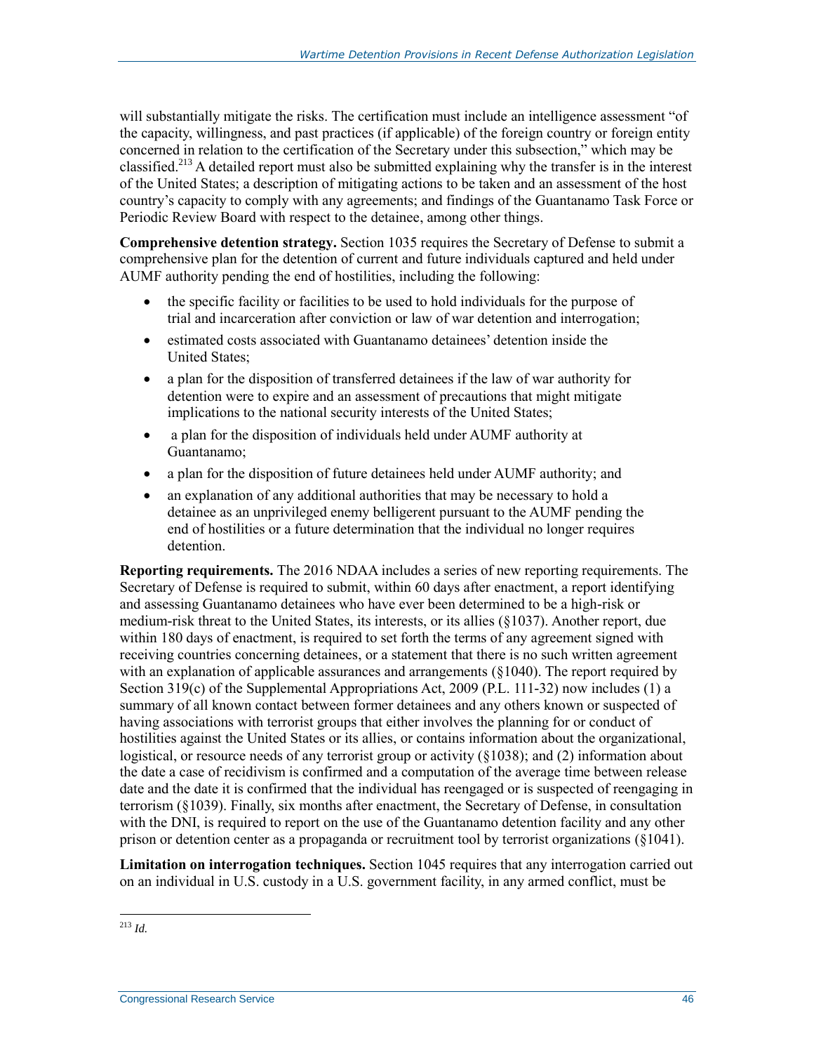will substantially mitigate the risks. The certification must include an intelligence assessment "of the capacity, willingness, and past practices (if applicable) of the foreign country or foreign entity concerned in relation to the certification of the Secretary under this subsection," which may be classified.[213] A detailed report must also be submitted explaining why the transfer is in the interest of the United States; a description of mitigating actions to be taken and an assessment of the host country's capacity to comply with any agreements; and findings of the Guantanamo Task Force or Periodic Review Board with respect to the detainee, among other things.

**Comprehensive detention strategy.** Section 1035 requires the Secretary of Defense to submit a comprehensive plan for the detention of current and future individuals captured and held under AUMF authority pending the end of hostilities, including the following:

- the specific facility or facilities to be used to hold individuals for the purpose of trial and incarceration after conviction or law of war detention and interrogation;
- estimated costs associated with Guantanamo detainees' detention inside the United States;
- a plan for the disposition of transferred detainees if the law of war authority for detention were to expire and an assessment of precautions that might mitigate implications to the national security interests of the United States;
- a plan for the disposition of individuals held under AUMF authority at Guantanamo;
- a plan for the disposition of future detainees held under AUMF authority; and
- an explanation of any additional authorities that may be necessary to hold a detainee as an unprivileged enemy belligerent pursuant to the AUMF pending the end of hostilities or a future determination that the individual no longer requires detention.

**Reporting requirements.** The 2016 NDAA includes a series of new reporting requirements. The Secretary of Defense is required to submit, within 60 days after enactment, a report identifying and assessing Guantanamo detainees who have ever been determined to be a high-risk or medium-risk threat to the United States, its interests, or its allies (§1037). Another report, due within 180 days of enactment, is required to set forth the terms of any agreement signed with receiving countries concerning detainees, or a statement that there is no such written agreement with an explanation of applicable assurances and arrangements (§1040). The report required by Section 319(c) of the Supplemental Appropriations Act, 2009 (P.L. 111-32) now includes (1) a summary of all known contact between former detainees and any others known or suspected of having associations with terrorist groups that either involves the planning for or conduct of hostilities against the United States or its allies, or contains information about the organizational, logistical, or resource needs of any terrorist group or activity (§1038); and (2) information about the date a case of recidivism is confirmed and a computation of the average time between release date and the date it is confirmed that the individual has reengaged or is suspected of reengaging in terrorism (§1039). Finally, six months after enactment, the Secretary of Defense, in consultation with the DNI, is required to report on the use of the Guantanamo detention facility and any other prison or detention center as a propaganda or recruitment tool by terrorist organizations (§1041).

**Limitation on interrogation techniques.** Section 1045 requires that any interrogation carried out on an individual in U.S. custody in a U.S. government facility, in any armed conflict, must be

---

[213] *Id.*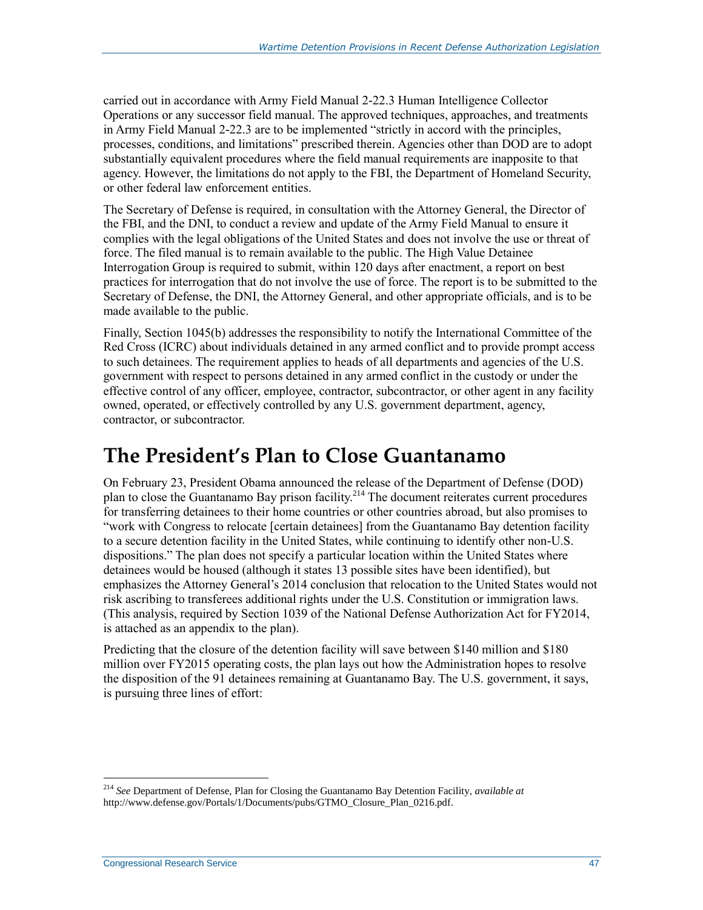carried out in accordance with Army Field Manual 2-22.3 Human Intelligence Collector Operations or any successor field manual. The approved techniques, approaches, and treatments in Army Field Manual 2-22.3 are to be implemented "strictly in accord with the principles, processes, conditions, and limitations" prescribed therein. Agencies other than DOD are to adopt substantially equivalent procedures where the field manual requirements are inapposite to that agency. However, the limitations do not apply to the FBI, the Department of Homeland Security, or other federal law enforcement entities.

The Secretary of Defense is required, in consultation with the Attorney General, the Director of the FBI, and the DNI, to conduct a review and update of the Army Field Manual to ensure it complies with the legal obligations of the United States and does not involve the use or threat of force. The filed manual is to remain available to the public. The High Value Detainee Interrogation Group is required to submit, within 120 days after enactment, a report on best practices for interrogation that do not involve the use of force. The report is to be submitted to the Secretary of Defense, the DNI, the Attorney General, and other appropriate officials, and is to be made available to the public.

Finally, Section 1045(b) addresses the responsibility to notify the International Committee of the Red Cross (ICRC) about individuals detained in any armed conflict and to provide prompt access to such detainees. The requirement applies to heads of all departments and agencies of the U.S. government with respect to persons detained in any armed conflict in the custody or under the effective control of any officer, employee, contractor, subcontractor, or other agent in any facility owned, operated, or effectively controlled by any U.S. government department, agency, contractor, or subcontractor.

# The President's Plan to Close Guantanamo

On February 23, President Obama announced the release of the Department of Defense (DOD) plan to close the Guantanamo Bay prison facility.[214] The document reiterates current procedures for transferring detainees to their home countries or other countries abroad, but also promises to "work with Congress to relocate [certain detainees] from the Guantanamo Bay detention facility to a secure detention facility in the United States, while continuing to identify other non-U.S. dispositions." The plan does not specify a particular location within the United States where detainees would be housed (although it states 13 possible sites have been identified), but emphasizes the Attorney General's 2014 conclusion that relocation to the United States would not risk ascribing to transferees additional rights under the U.S. Constitution or immigration laws. (This analysis, required by Section 1039 of the National Defense Authorization Act for FY2014, is attached as an appendix to the plan).

Predicting that the closure of the detention facility will save between \$140 million and \$180 million over FY2015 operating costs, the plan lays out how the Administration hopes to resolve the disposition of the 91 detainees remaining at Guantanamo Bay. The U.S. government, it says, is pursuing three lines of effort:

---

[214] *See* Department of Defense, Plan for Closing the Guantanamo Bay Detention Facility, *available at* http://www.defense.gov/Portals/1/Documents/pubs/GTMO_Closure_Plan_0216.pdf.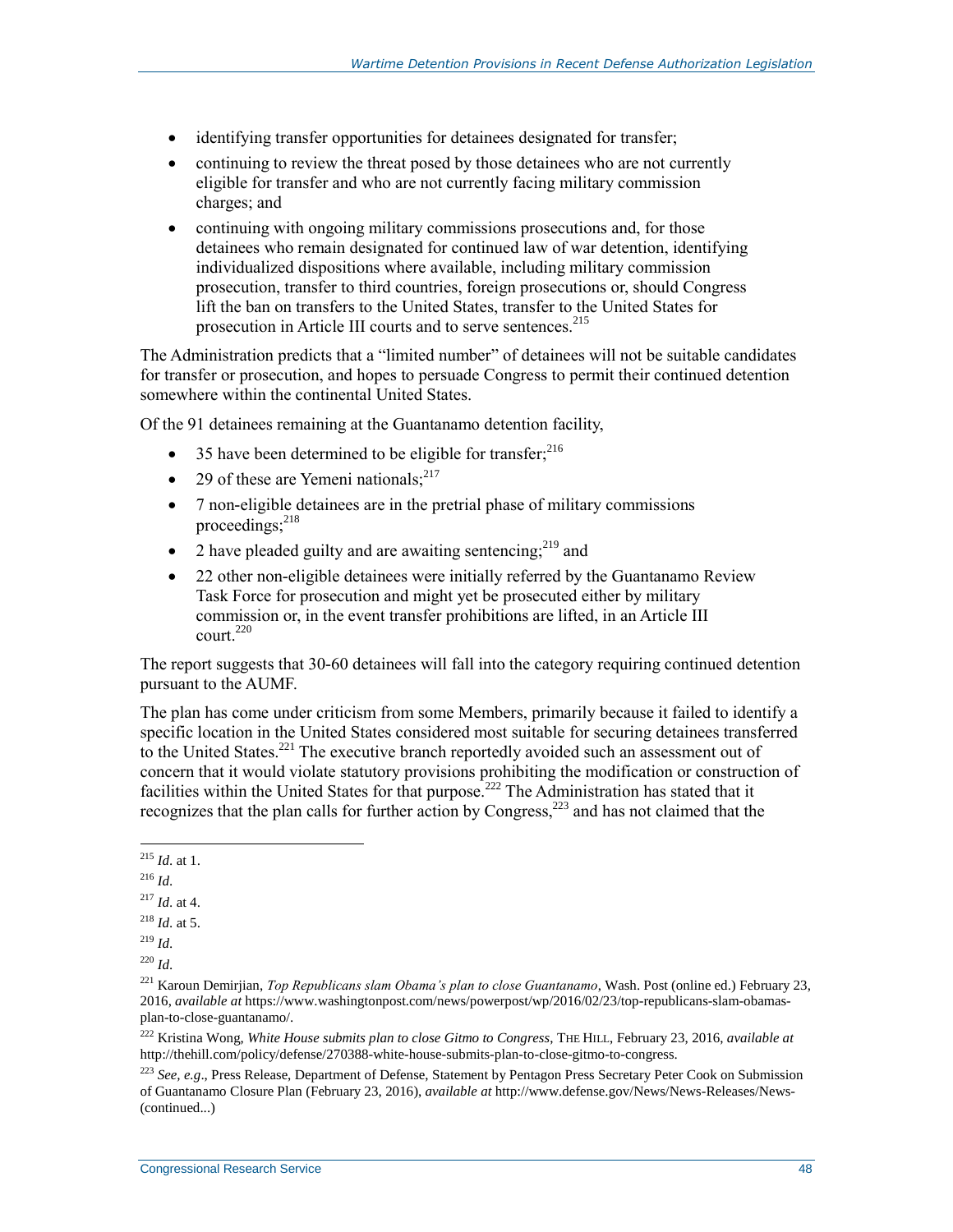- identifying transfer opportunities for detainees designated for transfer;
- continuing to review the threat posed by those detainees who are not currently eligible for transfer and who are not currently facing military commission charges; and
- continuing with ongoing military commissions prosecutions and, for those detainees who remain designated for continued law of war detention, identifying individualized dispositions where available, including military commission prosecution, transfer to third countries, foreign prosecutions or, should Congress lift the ban on transfers to the United States, transfer to the United States for prosecution in Article III courts and to serve sentences.[215]

The Administration predicts that a "limited number" of detainees will not be suitable candidates for transfer or prosecution, and hopes to persuade Congress to permit their continued detention somewhere within the continental United States.

Of the 91 detainees remaining at the Guantanamo detention facility,

- 35 have been determined to be eligible for transfer;[216]
- 29 of these are Yemeni nationals;[217]
- 7 non-eligible detainees are in the pretrial phase of military commissions proceedings;[218]
- 2 have pleaded guilty and are awaiting sentencing;[219] and
- 22 other non-eligible detainees were initially referred by the Guantanamo Review Task Force for prosecution and might yet be prosecuted either by military commission or, in the event transfer prohibitions are lifted, in an Article III court.[220]

The report suggests that 30-60 detainees will fall into the category requiring continued detention pursuant to the AUMF.

The plan has come under criticism from some Members, primarily because it failed to identify a specific location in the United States considered most suitable for securing detainees transferred to the United States.[221] The executive branch reportedly avoided such an assessment out of concern that it would violate statutory provisions prohibiting the modification or construction of facilities within the United States for that purpose.[222] The Administration has stated that it recognizes that the plan calls for further action by Congress,[223] and has not claimed that the

---

[215] *Id.* at 1.

[216] *Id.*

[217] *Id.* at 4.

[218] *Id.* at 5.

[219] *Id.*

[220] *Id.*

[221] Karoun Demirjian, *Top Republicans slam Obama's plan to close Guantanamo*, Wash. Post (online ed.) February 23, 2016, *available at* https://www.washingtonpost.com/news/powerpost/wp/2016/02/23/top-republicans-slam-obamas-plan-to-close-guantanamo/.

[222] Kristina Wong, *White House submits plan to close Gitmo to Congress*, THE HILL, February 23, 2016, *available at* http://thehill.com/policy/defense/270388-white-house-submits-plan-to-close-gitmo-to-congress.

[223] *See, e.g*., Press Release, Department of Defense, Statement by Pentagon Press Secretary Peter Cook on Submission of Guantanamo Closure Plan (February 23, 2016), *available at* http://www.defense.gov/News/News-Releases/News-(continued...)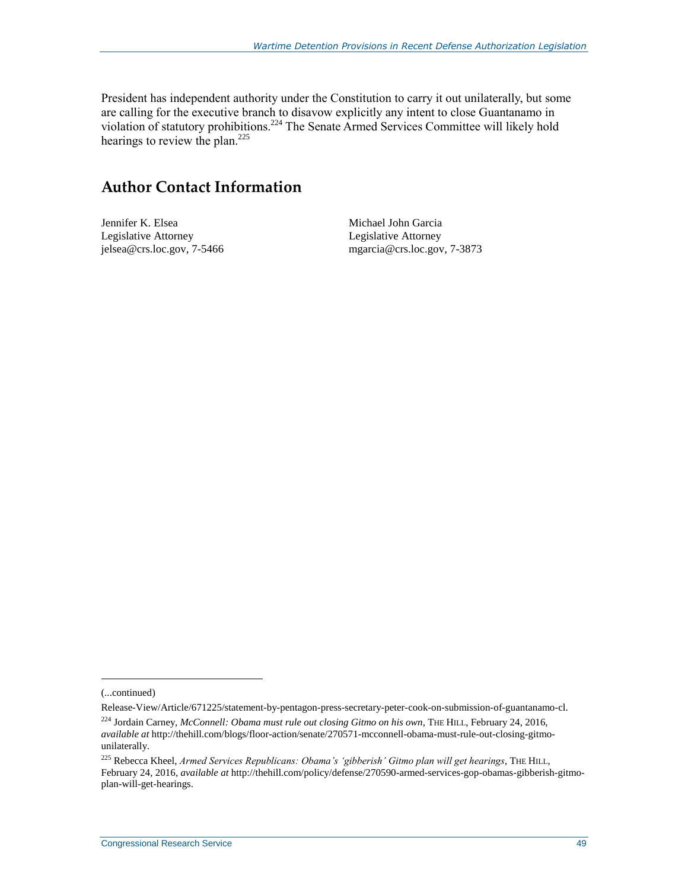President has independent authority under the Constitution to carry it out unilaterally, but some are calling for the executive branch to disavow explicitly any intent to close Guantanamo in violation of statutory prohibitions.[224] The Senate Armed Services Committee will likely hold hearings to review the plan.[225]

## Author Contact Information

Jennifer K. Elsea
Legislative Attorney
jelsea@crs.loc.gov, 7-5466

Michael John Garcia
Legislative Attorney
mgarcia@crs.loc.gov, 7-3873

---

(...continued)

Release-View/Article/671225/statement-by-pentagon-press-secretary-peter-cook-on-submission-of-guantanamo-cl.

[224] Jordain Carney, *McConnell: Obama must rule out closing Gitmo on his own*, THE HILL, February 24, 2016, *available at* http://thehill.com/blogs/floor-action/senate/270571-mcconnell-obama-must-rule-out-closing-gitmo-unilaterally.

[225] Rebecca Kheel, *Armed Services Republicans: Obama's 'gibberish' Gitmo plan will get hearings*, THE HILL, February 24, 2016, *available at* http://thehill.com/policy/defense/270590-armed-services-gop-obamas-gibberish-gitmo-plan-will-get-hearings.